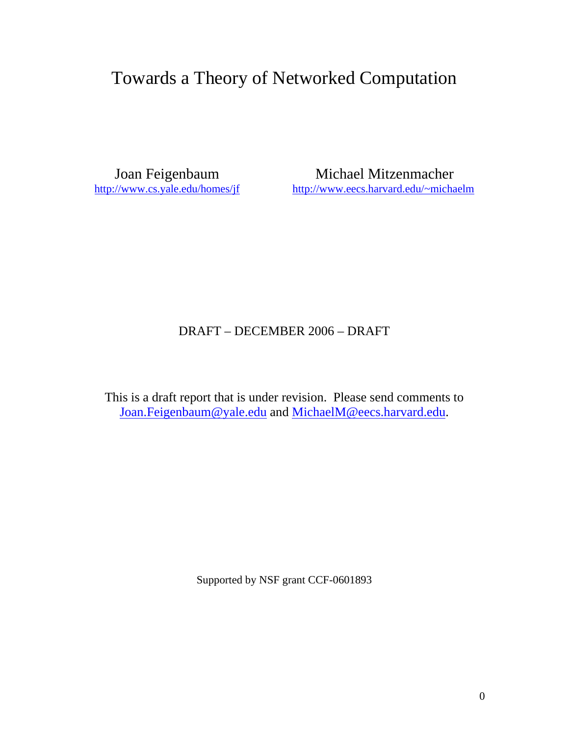# Towards a Theory of Networked Computation

Joan Feigenbaum
http://www.cs.yale.edu/homes/jf

Michael Mitzenmacher
http://www.eecs.harvard.edu/~michaelm

DRAFT – DECEMBER 2006 – DRAFT

This is a draft report that is under revision. Please send comments to Joan.Feigenbaum@yale.edu and MichaelM@eecs.harvard.edu.

Supported by NSF grant CCF-0601893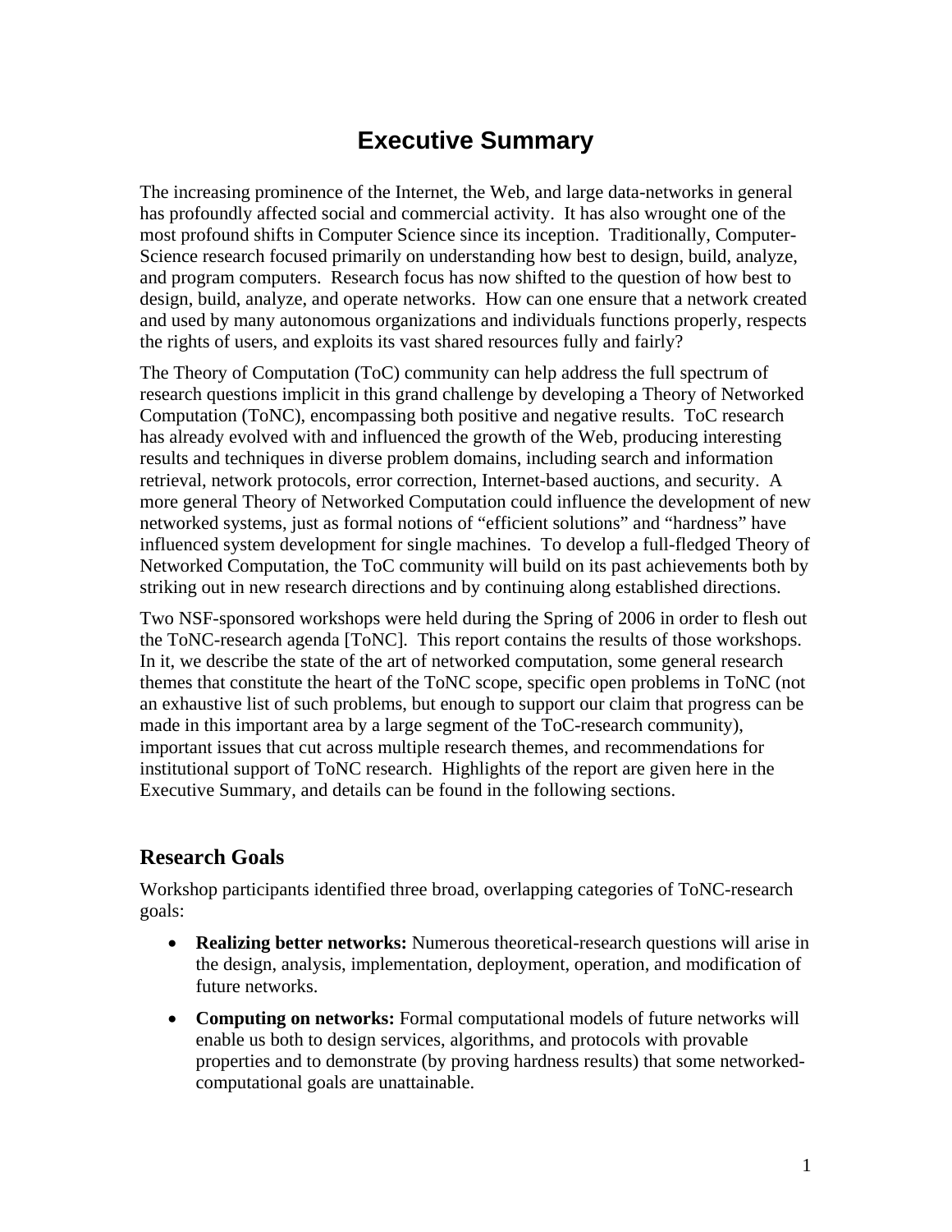# Executive Summary

The increasing prominence of the Internet, the Web, and large data-networks in general has profoundly affected social and commercial activity. It has also wrought one of the most profound shifts in Computer Science since its inception. Traditionally, Computer-Science research focused primarily on understanding how best to design, build, analyze, and program computers. Research focus has now shifted to the question of how best to design, build, analyze, and operate networks. How can one ensure that a network created and used by many autonomous organizations and individuals functions properly, respects the rights of users, and exploits its vast shared resources fully and fairly?

The Theory of Computation (ToC) community can help address the full spectrum of research questions implicit in this grand challenge by developing a Theory of Networked Computation (ToNC), encompassing both positive and negative results. ToC research has already evolved with and influenced the growth of the Web, producing interesting results and techniques in diverse problem domains, including search and information retrieval, network protocols, error correction, Internet-based auctions, and security. A more general Theory of Networked Computation could influence the development of new networked systems, just as formal notions of "efficient solutions" and "hardness" have influenced system development for single machines. To develop a full-fledged Theory of Networked Computation, the ToC community will build on its past achievements both by striking out in new research directions and by continuing along established directions.

Two NSF-sponsored workshops were held during the Spring of 2006 in order to flesh out the ToNC-research agenda [ToNC]. This report contains the results of those workshops. In it, we describe the state of the art of networked computation, some general research themes that constitute the heart of the ToNC scope, specific open problems in ToNC (not an exhaustive list of such problems, but enough to support our claim that progress can be made in this important area by a large segment of the ToC-research community), important issues that cut across multiple research themes, and recommendations for institutional support of ToNC research. Highlights of the report are given here in the Executive Summary, and details can be found in the following sections.

## Research Goals

Workshop participants identified three broad, overlapping categories of ToNC-research goals:

- **Realizing better networks:** Numerous theoretical-research questions will arise in the design, analysis, implementation, deployment, operation, and modification of future networks.
- **Computing on networks:** Formal computational models of future networks will enable us both to design services, algorithms, and protocols with provable properties and to demonstrate (by proving hardness results) that some networked-computational goals are unattainable.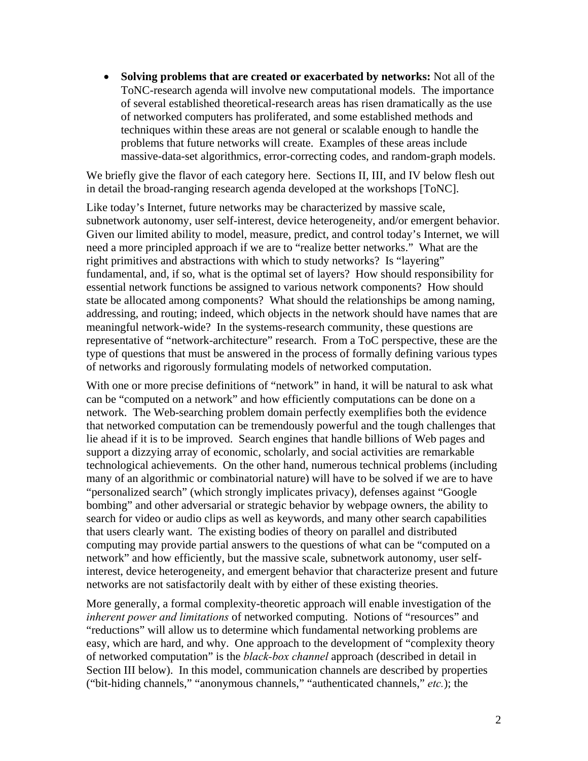- **Solving problems that are created or exacerbated by networks:** Not all of the ToNC-research agenda will involve new computational models. The importance of several established theoretical-research areas has risen dramatically as the use of networked computers has proliferated, and some established methods and techniques within these areas are not general or scalable enough to handle the problems that future networks will create. Examples of these areas include massive-data-set algorithmics, error-correcting codes, and random-graph models.

We briefly give the flavor of each category here. Sections II, III, and IV below flesh out in detail the broad-ranging research agenda developed at the workshops [ToNC].

Like today's Internet, future networks may be characterized by massive scale, subnetwork autonomy, user self-interest, device heterogeneity, and/or emergent behavior. Given our limited ability to model, measure, predict, and control today's Internet, we will need a more principled approach if we are to "realize better networks." What are the right primitives and abstractions with which to study networks? Is "layering" fundamental, and, if so, what is the optimal set of layers? How should responsibility for essential network functions be assigned to various network components? How should state be allocated among components? What should the relationships be among naming, addressing, and routing; indeed, which objects in the network should have names that are meaningful network-wide? In the systems-research community, these questions are representative of "network-architecture" research. From a ToC perspective, these are the type of questions that must be answered in the process of formally defining various types of networks and rigorously formulating models of networked computation.

With one or more precise definitions of "network" in hand, it will be natural to ask what can be "computed on a network" and how efficiently computations can be done on a network. The Web-searching problem domain perfectly exemplifies both the evidence that networked computation can be tremendously powerful and the tough challenges that lie ahead if it is to be improved. Search engines that handle billions of Web pages and support a dizzying array of economic, scholarly, and social activities are remarkable technological achievements. On the other hand, numerous technical problems (including many of an algorithmic or combinatorial nature) will have to be solved if we are to have "personalized search" (which strongly implicates privacy), defenses against "Google bombing" and other adversarial or strategic behavior by webpage owners, the ability to search for video or audio clips as well as keywords, and many other search capabilities that users clearly want. The existing bodies of theory on parallel and distributed computing may provide partial answers to the questions of what can be "computed on a network" and how efficiently, but the massive scale, subnetwork autonomy, user self-interest, device heterogeneity, and emergent behavior that characterize present and future networks are not satisfactorily dealt with by either of these existing theories.

More generally, a formal complexity-theoretic approach will enable investigation of the *inherent power and limitations* of networked computing. Notions of "resources" and "reductions" will allow us to determine which fundamental networking problems are easy, which are hard, and why. One approach to the development of "complexity theory of networked computation" is the *black-box channel* approach (described in detail in Section III below). In this model, communication channels are described by properties ("bit-hiding channels," "anonymous channels," "authenticated channels," *etc.*); the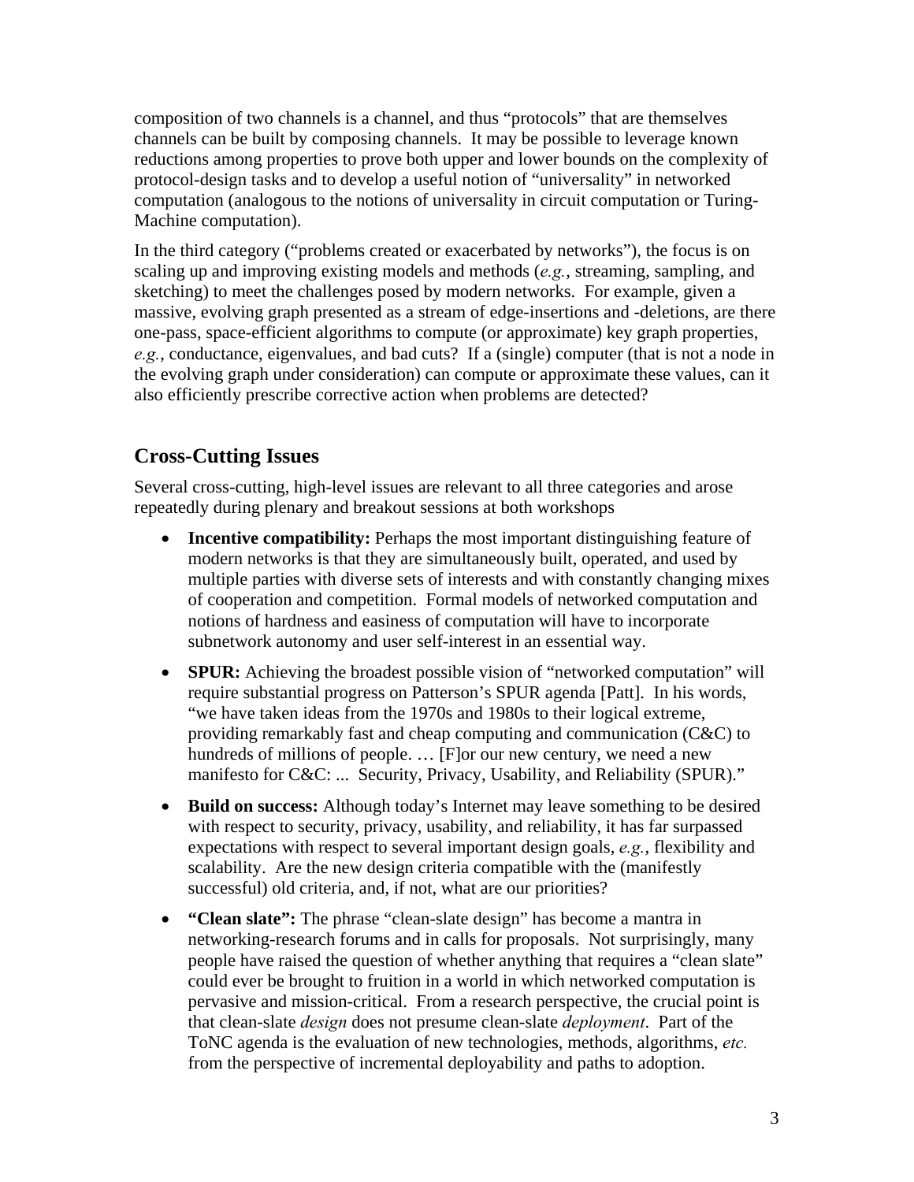composition of two channels is a channel, and thus "protocols" that are themselves channels can be built by composing channels. It may be possible to leverage known reductions among properties to prove both upper and lower bounds on the complexity of protocol-design tasks and to develop a useful notion of "universality" in networked computation (analogous to the notions of universality in circuit computation or Turing-Machine computation).

In the third category ("problems created or exacerbated by networks"), the focus is on scaling up and improving existing models and methods (*e.g.*, streaming, sampling, and sketching) to meet the challenges posed by modern networks. For example, given a massive, evolving graph presented as a stream of edge-insertions and -deletions, are there one-pass, space-efficient algorithms to compute (or approximate) key graph properties, *e.g.*, conductance, eigenvalues, and bad cuts? If a (single) computer (that is not a node in the evolving graph under consideration) can compute or approximate these values, can it also efficiently prescribe corrective action when problems are detected?

## Cross-Cutting Issues

Several cross-cutting, high-level issues are relevant to all three categories and arose repeatedly during plenary and breakout sessions at both workshops

- **Incentive compatibility:** Perhaps the most important distinguishing feature of modern networks is that they are simultaneously built, operated, and used by multiple parties with diverse sets of interests and with constantly changing mixes of cooperation and competition. Formal models of networked computation and notions of hardness and easiness of computation will have to incorporate subnetwork autonomy and user self-interest in an essential way.
- **SPUR:** Achieving the broadest possible vision of "networked computation" will require substantial progress on Patterson's SPUR agenda [Patt]. In his words, "we have taken ideas from the 1970s and 1980s to their logical extreme, providing remarkably fast and cheap computing and communication (C&C) to hundreds of millions of people. … [F]or our new century, we need a new manifesto for C&C: ... Security, Privacy, Usability, and Reliability (SPUR)."
- **Build on success:** Although today's Internet may leave something to be desired with respect to security, privacy, usability, and reliability, it has far surpassed expectations with respect to several important design goals, *e.g.*, flexibility and scalability. Are the new design criteria compatible with the (manifestly successful) old criteria, and, if not, what are our priorities?
- **"Clean slate":** The phrase "clean-slate design" has become a mantra in networking-research forums and in calls for proposals. Not surprisingly, many people have raised the question of whether anything that requires a "clean slate" could ever be brought to fruition in a world in which networked computation is pervasive and mission-critical. From a research perspective, the crucial point is that clean-slate *design* does not presume clean-slate *deployment*. Part of the ToNC agenda is the evaluation of new technologies, methods, algorithms, *etc.* from the perspective of incremental deployability and paths to adoption.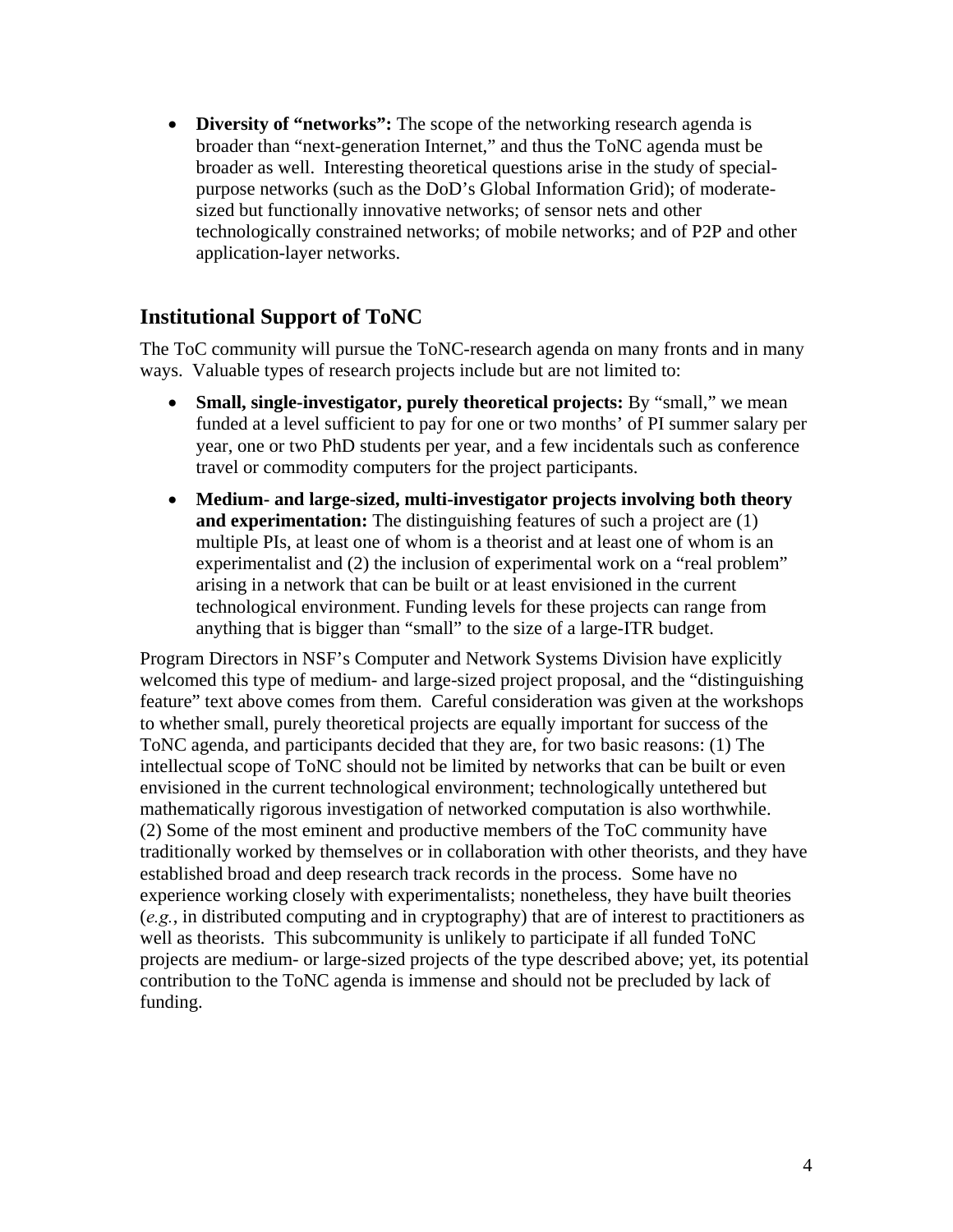- **Diversity of "networks":** The scope of the networking research agenda is broader than "next-generation Internet," and thus the ToNC agenda must be broader as well. Interesting theoretical questions arise in the study of special-purpose networks (such as the DoD's Global Information Grid); of moderate-sized but functionally innovative networks; of sensor nets and other technologically constrained networks; of mobile networks; and of P2P and other application-layer networks.

## Institutional Support of ToNC

The ToC community will pursue the ToNC-research agenda on many fronts and in many ways. Valuable types of research projects include but are not limited to:

- **Small, single-investigator, purely theoretical projects:** By "small," we mean funded at a level sufficient to pay for one or two months' of PI summer salary per year, one or two PhD students per year, and a few incidentals such as conference travel or commodity computers for the project participants.
- **Medium- and large-sized, multi-investigator projects involving both theory and experimentation:** The distinguishing features of such a project are (1) multiple PIs, at least one of whom is a theorist and at least one of whom is an experimentalist and (2) the inclusion of experimental work on a "real problem" arising in a network that can be built or at least envisioned in the current technological environment. Funding levels for these projects can range from anything that is bigger than "small" to the size of a large-ITR budget.

Program Directors in NSF's Computer and Network Systems Division have explicitly welcomed this type of medium- and large-sized project proposal, and the "distinguishing feature" text above comes from them. Careful consideration was given at the workshops to whether small, purely theoretical projects are equally important for success of the ToNC agenda, and participants decided that they are, for two basic reasons: (1) The intellectual scope of ToNC should not be limited by networks that can be built or even envisioned in the current technological environment; technologically untethered but mathematically rigorous investigation of networked computation is also worthwhile. (2) Some of the most eminent and productive members of the ToC community have traditionally worked by themselves or in collaboration with other theorists, and they have established broad and deep research track records in the process. Some have no experience working closely with experimentalists; nonetheless, they have built theories (*e.g.*, in distributed computing and in cryptography) that are of interest to practitioners as well as theorists. This subcommunity is unlikely to participate if all funded ToNC projects are medium- or large-sized projects of the type described above; yet, its potential contribution to the ToNC agenda is immense and should not be precluded by lack of funding.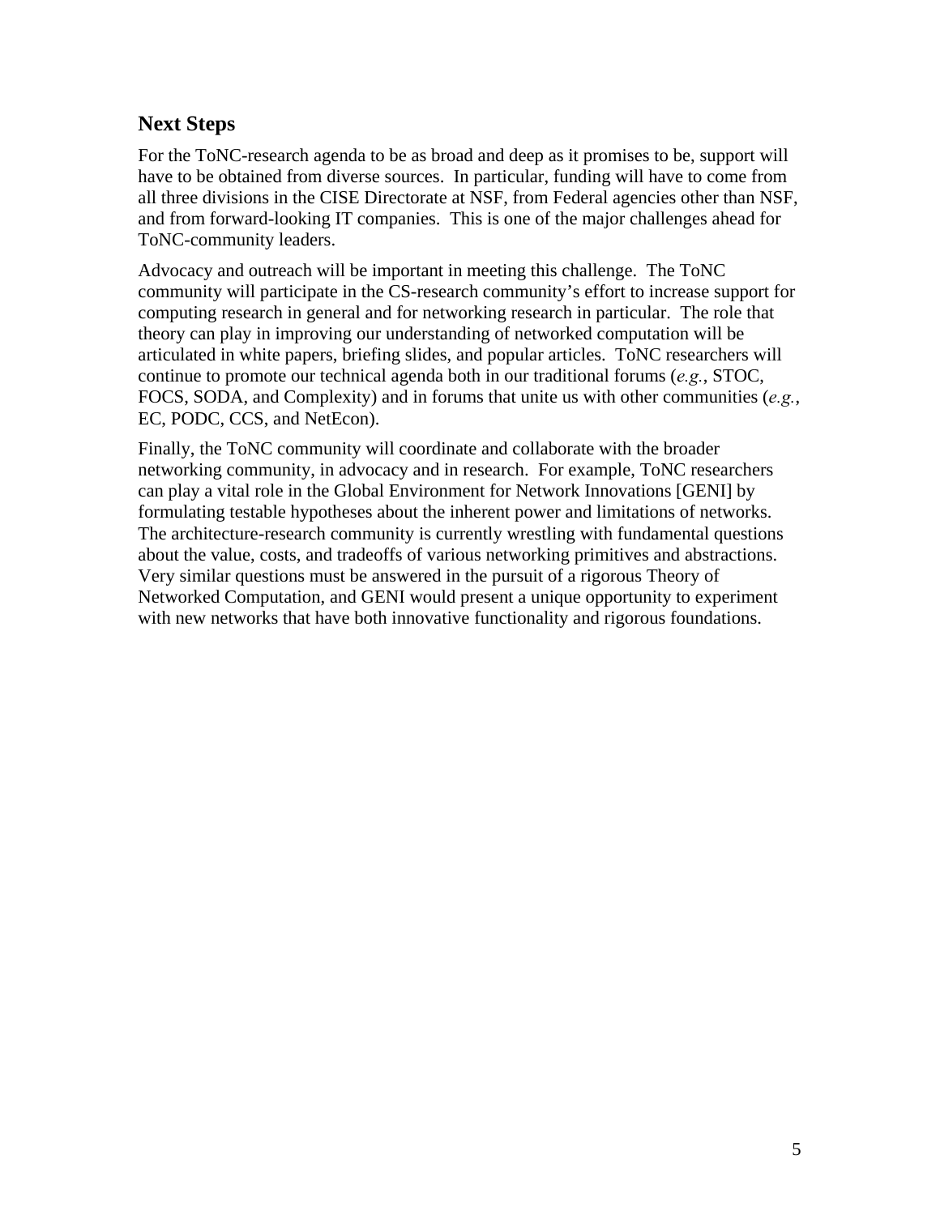## Next Steps

For the ToNC-research agenda to be as broad and deep as it promises to be, support will have to be obtained from diverse sources. In particular, funding will have to come from all three divisions in the CISE Directorate at NSF, from Federal agencies other than NSF, and from forward-looking IT companies. This is one of the major challenges ahead for ToNC-community leaders.

Advocacy and outreach will be important in meeting this challenge. The ToNC community will participate in the CS-research community's effort to increase support for computing research in general and for networking research in particular. The role that theory can play in improving our understanding of networked computation will be articulated in white papers, briefing slides, and popular articles. ToNC researchers will continue to promote our technical agenda both in our traditional forums (*e.g.*, STOC, FOCS, SODA, and Complexity) and in forums that unite us with other communities (*e.g.*, EC, PODC, CCS, and NetEcon).

Finally, the ToNC community will coordinate and collaborate with the broader networking community, in advocacy and in research. For example, ToNC researchers can play a vital role in the Global Environment for Network Innovations [GENI] by formulating testable hypotheses about the inherent power and limitations of networks. The architecture-research community is currently wrestling with fundamental questions about the value, costs, and tradeoffs of various networking primitives and abstractions. Very similar questions must be answered in the pursuit of a rigorous Theory of Networked Computation, and GENI would present a unique opportunity to experiment with new networks that have both innovative functionality and rigorous foundations.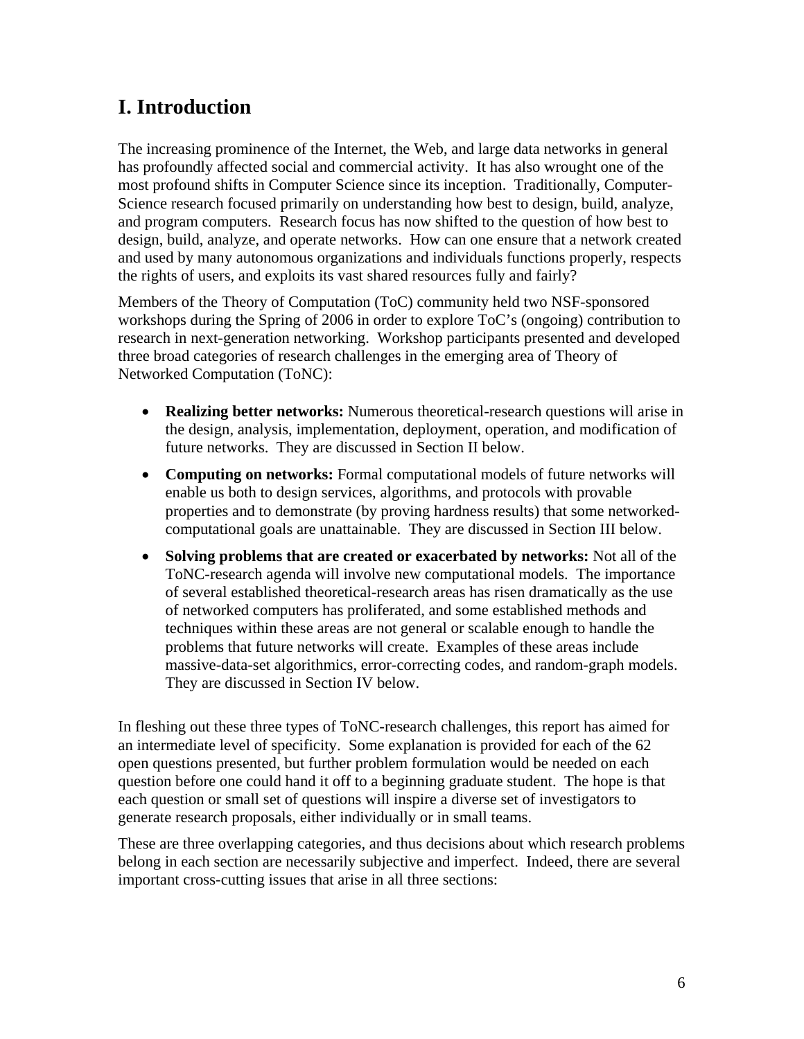# I. Introduction

The increasing prominence of the Internet, the Web, and large data networks in general has profoundly affected social and commercial activity. It has also wrought one of the most profound shifts in Computer Science since its inception. Traditionally, Computer-Science research focused primarily on understanding how best to design, build, analyze, and program computers. Research focus has now shifted to the question of how best to design, build, analyze, and operate networks. How can one ensure that a network created and used by many autonomous organizations and individuals functions properly, respects the rights of users, and exploits its vast shared resources fully and fairly?

Members of the Theory of Computation (ToC) community held two NSF-sponsored workshops during the Spring of 2006 in order to explore ToC's (ongoing) contribution to research in next-generation networking. Workshop participants presented and developed three broad categories of research challenges in the emerging area of Theory of Networked Computation (ToNC):

- **Realizing better networks:** Numerous theoretical-research questions will arise in the design, analysis, implementation, deployment, operation, and modification of future networks. They are discussed in Section II below.
- **Computing on networks:** Formal computational models of future networks will enable us both to design services, algorithms, and protocols with provable properties and to demonstrate (by proving hardness results) that some networked-computational goals are unattainable. They are discussed in Section III below.
- **Solving problems that are created or exacerbated by networks:** Not all of the ToNC-research agenda will involve new computational models. The importance of several established theoretical-research areas has risen dramatically as the use of networked computers has proliferated, and some established methods and techniques within these areas are not general or scalable enough to handle the problems that future networks will create. Examples of these areas include massive-data-set algorithmics, error-correcting codes, and random-graph models. They are discussed in Section IV below.

In fleshing out these three types of ToNC-research challenges, this report has aimed for an intermediate level of specificity. Some explanation is provided for each of the 62 open questions presented, but further problem formulation would be needed on each question before one could hand it off to a beginning graduate student. The hope is that each question or small set of questions will inspire a diverse set of investigators to generate research proposals, either individually or in small teams.

These are three overlapping categories, and thus decisions about which research problems belong in each section are necessarily subjective and imperfect. Indeed, there are several important cross-cutting issues that arise in all three sections: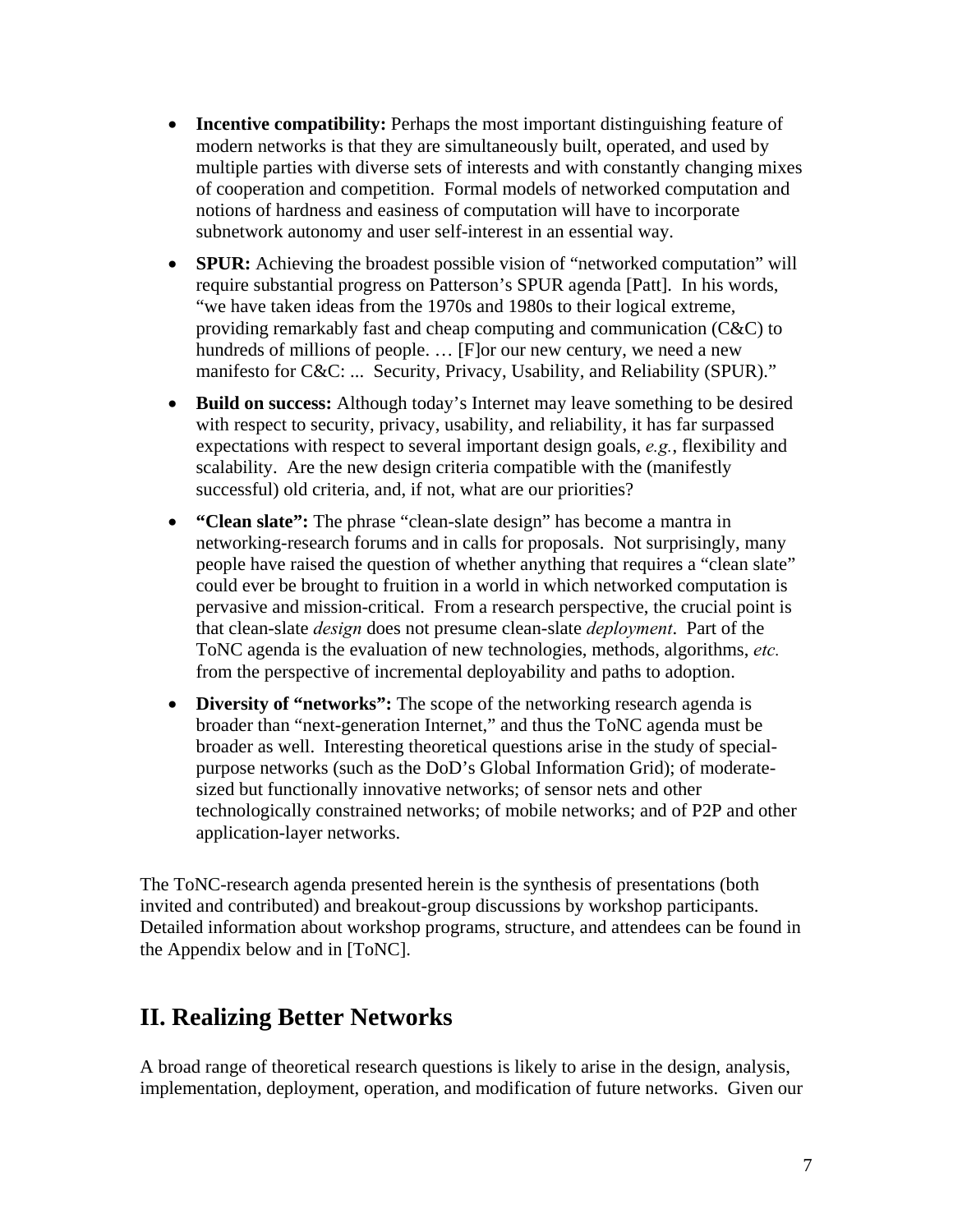- **Incentive compatibility:** Perhaps the most important distinguishing feature of modern networks is that they are simultaneously built, operated, and used by multiple parties with diverse sets of interests and with constantly changing mixes of cooperation and competition. Formal models of networked computation and notions of hardness and easiness of computation will have to incorporate subnetwork autonomy and user self-interest in an essential way.

- **SPUR:** Achieving the broadest possible vision of "networked computation" will require substantial progress on Patterson's SPUR agenda [Patt]. In his words, "we have taken ideas from the 1970s and 1980s to their logical extreme, providing remarkably fast and cheap computing and communication (C&C) to hundreds of millions of people. … [F]or our new century, we need a new manifesto for C&C: ... Security, Privacy, Usability, and Reliability (SPUR)."

- **Build on success:** Although today's Internet may leave something to be desired with respect to security, privacy, usability, and reliability, it has far surpassed expectations with respect to several important design goals, *e.g.*, flexibility and scalability. Are the new design criteria compatible with the (manifestly successful) old criteria, and, if not, what are our priorities?

- **"Clean slate":** The phrase "clean-slate design" has become a mantra in networking-research forums and in calls for proposals. Not surprisingly, many people have raised the question of whether anything that requires a "clean slate" could ever be brought to fruition in a world in which networked computation is pervasive and mission-critical. From a research perspective, the crucial point is that clean-slate *design* does not presume clean-slate *deployment*. Part of the ToNC agenda is the evaluation of new technologies, methods, algorithms, *etc.* from the perspective of incremental deployability and paths to adoption.

- **Diversity of "networks":** The scope of the networking research agenda is broader than "next-generation Internet," and thus the ToNC agenda must be broader as well. Interesting theoretical questions arise in the study of special-purpose networks (such as the DoD's Global Information Grid); of moderate-sized but functionally innovative networks; of sensor nets and other technologically constrained networks; of mobile networks; and of P2P and other application-layer networks.

The ToNC-research agenda presented herein is the synthesis of presentations (both invited and contributed) and breakout-group discussions by workshop participants. Detailed information about workshop programs, structure, and attendees can be found in the Appendix below and in [ToNC].

## II. Realizing Better Networks

A broad range of theoretical research questions is likely to arise in the design, analysis, implementation, deployment, operation, and modification of future networks. Given our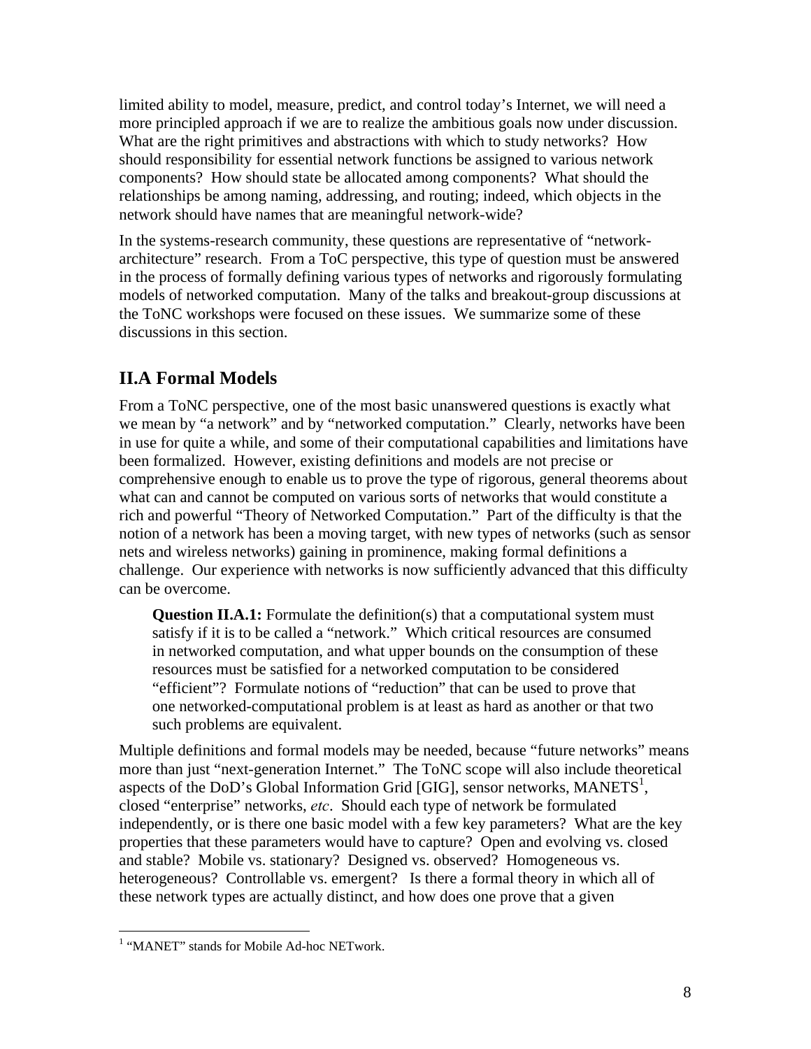limited ability to model, measure, predict, and control today's Internet, we will need a more principled approach if we are to realize the ambitious goals now under discussion. What are the right primitives and abstractions with which to study networks? How should responsibility for essential network functions be assigned to various network components? How should state be allocated among components? What should the relationships be among naming, addressing, and routing; indeed, which objects in the network should have names that are meaningful network-wide?

In the systems-research community, these questions are representative of "network-architecture" research. From a ToC perspective, this type of question must be answered in the process of formally defining various types of networks and rigorously formulating models of networked computation. Many of the talks and breakout-group discussions at the ToNC workshops were focused on these issues. We summarize some of these discussions in this section.

## II.A Formal Models

From a ToNC perspective, one of the most basic unanswered questions is exactly what we mean by "a network" and by "networked computation." Clearly, networks have been in use for quite a while, and some of their computational capabilities and limitations have been formalized. However, existing definitions and models are not precise or comprehensive enough to enable us to prove the type of rigorous, general theorems about what can and cannot be computed on various sorts of networks that would constitute a rich and powerful "Theory of Networked Computation." Part of the difficulty is that the notion of a network has been a moving target, with new types of networks (such as sensor nets and wireless networks) gaining in prominence, making formal definitions a challenge. Our experience with networks is now sufficiently advanced that this difficulty can be overcome.

> **Question II.A.1:** Formulate the definition(s) that a computational system must satisfy if it is to be called a "network." Which critical resources are consumed in networked computation, and what upper bounds on the consumption of these resources must be satisfied for a networked computation to be considered "efficient"? Formulate notions of "reduction" that can be used to prove that one networked-computational problem is at least as hard as another or that two such problems are equivalent.

Multiple definitions and formal models may be needed, because "future networks" means more than just "next-generation Internet." The ToNC scope will also include theoretical aspects of the DoD's Global Information Grid [GIG], sensor networks, MANETS[1], closed "enterprise" networks, *etc*. Should each type of network be formulated independently, or is there one basic model with a few key parameters? What are the key properties that these parameters would have to capture? Open and evolving vs. closed and stable? Mobile vs. stationary? Designed vs. observed? Homogeneous vs. heterogeneous? Controllable vs. emergent? Is there a formal theory in which all of these network types are actually distinct, and how does one prove that a given

[1] "MANET" stands for Mobile Ad-hoc NETwork.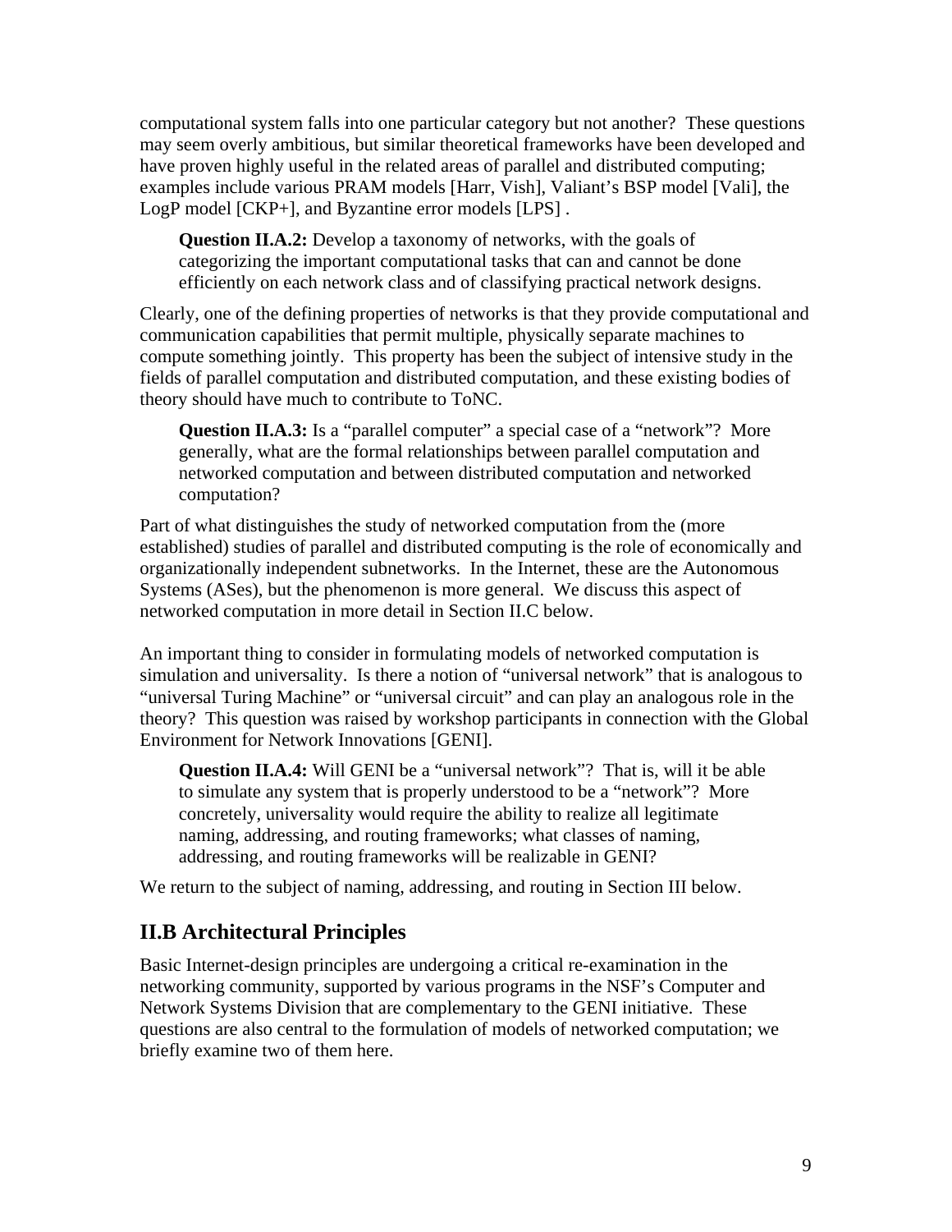computational system falls into one particular category but not another? These questions may seem overly ambitious, but similar theoretical frameworks have been developed and have proven highly useful in the related areas of parallel and distributed computing; examples include various PRAM models [Harr, Vish], Valiant's BSP model [Vali], the LogP model [CKP+], and Byzantine error models [LPS] .

> **Question II.A.2:** Develop a taxonomy of networks, with the goals of categorizing the important computational tasks that can and cannot be done efficiently on each network class and of classifying practical network designs.

Clearly, one of the defining properties of networks is that they provide computational and communication capabilities that permit multiple, physically separate machines to compute something jointly. This property has been the subject of intensive study in the fields of parallel computation and distributed computation, and these existing bodies of theory should have much to contribute to ToNC.

> **Question II.A.3:** Is a "parallel computer" a special case of a "network"? More generally, what are the formal relationships between parallel computation and networked computation and between distributed computation and networked computation?

Part of what distinguishes the study of networked computation from the (more established) studies of parallel and distributed computing is the role of economically and organizationally independent subnetworks. In the Internet, these are the Autonomous Systems (ASes), but the phenomenon is more general. We discuss this aspect of networked computation in more detail in Section II.C below.

An important thing to consider in formulating models of networked computation is simulation and universality. Is there a notion of "universal network" that is analogous to "universal Turing Machine" or "universal circuit" and can play an analogous role in the theory? This question was raised by workshop participants in connection with the Global Environment for Network Innovations [GENI].

> **Question II.A.4:** Will GENI be a "universal network"? That is, will it be able to simulate any system that is properly understood to be a "network"? More concretely, universality would require the ability to realize all legitimate naming, addressing, and routing frameworks; what classes of naming, addressing, and routing frameworks will be realizable in GENI?

We return to the subject of naming, addressing, and routing in Section III below.

## II.B Architectural Principles

Basic Internet-design principles are undergoing a critical re-examination in the networking community, supported by various programs in the NSF's Computer and Network Systems Division that are complementary to the GENI initiative. These questions are also central to the formulation of models of networked computation; we briefly examine two of them here.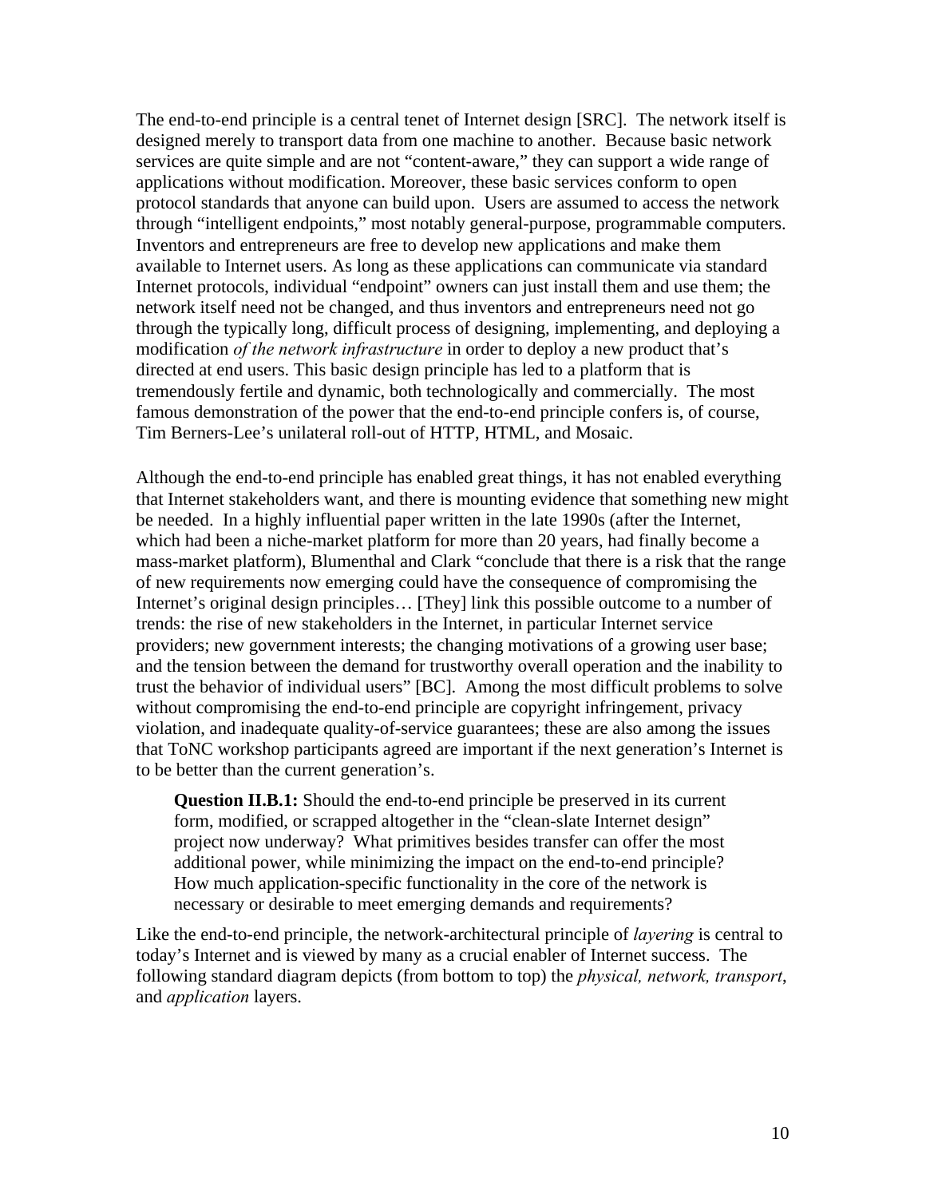The end-to-end principle is a central tenet of Internet design [SRC]. The network itself is designed merely to transport data from one machine to another. Because basic network services are quite simple and are not "content-aware," they can support a wide range of applications without modification. Moreover, these basic services conform to open protocol standards that anyone can build upon. Users are assumed to access the network through "intelligent endpoints," most notably general-purpose, programmable computers. Inventors and entrepreneurs are free to develop new applications and make them available to Internet users. As long as these applications can communicate via standard Internet protocols, individual "endpoint" owners can just install them and use them; the network itself need not be changed, and thus inventors and entrepreneurs need not go through the typically long, difficult process of designing, implementing, and deploying a modification *of the network infrastructure* in order to deploy a new product that's directed at end users. This basic design principle has led to a platform that is tremendously fertile and dynamic, both technologically and commercially. The most famous demonstration of the power that the end-to-end principle confers is, of course, Tim Berners-Lee's unilateral roll-out of HTTP, HTML, and Mosaic.

Although the end-to-end principle has enabled great things, it has not enabled everything that Internet stakeholders want, and there is mounting evidence that something new might be needed. In a highly influential paper written in the late 1990s (after the Internet, which had been a niche-market platform for more than 20 years, had finally become a mass-market platform), Blumenthal and Clark "conclude that there is a risk that the range of new requirements now emerging could have the consequence of compromising the Internet's original design principles… [They] link this possible outcome to a number of trends: the rise of new stakeholders in the Internet, in particular Internet service providers; new government interests; the changing motivations of a growing user base; and the tension between the demand for trustworthy overall operation and the inability to trust the behavior of individual users" [BC]. Among the most difficult problems to solve without compromising the end-to-end principle are copyright infringement, privacy violation, and inadequate quality-of-service guarantees; these are also among the issues that ToNC workshop participants agreed are important if the next generation's Internet is to be better than the current generation's.

> **Question II.B.1:** Should the end-to-end principle be preserved in its current form, modified, or scrapped altogether in the "clean-slate Internet design" project now underway? What primitives besides transfer can offer the most additional power, while minimizing the impact on the end-to-end principle? How much application-specific functionality in the core of the network is necessary or desirable to meet emerging demands and requirements?

Like the end-to-end principle, the network-architectural principle of *layering* is central to today's Internet and is viewed by many as a crucial enabler of Internet success. The following standard diagram depicts (from bottom to top) the *physical, network, transport*, and *application* layers.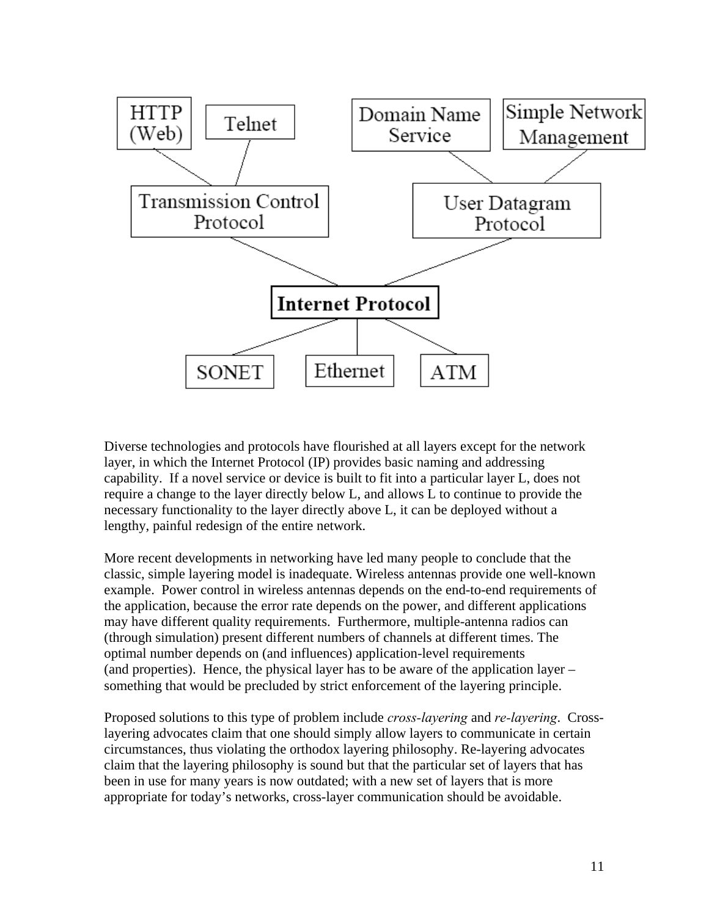Diverse technologies and protocols have flourished at all layers except for the network layer, in which the Internet Protocol (IP) provides basic naming and addressing capability. If a novel service or device is built to fit into a particular layer L, does not require a change to the layer directly below L, and allows L to continue to provide the necessary functionality to the layer directly above L, it can be deployed without a lengthy, painful redesign of the entire network.

More recent developments in networking have led many people to conclude that the classic, simple layering model is inadequate. Wireless antennas provide one well-known example. Power control in wireless antennas depends on the end-to-end requirements of the application, because the error rate depends on the power, and different applications may have different quality requirements. Furthermore, multiple-antenna radios can (through simulation) present different numbers of channels at different times. The optimal number depends on (and influences) application-level requirements (and properties). Hence, the physical layer has to be aware of the application layer – something that would be precluded by strict enforcement of the layering principle.

Proposed solutions to this type of problem include *cross-layering* and *re-layering*. Cross-layering advocates claim that one should simply allow layers to communicate in certain circumstances, thus violating the orthodox layering philosophy. Re-layering advocates claim that the layering philosophy is sound but that the particular set of layers that has been in use for many years is now outdated; with a new set of layers that is more appropriate for today's networks, cross-layer communication should be avoidable.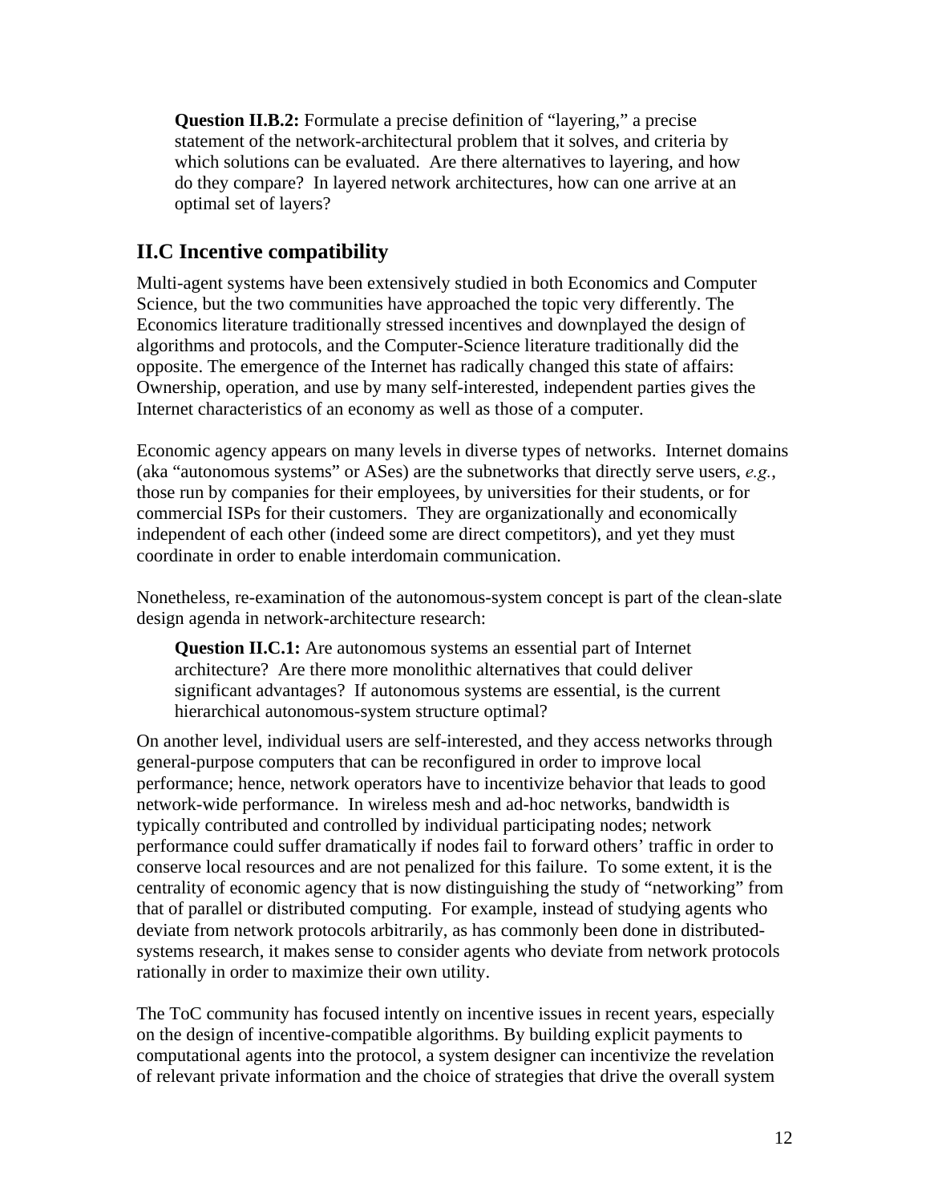**Question II.B.2:** Formulate a precise definition of "layering," a precise statement of the network-architectural problem that it solves, and criteria by which solutions can be evaluated. Are there alternatives to layering, and how do they compare? In layered network architectures, how can one arrive at an optimal set of layers?

## II.C Incentive compatibility

Multi-agent systems have been extensively studied in both Economics and Computer Science, but the two communities have approached the topic very differently. The Economics literature traditionally stressed incentives and downplayed the design of algorithms and protocols, and the Computer-Science literature traditionally did the opposite. The emergence of the Internet has radically changed this state of affairs: Ownership, operation, and use by many self-interested, independent parties gives the Internet characteristics of an economy as well as those of a computer.

Economic agency appears on many levels in diverse types of networks. Internet domains (aka "autonomous systems" or ASes) are the subnetworks that directly serve users, *e.g.*, those run by companies for their employees, by universities for their students, or for commercial ISPs for their customers. They are organizationally and economically independent of each other (indeed some are direct competitors), and yet they must coordinate in order to enable interdomain communication.

Nonetheless, re-examination of the autonomous-system concept is part of the clean-slate design agenda in network-architecture research:

**Question II.C.1:** Are autonomous systems an essential part of Internet architecture? Are there more monolithic alternatives that could deliver significant advantages? If autonomous systems are essential, is the current hierarchical autonomous-system structure optimal?

On another level, individual users are self-interested, and they access networks through general-purpose computers that can be reconfigured in order to improve local performance; hence, network operators have to incentivize behavior that leads to good network-wide performance. In wireless mesh and ad-hoc networks, bandwidth is typically contributed and controlled by individual participating nodes; network performance could suffer dramatically if nodes fail to forward others' traffic in order to conserve local resources and are not penalized for this failure. To some extent, it is the centrality of economic agency that is now distinguishing the study of "networking" from that of parallel or distributed computing. For example, instead of studying agents who deviate from network protocols arbitrarily, as has commonly been done in distributed-systems research, it makes sense to consider agents who deviate from network protocols rationally in order to maximize their own utility.

The ToC community has focused intently on incentive issues in recent years, especially on the design of incentive-compatible algorithms. By building explicit payments to computational agents into the protocol, a system designer can incentivize the revelation of relevant private information and the choice of strategies that drive the overall system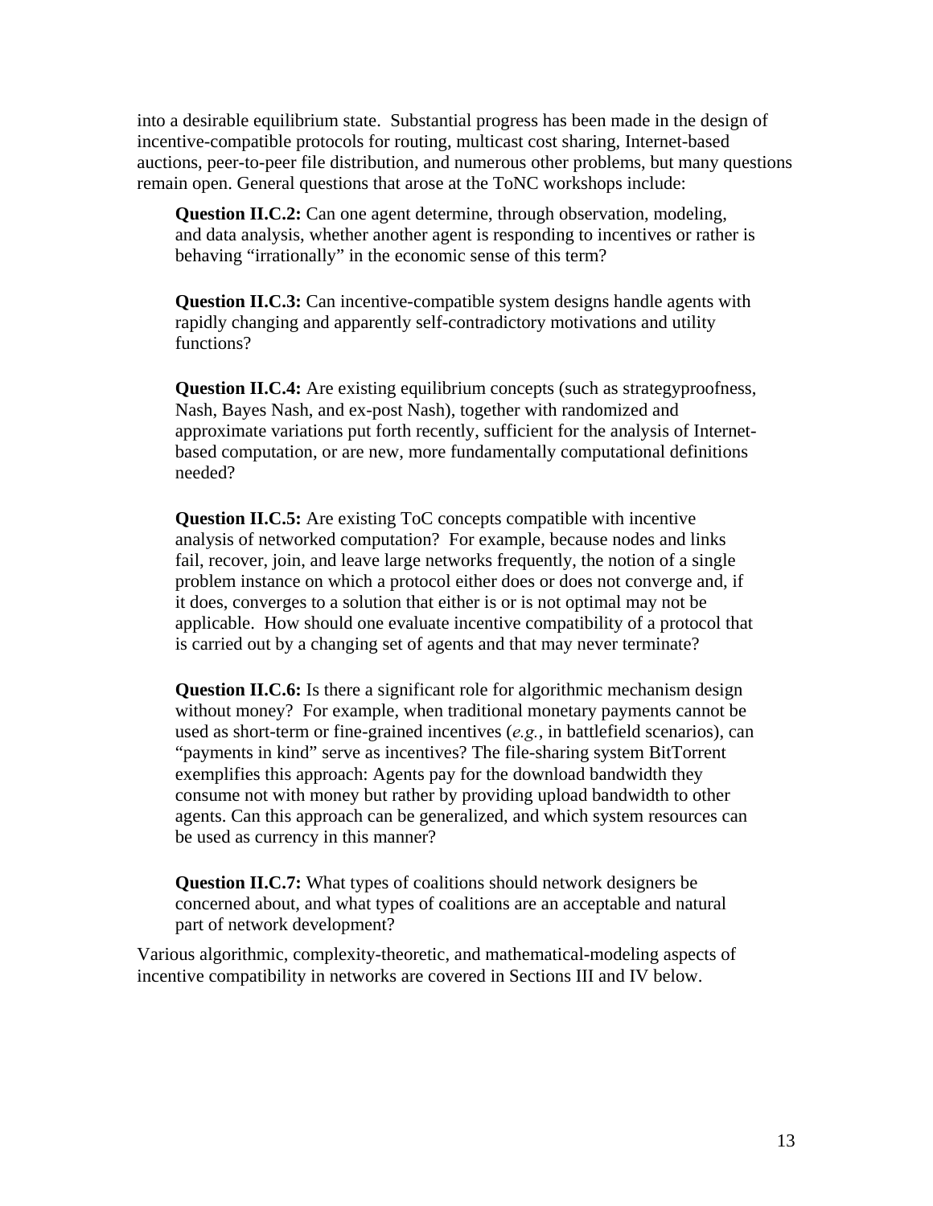into a desirable equilibrium state. Substantial progress has been made in the design of incentive-compatible protocols for routing, multicast cost sharing, Internet-based auctions, peer-to-peer file distribution, and numerous other problems, but many questions remain open. General questions that arose at the ToNC workshops include:

> **Question II.C.2:** Can one agent determine, through observation, modeling, and data analysis, whether another agent is responding to incentives or rather is behaving "irrationally" in the economic sense of this term?
>
> **Question II.C.3:** Can incentive-compatible system designs handle agents with rapidly changing and apparently self-contradictory motivations and utility functions?
>
> **Question II.C.4:** Are existing equilibrium concepts (such as strategyproofness, Nash, Bayes Nash, and ex-post Nash), together with randomized and approximate variations put forth recently, sufficient for the analysis of Internet-based computation, or are new, more fundamentally computational definitions needed?
>
> **Question II.C.5:** Are existing ToC concepts compatible with incentive analysis of networked computation? For example, because nodes and links fail, recover, join, and leave large networks frequently, the notion of a single problem instance on which a protocol either does or does not converge and, if it does, converges to a solution that either is or is not optimal may not be applicable. How should one evaluate incentive compatibility of a protocol that is carried out by a changing set of agents and that may never terminate?
>
> **Question II.C.6:** Is there a significant role for algorithmic mechanism design without money? For example, when traditional monetary payments cannot be used as short-term or fine-grained incentives (*e.g.*, in battlefield scenarios), can "payments in kind" serve as incentives? The file-sharing system BitTorrent exemplifies this approach: Agents pay for the download bandwidth they consume not with money but rather by providing upload bandwidth to other agents. Can this approach can be generalized, and which system resources can be used as currency in this manner?
>
> **Question II.C.7:** What types of coalitions should network designers be concerned about, and what types of coalitions are an acceptable and natural part of network development?

Various algorithmic, complexity-theoretic, and mathematical-modeling aspects of incentive compatibility in networks are covered in Sections III and IV below.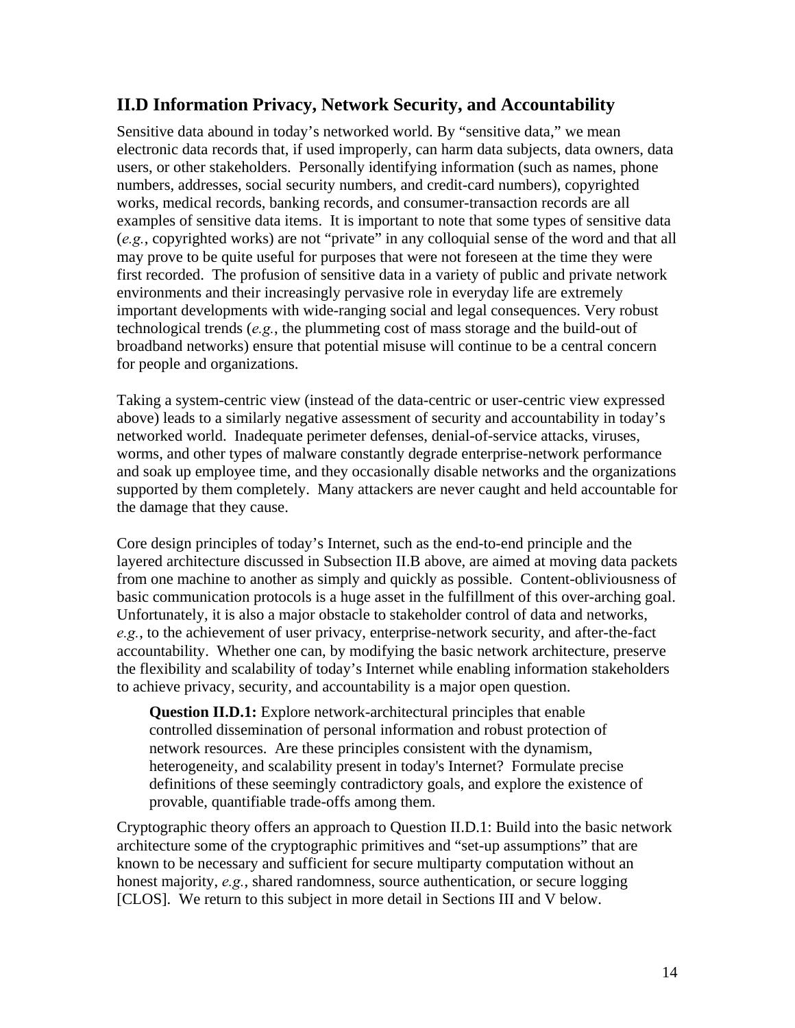## II.D Information Privacy, Network Security, and Accountability

Sensitive data abound in today's networked world. By "sensitive data," we mean electronic data records that, if used improperly, can harm data subjects, data owners, data users, or other stakeholders. Personally identifying information (such as names, phone numbers, addresses, social security numbers, and credit-card numbers), copyrighted works, medical records, banking records, and consumer-transaction records are all examples of sensitive data items. It is important to note that some types of sensitive data (*e.g.*, copyrighted works) are not "private" in any colloquial sense of the word and that all may prove to be quite useful for purposes that were not foreseen at the time they were first recorded. The profusion of sensitive data in a variety of public and private network environments and their increasingly pervasive role in everyday life are extremely important developments with wide-ranging social and legal consequences. Very robust technological trends (*e.g.*, the plummeting cost of mass storage and the build-out of broadband networks) ensure that potential misuse will continue to be a central concern for people and organizations.

Taking a system-centric view (instead of the data-centric or user-centric view expressed above) leads to a similarly negative assessment of security and accountability in today's networked world. Inadequate perimeter defenses, denial-of-service attacks, viruses, worms, and other types of malware constantly degrade enterprise-network performance and soak up employee time, and they occasionally disable networks and the organizations supported by them completely. Many attackers are never caught and held accountable for the damage that they cause.

Core design principles of today's Internet, such as the end-to-end principle and the layered architecture discussed in Subsection II.B above, are aimed at moving data packets from one machine to another as simply and quickly as possible. Content-obliviousness of basic communication protocols is a huge asset in the fulfillment of this over-arching goal. Unfortunately, it is also a major obstacle to stakeholder control of data and networks, *e.g.*, to the achievement of user privacy, enterprise-network security, and after-the-fact accountability. Whether one can, by modifying the basic network architecture, preserve the flexibility and scalability of today's Internet while enabling information stakeholders to achieve privacy, security, and accountability is a major open question.

> **Question II.D.1:** Explore network-architectural principles that enable controlled dissemination of personal information and robust protection of network resources. Are these principles consistent with the dynamism, heterogeneity, and scalability present in today's Internet? Formulate precise definitions of these seemingly contradictory goals, and explore the existence of provable, quantifiable trade-offs among them.

Cryptographic theory offers an approach to Question II.D.1: Build into the basic network architecture some of the cryptographic primitives and "set-up assumptions" that are known to be necessary and sufficient for secure multiparty computation without an honest majority, *e.g.*, shared randomness, source authentication, or secure logging [CLOS]. We return to this subject in more detail in Sections III and V below.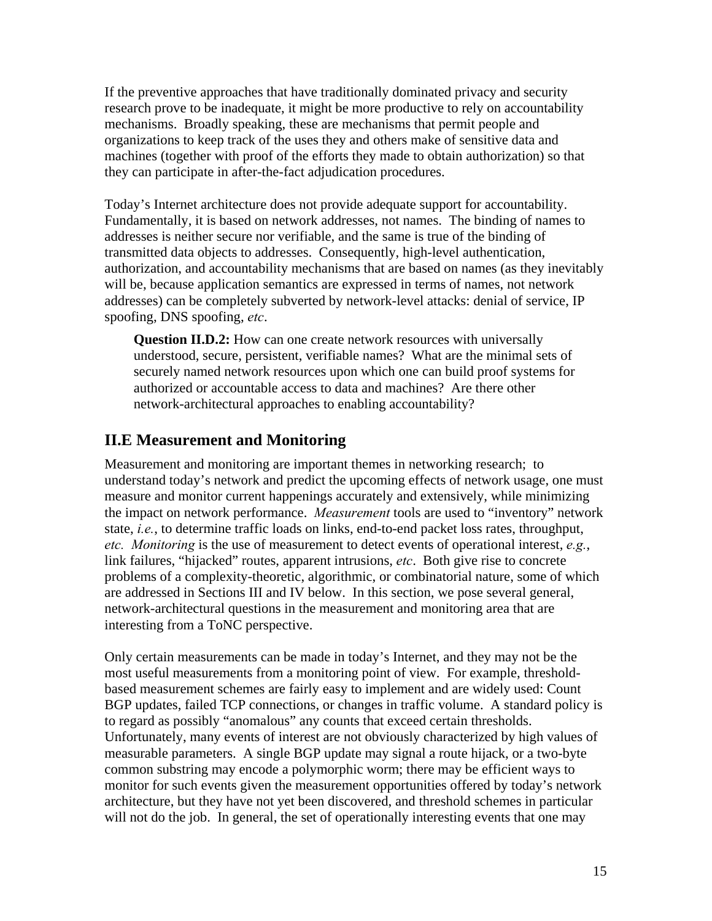If the preventive approaches that have traditionally dominated privacy and security research prove to be inadequate, it might be more productive to rely on accountability mechanisms. Broadly speaking, these are mechanisms that permit people and organizations to keep track of the uses they and others make of sensitive data and machines (together with proof of the efforts they made to obtain authorization) so that they can participate in after-the-fact adjudication procedures.

Today's Internet architecture does not provide adequate support for accountability. Fundamentally, it is based on network addresses, not names. The binding of names to addresses is neither secure nor verifiable, and the same is true of the binding of transmitted data objects to addresses. Consequently, high-level authentication, authorization, and accountability mechanisms that are based on names (as they inevitably will be, because application semantics are expressed in terms of names, not network addresses) can be completely subverted by network-level attacks: denial of service, IP spoofing, DNS spoofing, *etc*.

> **Question II.D.2:** How can one create network resources with universally understood, secure, persistent, verifiable names? What are the minimal sets of securely named network resources upon which one can build proof systems for authorized or accountable access to data and machines? Are there other network-architectural approaches to enabling accountability?

## II.E Measurement and Monitoring

Measurement and monitoring are important themes in networking research; to understand today's network and predict the upcoming effects of network usage, one must measure and monitor current happenings accurately and extensively, while minimizing the impact on network performance. *Measurement* tools are used to "inventory" network state, *i.e.*, to determine traffic loads on links, end-to-end packet loss rates, throughput, *etc. Monitoring* is the use of measurement to detect events of operational interest, *e.g.*, link failures, "hijacked" routes, apparent intrusions, *etc*. Both give rise to concrete problems of a complexity-theoretic, algorithmic, or combinatorial nature, some of which are addressed in Sections III and IV below. In this section, we pose several general, network-architectural questions in the measurement and monitoring area that are interesting from a ToNC perspective.

Only certain measurements can be made in today's Internet, and they may not be the most useful measurements from a monitoring point of view. For example, threshold-based measurement schemes are fairly easy to implement and are widely used: Count BGP updates, failed TCP connections, or changes in traffic volume. A standard policy is to regard as possibly "anomalous" any counts that exceed certain thresholds. Unfortunately, many events of interest are not obviously characterized by high values of measurable parameters. A single BGP update may signal a route hijack, or a two-byte common substring may encode a polymorphic worm; there may be efficient ways to monitor for such events given the measurement opportunities offered by today's network architecture, but they have not yet been discovered, and threshold schemes in particular will not do the job. In general, the set of operationally interesting events that one may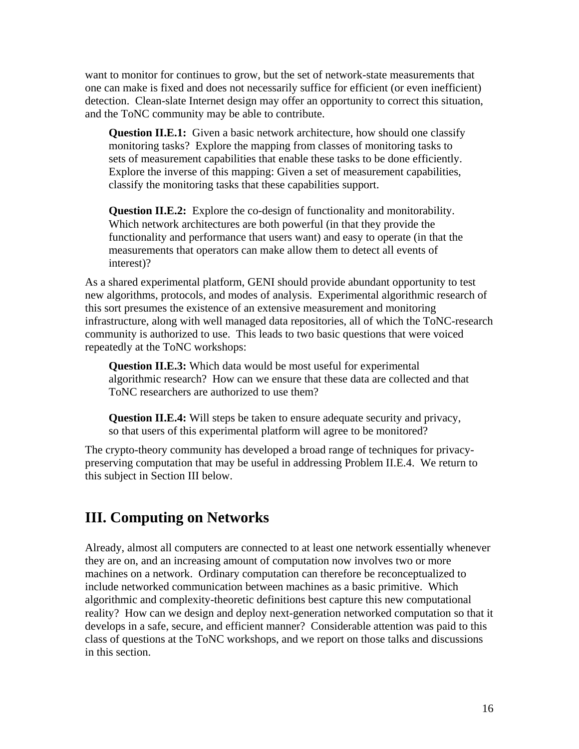want to monitor for continues to grow, but the set of network-state measurements that one can make is fixed and does not necessarily suffice for efficient (or even inefficient) detection. Clean-slate Internet design may offer an opportunity to correct this situation, and the ToNC community may be able to contribute.

> **Question II.E.1:** Given a basic network architecture, how should one classify monitoring tasks? Explore the mapping from classes of monitoring tasks to sets of measurement capabilities that enable these tasks to be done efficiently. Explore the inverse of this mapping: Given a set of measurement capabilities, classify the monitoring tasks that these capabilities support.

> **Question II.E.2:** Explore the co-design of functionality and monitorability. Which network architectures are both powerful (in that they provide the functionality and performance that users want) and easy to operate (in that the measurements that operators can make allow them to detect all events of interest)?

As a shared experimental platform, GENI should provide abundant opportunity to test new algorithms, protocols, and modes of analysis. Experimental algorithmic research of this sort presumes the existence of an extensive measurement and monitoring infrastructure, along with well managed data repositories, all of which the ToNC-research community is authorized to use. This leads to two basic questions that were voiced repeatedly at the ToNC workshops:

> **Question II.E.3:** Which data would be most useful for experimental algorithmic research? How can we ensure that these data are collected and that ToNC researchers are authorized to use them?

> **Question II.E.4:** Will steps be taken to ensure adequate security and privacy, so that users of this experimental platform will agree to be monitored?

The crypto-theory community has developed a broad range of techniques for privacy-preserving computation that may be useful in addressing Problem II.E.4. We return to this subject in Section III below.

# III. Computing on Networks

Already, almost all computers are connected to at least one network essentially whenever they are on, and an increasing amount of computation now involves two or more machines on a network. Ordinary computation can therefore be reconceptualized to include networked communication between machines as a basic primitive. Which algorithmic and complexity-theoretic definitions best capture this new computational reality? How can we design and deploy next-generation networked computation so that it develops in a safe, secure, and efficient manner? Considerable attention was paid to this class of questions at the ToNC workshops, and we report on those talks and discussions in this section.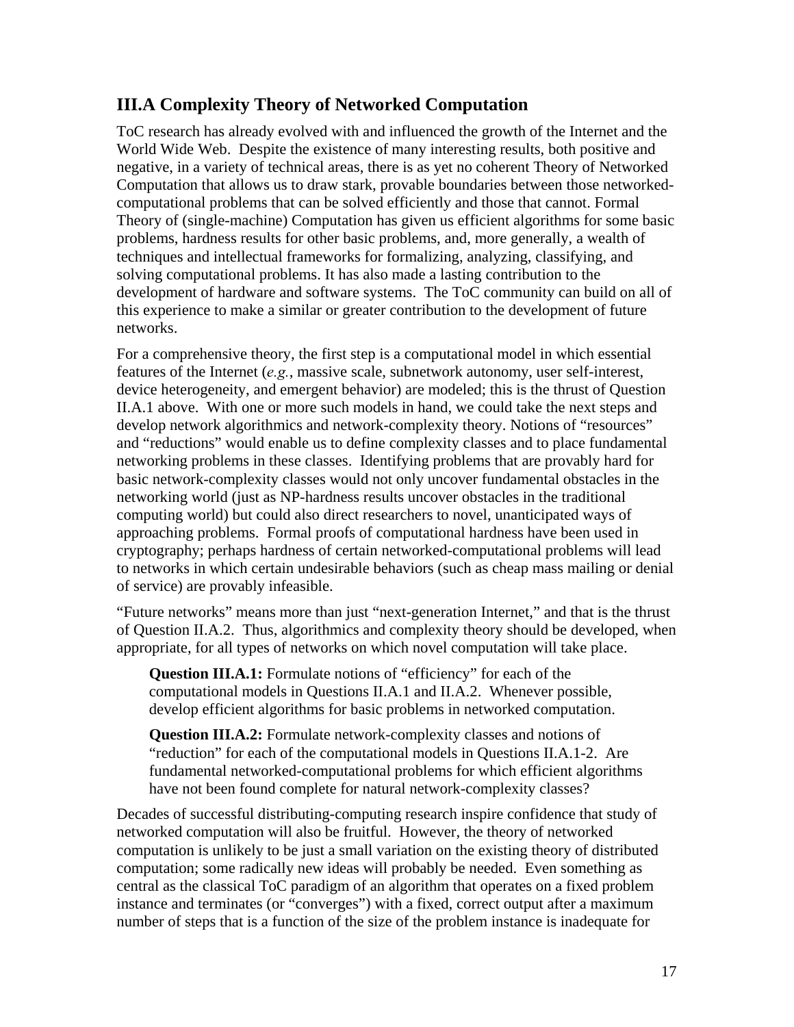## III.A Complexity Theory of Networked Computation

ToC research has already evolved with and influenced the growth of the Internet and the World Wide Web. Despite the existence of many interesting results, both positive and negative, in a variety of technical areas, there is as yet no coherent Theory of Networked Computation that allows us to draw stark, provable boundaries between those networked-computational problems that can be solved efficiently and those that cannot. Formal Theory of (single-machine) Computation has given us efficient algorithms for some basic problems, hardness results for other basic problems, and, more generally, a wealth of techniques and intellectual frameworks for formalizing, analyzing, classifying, and solving computational problems. It has also made a lasting contribution to the development of hardware and software systems. The ToC community can build on all of this experience to make a similar or greater contribution to the development of future networks.

For a comprehensive theory, the first step is a computational model in which essential features of the Internet (*e.g.*, massive scale, subnetwork autonomy, user self-interest, device heterogeneity, and emergent behavior) are modeled; this is the thrust of Question II.A.1 above. With one or more such models in hand, we could take the next steps and develop network algorithmics and network-complexity theory. Notions of "resources" and "reductions" would enable us to define complexity classes and to place fundamental networking problems in these classes. Identifying problems that are provably hard for basic network-complexity classes would not only uncover fundamental obstacles in the networking world (just as NP-hardness results uncover obstacles in the traditional computing world) but could also direct researchers to novel, unanticipated ways of approaching problems. Formal proofs of computational hardness have been used in cryptography; perhaps hardness of certain networked-computational problems will lead to networks in which certain undesirable behaviors (such as cheap mass mailing or denial of service) are provably infeasible.

"Future networks" means more than just "next-generation Internet," and that is the thrust of Question II.A.2. Thus, algorithmics and complexity theory should be developed, when appropriate, for all types of networks on which novel computation will take place.

> **Question III.A.1:** Formulate notions of "efficiency" for each of the computational models in Questions II.A.1 and II.A.2. Whenever possible, develop efficient algorithms for basic problems in networked computation.

> **Question III.A.2:** Formulate network-complexity classes and notions of "reduction" for each of the computational models in Questions II.A.1-2. Are fundamental networked-computational problems for which efficient algorithms have not been found complete for natural network-complexity classes?

Decades of successful distributing-computing research inspire confidence that study of networked computation will also be fruitful. However, the theory of networked computation is unlikely to be just a small variation on the existing theory of distributed computation; some radically new ideas will probably be needed. Even something as central as the classical ToC paradigm of an algorithm that operates on a fixed problem instance and terminates (or "converges") with a fixed, correct output after a maximum number of steps that is a function of the size of the problem instance is inadequate for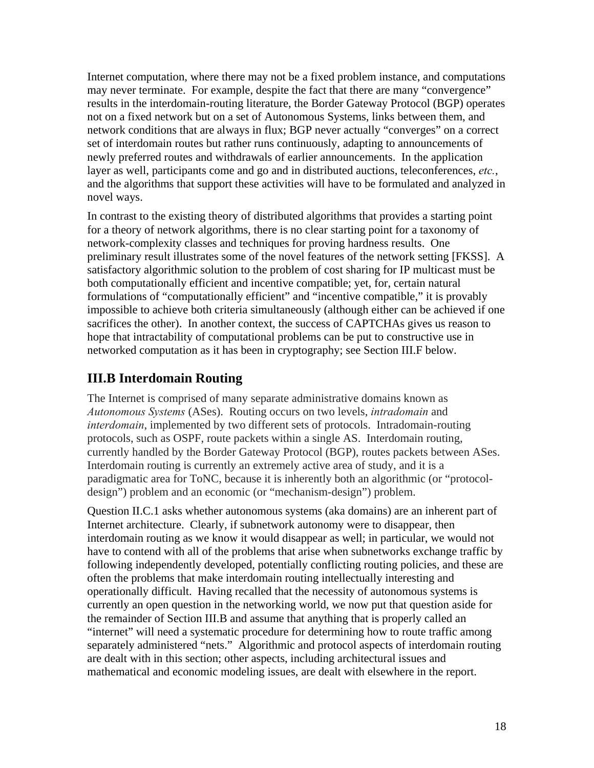Internet computation, where there may not be a fixed problem instance, and computations may never terminate. For example, despite the fact that there are many "convergence" results in the interdomain-routing literature, the Border Gateway Protocol (BGP) operates not on a fixed network but on a set of Autonomous Systems, links between them, and network conditions that are always in flux; BGP never actually "converges" on a correct set of interdomain routes but rather runs continuously, adapting to announcements of newly preferred routes and withdrawals of earlier announcements. In the application layer as well, participants come and go and in distributed auctions, teleconferences, *etc.*, and the algorithms that support these activities will have to be formulated and analyzed in novel ways.

In contrast to the existing theory of distributed algorithms that provides a starting point for a theory of network algorithms, there is no clear starting point for a taxonomy of network-complexity classes and techniques for proving hardness results. One preliminary result illustrates some of the novel features of the network setting [FKSS]. A satisfactory algorithmic solution to the problem of cost sharing for IP multicast must be both computationally efficient and incentive compatible; yet, for, certain natural formulations of "computationally efficient" and "incentive compatible," it is provably impossible to achieve both criteria simultaneously (although either can be achieved if one sacrifices the other). In another context, the success of CAPTCHAs gives us reason to hope that intractability of computational problems can be put to constructive use in networked computation as it has been in cryptography; see Section III.F below.

## III.B Interdomain Routing

The Internet is comprised of many separate administrative domains known as *Autonomous Systems* (ASes). Routing occurs on two levels, *intradomain* and *interdomain*, implemented by two different sets of protocols. Intradomain-routing protocols, such as OSPF, route packets within a single AS. Interdomain routing, currently handled by the Border Gateway Protocol (BGP), routes packets between ASes. Interdomain routing is currently an extremely active area of study, and it is a paradigmatic area for ToNC, because it is inherently both an algorithmic (or "protocol-design") problem and an economic (or "mechanism-design") problem.

Question II.C.1 asks whether autonomous systems (aka domains) are an inherent part of Internet architecture. Clearly, if subnetwork autonomy were to disappear, then interdomain routing as we know it would disappear as well; in particular, we would not have to contend with all of the problems that arise when subnetworks exchange traffic by following independently developed, potentially conflicting routing policies, and these are often the problems that make interdomain routing intellectually interesting and operationally difficult. Having recalled that the necessity of autonomous systems is currently an open question in the networking world, we now put that question aside for the remainder of Section III.B and assume that anything that is properly called an "internet" will need a systematic procedure for determining how to route traffic among separately administered "nets." Algorithmic and protocol aspects of interdomain routing are dealt with in this section; other aspects, including architectural issues and mathematical and economic modeling issues, are dealt with elsewhere in the report.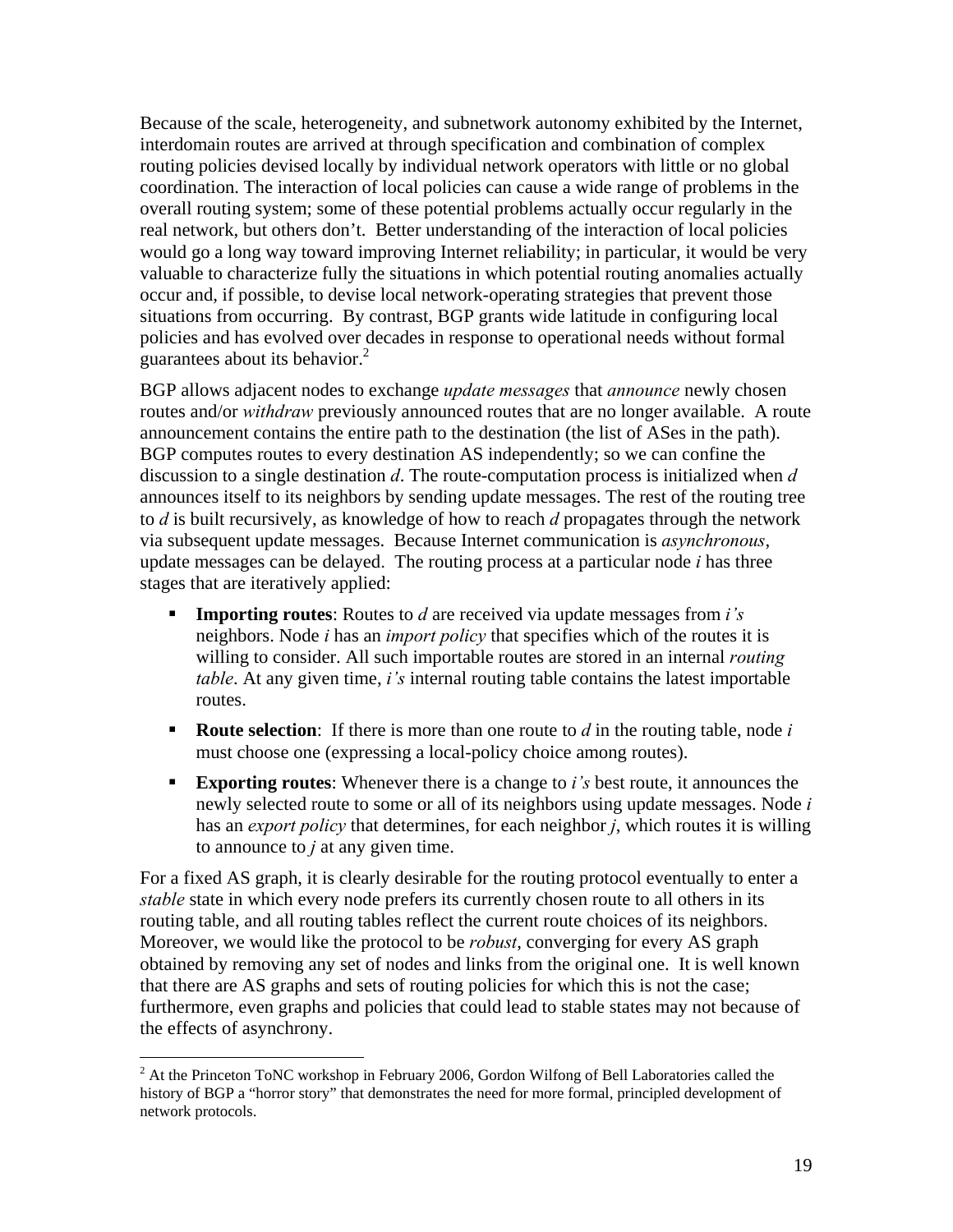Because of the scale, heterogeneity, and subnetwork autonomy exhibited by the Internet, interdomain routes are arrived at through specification and combination of complex routing policies devised locally by individual network operators with little or no global coordination. The interaction of local policies can cause a wide range of problems in the overall routing system; some of these potential problems actually occur regularly in the real network, but others don't. Better understanding of the interaction of local policies would go a long way toward improving Internet reliability; in particular, it would be very valuable to characterize fully the situations in which potential routing anomalies actually occur and, if possible, to devise local network-operating strategies that prevent those situations from occurring. By contrast, BGP grants wide latitude in configuring local policies and has evolved over decades in response to operational needs without formal guarantees about its behavior.[2]

BGP allows adjacent nodes to exchange *update messages* that *announce* newly chosen routes and/or *withdraw* previously announced routes that are no longer available. A route announcement contains the entire path to the destination (the list of ASes in the path). BGP computes routes to every destination AS independently; so we can confine the discussion to a single destination *d*. The route-computation process is initialized when *d* announces itself to its neighbors by sending update messages. The rest of the routing tree to *d* is built recursively, as knowledge of how to reach *d* propagates through the network via subsequent update messages. Because Internet communication is *asynchronous*, update messages can be delayed. The routing process at a particular node *i* has three stages that are iteratively applied:

- **Importing routes**: Routes to *d* are received via update messages from *i's* neighbors. Node *i* has an *import policy* that specifies which of the routes it is willing to consider. All such importable routes are stored in an internal *routing table*. At any given time, *i's* internal routing table contains the latest importable routes.
- **Route selection**: If there is more than one route to *d* in the routing table, node *i* must choose one (expressing a local-policy choice among routes).
- **Exporting routes**: Whenever there is a change to *i's* best route, it announces the newly selected route to some or all of its neighbors using update messages. Node *i* has an *export policy* that determines, for each neighbor *j*, which routes it is willing to announce to *j* at any given time.

For a fixed AS graph, it is clearly desirable for the routing protocol eventually to enter a *stable* state in which every node prefers its currently chosen route to all others in its routing table, and all routing tables reflect the current route choices of its neighbors. Moreover, we would like the protocol to be *robust*, converging for every AS graph obtained by removing any set of nodes and links from the original one. It is well known that there are AS graphs and sets of routing policies for which this is not the case; furthermore, even graphs and policies that could lead to stable states may not because of the effects of asynchrony.

[2] At the Princeton ToNC workshop in February 2006, Gordon Wilfong of Bell Laboratories called the history of BGP a "horror story" that demonstrates the need for more formal, principled development of network protocols.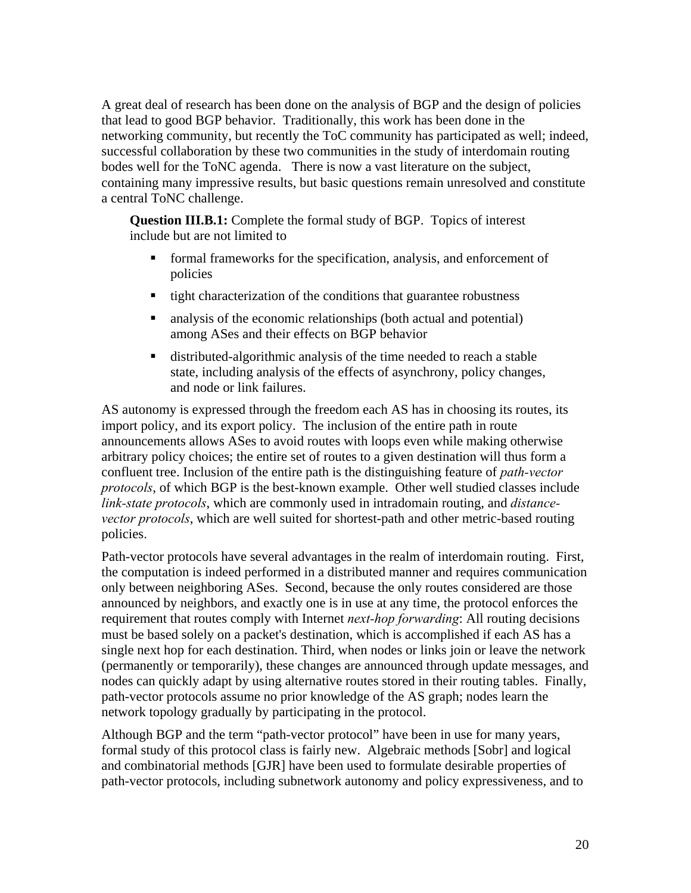A great deal of research has been done on the analysis of BGP and the design of policies that lead to good BGP behavior. Traditionally, this work has been done in the networking community, but recently the ToC community has participated as well; indeed, successful collaboration by these two communities in the study of interdomain routing bodes well for the ToNC agenda. There is now a vast literature on the subject, containing many impressive results, but basic questions remain unresolved and constitute a central ToNC challenge.

> **Question III.B.1:** Complete the formal study of BGP. Topics of interest include but are not limited to
>
> - formal frameworks for the specification, analysis, and enforcement of policies
> - tight characterization of the conditions that guarantee robustness
> - analysis of the economic relationships (both actual and potential) among ASes and their effects on BGP behavior
> - distributed-algorithmic analysis of the time needed to reach a stable state, including analysis of the effects of asynchrony, policy changes, and node or link failures.

AS autonomy is expressed through the freedom each AS has in choosing its routes, its import policy, and its export policy. The inclusion of the entire path in route announcements allows ASes to avoid routes with loops even while making otherwise arbitrary policy choices; the entire set of routes to a given destination will thus form a confluent tree. Inclusion of the entire path is the distinguishing feature of *path-vector protocols*, of which BGP is the best-known example. Other well studied classes include *link-state protocols*, which are commonly used in intradomain routing, and *distance-vector protocols*, which are well suited for shortest-path and other metric-based routing policies.

Path-vector protocols have several advantages in the realm of interdomain routing. First, the computation is indeed performed in a distributed manner and requires communication only between neighboring ASes. Second, because the only routes considered are those announced by neighbors, and exactly one is in use at any time, the protocol enforces the requirement that routes comply with Internet *next-hop forwarding*: All routing decisions must be based solely on a packet's destination, which is accomplished if each AS has a single next hop for each destination. Third, when nodes or links join or leave the network (permanently or temporarily), these changes are announced through update messages, and nodes can quickly adapt by using alternative routes stored in their routing tables. Finally, path-vector protocols assume no prior knowledge of the AS graph; nodes learn the network topology gradually by participating in the protocol.

Although BGP and the term "path-vector protocol" have been in use for many years, formal study of this protocol class is fairly new. Algebraic methods [Sobr] and logical and combinatorial methods [GJR] have been used to formulate desirable properties of path-vector protocols, including subnetwork autonomy and policy expressiveness, and to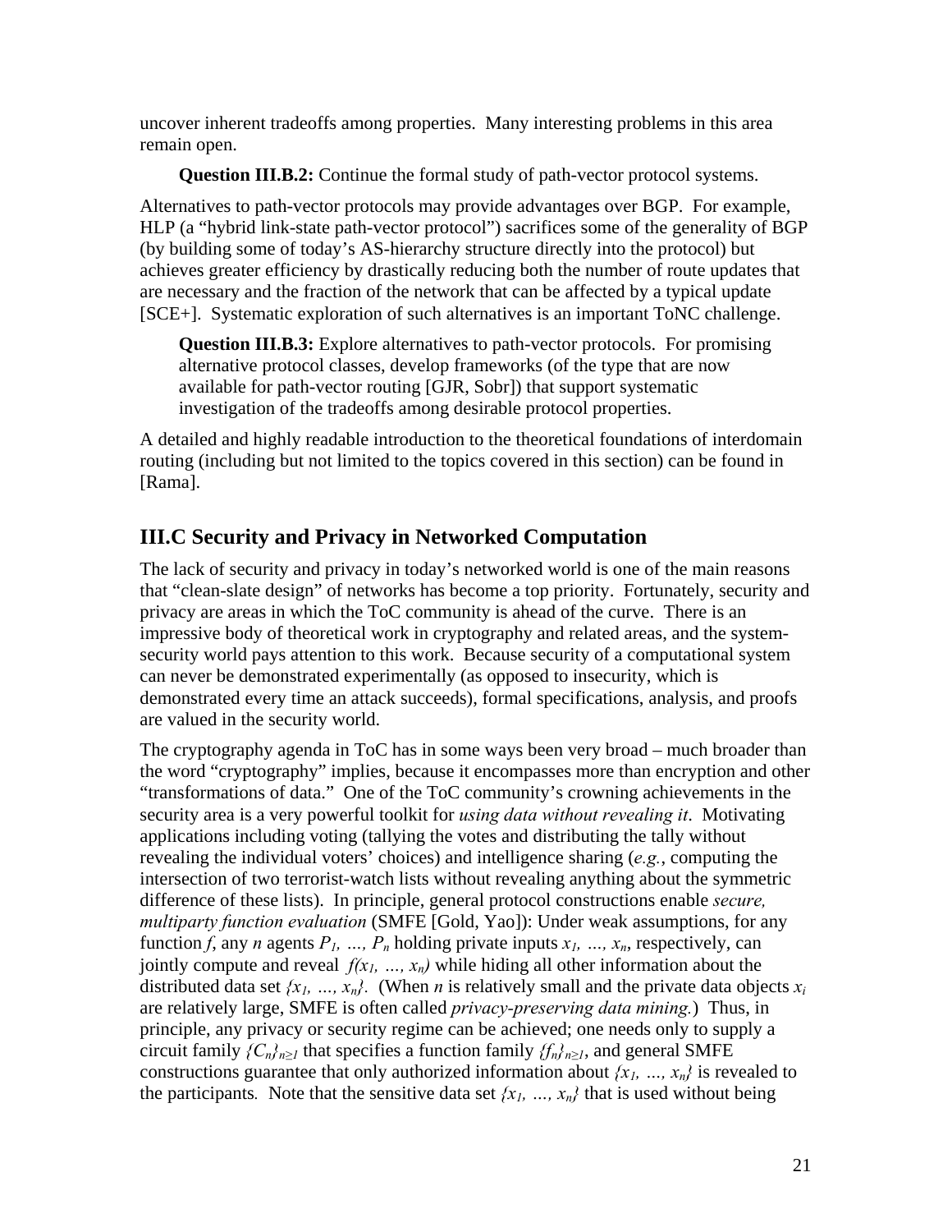uncover inherent tradeoffs among properties. Many interesting problems in this area remain open.

> **Question III.B.2:** Continue the formal study of path-vector protocol systems.

Alternatives to path-vector protocols may provide advantages over BGP. For example, HLP (a "hybrid link-state path-vector protocol") sacrifices some of the generality of BGP (by building some of today's AS-hierarchy structure directly into the protocol) but achieves greater efficiency by drastically reducing both the number of route updates that are necessary and the fraction of the network that can be affected by a typical update [SCE+]. Systematic exploration of such alternatives is an important ToNC challenge.

> **Question III.B.3:** Explore alternatives to path-vector protocols. For promising alternative protocol classes, develop frameworks (of the type that are now available for path-vector routing [GJR, Sobr]) that support systematic investigation of the tradeoffs among desirable protocol properties.

A detailed and highly readable introduction to the theoretical foundations of interdomain routing (including but not limited to the topics covered in this section) can be found in [Rama].

## III.C Security and Privacy in Networked Computation

The lack of security and privacy in today's networked world is one of the main reasons that "clean-slate design" of networks has become a top priority. Fortunately, security and privacy are areas in which the ToC community is ahead of the curve. There is an impressive body of theoretical work in cryptography and related areas, and the system-security world pays attention to this work. Because security of a computational system can never be demonstrated experimentally (as opposed to insecurity, which is demonstrated every time an attack succeeds), formal specifications, analysis, and proofs are valued in the security world.

The cryptography agenda in ToC has in some ways been very broad – much broader than the word "cryptography" implies, because it encompasses more than encryption and other "transformations of data." One of the ToC community's crowning achievements in the security area is a very powerful toolkit for *using data without revealing it*. Motivating applications including voting (tallying the votes and distributing the tally without revealing the individual voters' choices) and intelligence sharing (*e.g.*, computing the intersection of two terrorist-watch lists without revealing anything about the symmetric difference of these lists). In principle, general protocol constructions enable *secure, multiparty function evaluation* (SMFE [Gold, Yao]): Under weak assumptions, for any function $f$, any $n$ agents $P_1, \ldots, P_n$ holding private inputs $x_1, \ldots, x_n$, respectively, can jointly compute and reveal $f(x_1, \ldots, x_n)$ while hiding all other information about the distributed data set $\{x_1, \ldots, x_n\}$. (When $n$ is relatively small and the private data objects $x_i$ are relatively large, SMFE is often called *privacy-preserving data mining.*) Thus, in principle, any privacy or security regime can be achieved; one needs only to supply a circuit family $\{C_n\}_{n\geq 1}$ that specifies a function family $\{f_n\}_{n\geq 1}$, and general SMFE constructions guarantee that only authorized information about $\{x_1, \ldots, x_n\}$ is revealed to the participants. Note that the sensitive data set $\{x_1, \ldots, x_n\}$ that is used without being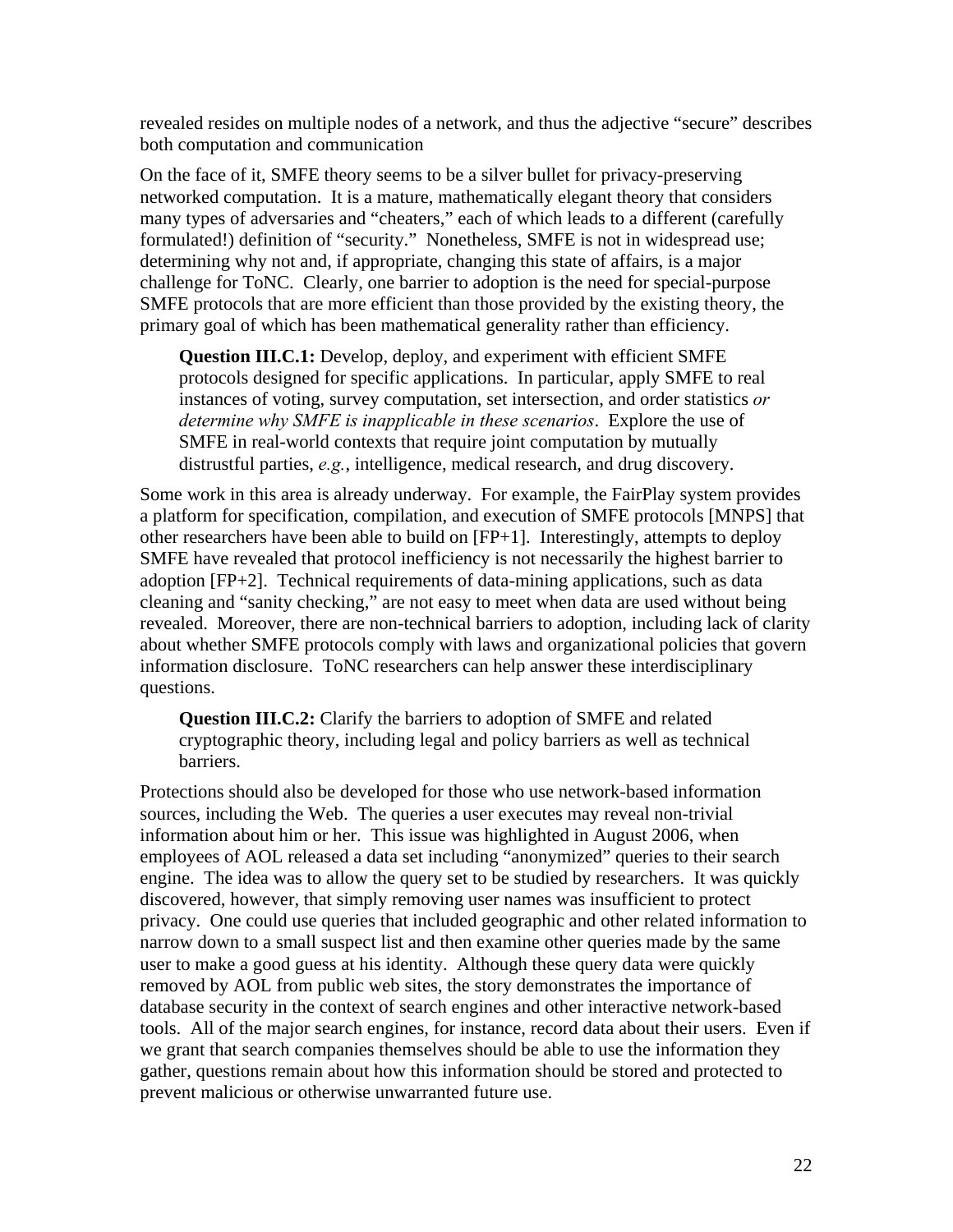revealed resides on multiple nodes of a network, and thus the adjective "secure" describes both computation and communication

On the face of it, SMFE theory seems to be a silver bullet for privacy-preserving networked computation. It is a mature, mathematically elegant theory that considers many types of adversaries and "cheaters," each of which leads to a different (carefully formulated!) definition of "security." Nonetheless, SMFE is not in widespread use; determining why not and, if appropriate, changing this state of affairs, is a major challenge for ToNC. Clearly, one barrier to adoption is the need for special-purpose SMFE protocols that are more efficient than those provided by the existing theory, the primary goal of which has been mathematical generality rather than efficiency.

> **Question III.C.1:** Develop, deploy, and experiment with efficient SMFE protocols designed for specific applications. In particular, apply SMFE to real instances of voting, survey computation, set intersection, and order statistics *or determine why SMFE is inapplicable in these scenarios*. Explore the use of SMFE in real-world contexts that require joint computation by mutually distrustful parties, *e.g.*, intelligence, medical research, and drug discovery.

Some work in this area is already underway. For example, the FairPlay system provides a platform for specification, compilation, and execution of SMFE protocols [MNPS] that other researchers have been able to build on [FP+1]. Interestingly, attempts to deploy SMFE have revealed that protocol inefficiency is not necessarily the highest barrier to adoption [FP+2]. Technical requirements of data-mining applications, such as data cleaning and "sanity checking," are not easy to meet when data are used without being revealed. Moreover, there are non-technical barriers to adoption, including lack of clarity about whether SMFE protocols comply with laws and organizational policies that govern information disclosure. ToNC researchers can help answer these interdisciplinary questions.

> **Question III.C.2:** Clarify the barriers to adoption of SMFE and related cryptographic theory, including legal and policy barriers as well as technical barriers.

Protections should also be developed for those who use network-based information sources, including the Web. The queries a user executes may reveal non-trivial information about him or her. This issue was highlighted in August 2006, when employees of AOL released a data set including "anonymized" queries to their search engine. The idea was to allow the query set to be studied by researchers. It was quickly discovered, however, that simply removing user names was insufficient to protect privacy. One could use queries that included geographic and other related information to narrow down to a small suspect list and then examine other queries made by the same user to make a good guess at his identity. Although these query data were quickly removed by AOL from public web sites, the story demonstrates the importance of database security in the context of search engines and other interactive network-based tools. All of the major search engines, for instance, record data about their users. Even if we grant that search companies themselves should be able to use the information they gather, questions remain about how this information should be stored and protected to prevent malicious or otherwise unwarranted future use.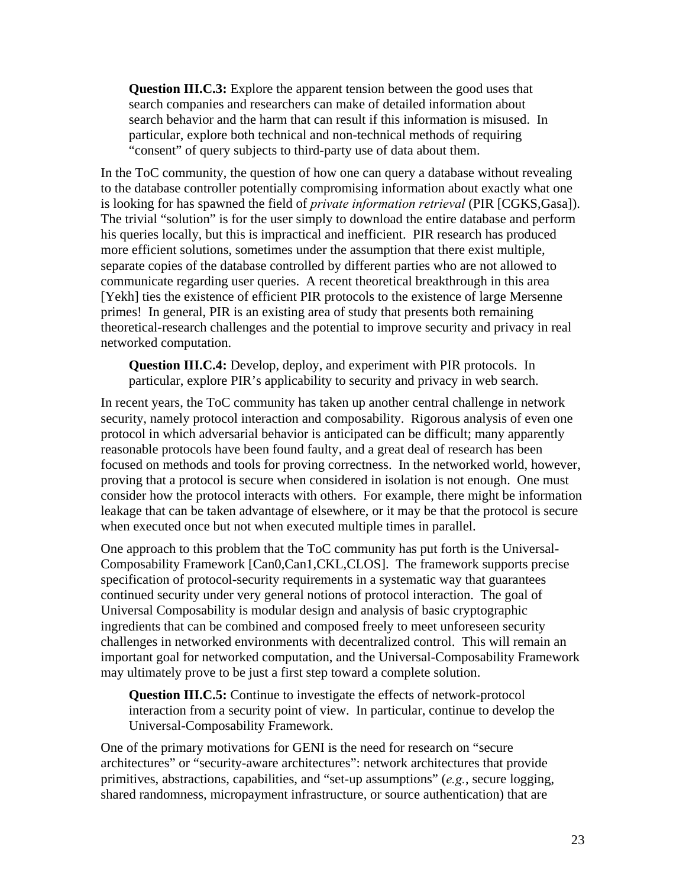**Question III.C.3:** Explore the apparent tension between the good uses that search companies and researchers can make of detailed information about search behavior and the harm that can result if this information is misused. In particular, explore both technical and non-technical methods of requiring "consent" of query subjects to third-party use of data about them.

In the ToC community, the question of how one can query a database without revealing to the database controller potentially compromising information about exactly what one is looking for has spawned the field of *private information retrieval* (PIR [CGKS,Gasa]). The trivial "solution" is for the user simply to download the entire database and perform his queries locally, but this is impractical and inefficient. PIR research has produced more efficient solutions, sometimes under the assumption that there exist multiple, separate copies of the database controlled by different parties who are not allowed to communicate regarding user queries. A recent theoretical breakthrough in this area [Yekh] ties the existence of efficient PIR protocols to the existence of large Mersenne primes! In general, PIR is an existing area of study that presents both remaining theoretical-research challenges and the potential to improve security and privacy in real networked computation.

**Question III.C.4:** Develop, deploy, and experiment with PIR protocols. In particular, explore PIR's applicability to security and privacy in web search.

In recent years, the ToC community has taken up another central challenge in network security, namely protocol interaction and composability. Rigorous analysis of even one protocol in which adversarial behavior is anticipated can be difficult; many apparently reasonable protocols have been found faulty, and a great deal of research has been focused on methods and tools for proving correctness. In the networked world, however, proving that a protocol is secure when considered in isolation is not enough. One must consider how the protocol interacts with others. For example, there might be information leakage that can be taken advantage of elsewhere, or it may be that the protocol is secure when executed once but not when executed multiple times in parallel.

One approach to this problem that the ToC community has put forth is the Universal-Composability Framework [Can0,Can1,CKL,CLOS]. The framework supports precise specification of protocol-security requirements in a systematic way that guarantees continued security under very general notions of protocol interaction. The goal of Universal Composability is modular design and analysis of basic cryptographic ingredients that can be combined and composed freely to meet unforeseen security challenges in networked environments with decentralized control. This will remain an important goal for networked computation, and the Universal-Composability Framework may ultimately prove to be just a first step toward a complete solution.

**Question III.C.5:** Continue to investigate the effects of network-protocol interaction from a security point of view. In particular, continue to develop the Universal-Composability Framework.

One of the primary motivations for GENI is the need for research on "secure architectures" or "security-aware architectures": network architectures that provide primitives, abstractions, capabilities, and "set-up assumptions" (*e.g.*, secure logging, shared randomness, micropayment infrastructure, or source authentication) that are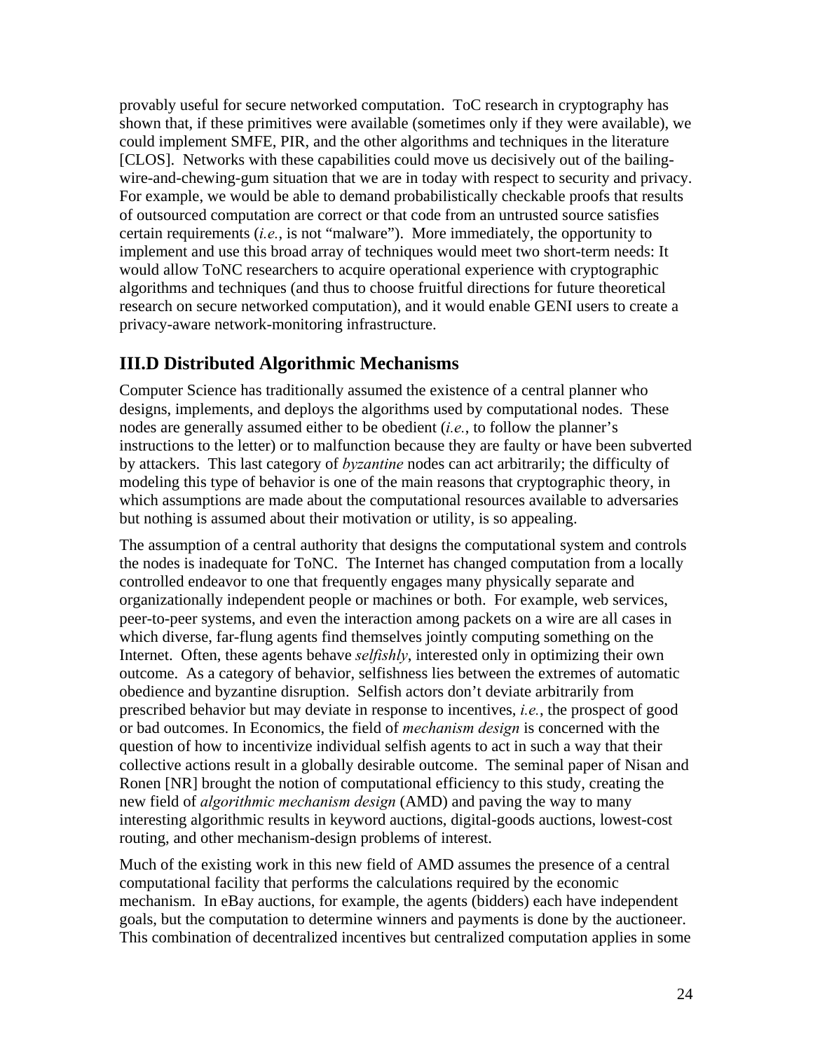provably useful for secure networked computation. ToC research in cryptography has shown that, if these primitives were available (sometimes only if they were available), we could implement SMFE, PIR, and the other algorithms and techniques in the literature [CLOS]. Networks with these capabilities could move us decisively out of the bailing-wire-and-chewing-gum situation that we are in today with respect to security and privacy. For example, we would be able to demand probabilistically checkable proofs that results of outsourced computation are correct or that code from an untrusted source satisfies certain requirements (*i.e.*, is not "malware"). More immediately, the opportunity to implement and use this broad array of techniques would meet two short-term needs: It would allow ToNC researchers to acquire operational experience with cryptographic algorithms and techniques (and thus to choose fruitful directions for future theoretical research on secure networked computation), and it would enable GENI users to create a privacy-aware network-monitoring infrastructure.

## III.D Distributed Algorithmic Mechanisms

Computer Science has traditionally assumed the existence of a central planner who designs, implements, and deploys the algorithms used by computational nodes. These nodes are generally assumed either to be obedient (*i.e.*, to follow the planner's instructions to the letter) or to malfunction because they are faulty or have been subverted by attackers. This last category of *byzantine* nodes can act arbitrarily; the difficulty of modeling this type of behavior is one of the main reasons that cryptographic theory, in which assumptions are made about the computational resources available to adversaries but nothing is assumed about their motivation or utility, is so appealing.

The assumption of a central authority that designs the computational system and controls the nodes is inadequate for ToNC. The Internet has changed computation from a locally controlled endeavor to one that frequently engages many physically separate and organizationally independent people or machines or both. For example, web services, peer-to-peer systems, and even the interaction among packets on a wire are all cases in which diverse, far-flung agents find themselves jointly computing something on the Internet. Often, these agents behave *selfishly*, interested only in optimizing their own outcome. As a category of behavior, selfishness lies between the extremes of automatic obedience and byzantine disruption. Selfish actors don't deviate arbitrarily from prescribed behavior but may deviate in response to incentives, *i.e.*, the prospect of good or bad outcomes. In Economics, the field of *mechanism design* is concerned with the question of how to incentivize individual selfish agents to act in such a way that their collective actions result in a globally desirable outcome. The seminal paper of Nisan and Ronen [NR] brought the notion of computational efficiency to this study, creating the new field of *algorithmic mechanism design* (AMD) and paving the way to many interesting algorithmic results in keyword auctions, digital-goods auctions, lowest-cost routing, and other mechanism-design problems of interest.

Much of the existing work in this new field of AMD assumes the presence of a central computational facility that performs the calculations required by the economic mechanism. In eBay auctions, for example, the agents (bidders) each have independent goals, but the computation to determine winners and payments is done by the auctioneer. This combination of decentralized incentives but centralized computation applies in some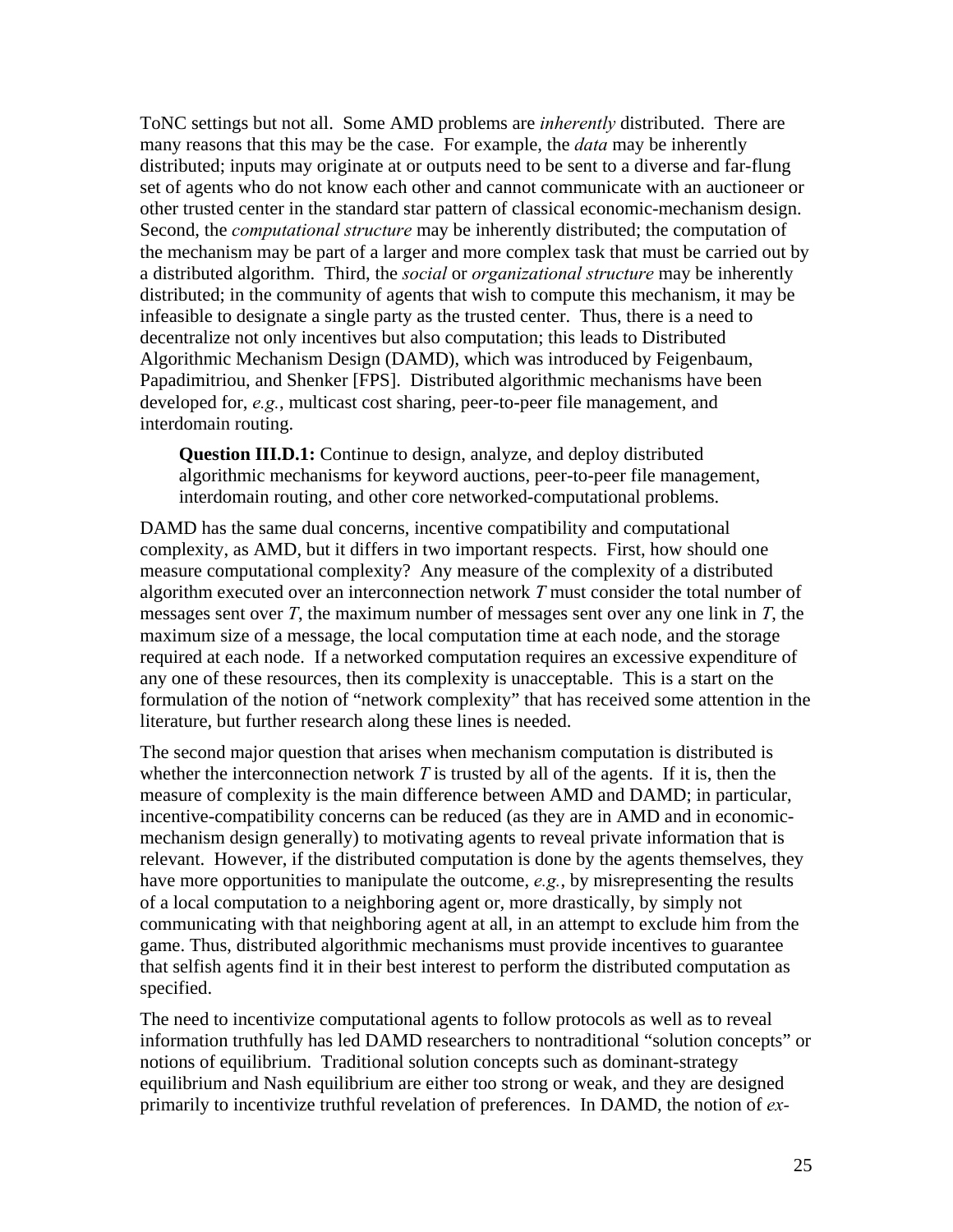ToNC settings but not all. Some AMD problems are *inherently* distributed. There are many reasons that this may be the case. For example, the *data* may be inherently distributed; inputs may originate at or outputs need to be sent to a diverse and far-flung set of agents who do not know each other and cannot communicate with an auctioneer or other trusted center in the standard star pattern of classical economic-mechanism design. Second, the *computational structure* may be inherently distributed; the computation of the mechanism may be part of a larger and more complex task that must be carried out by a distributed algorithm. Third, the *social* or *organizational structure* may be inherently distributed; in the community of agents that wish to compute this mechanism, it may be infeasible to designate a single party as the trusted center. Thus, there is a need to decentralize not only incentives but also computation; this leads to Distributed Algorithmic Mechanism Design (DAMD), which was introduced by Feigenbaum, Papadimitriou, and Shenker [FPS]. Distributed algorithmic mechanisms have been developed for, *e.g.*, multicast cost sharing, peer-to-peer file management, and interdomain routing.

> **Question III.D.1:** Continue to design, analyze, and deploy distributed algorithmic mechanisms for keyword auctions, peer-to-peer file management, interdomain routing, and other core networked-computational problems.

DAMD has the same dual concerns, incentive compatibility and computational complexity, as AMD, but it differs in two important respects. First, how should one measure computational complexity? Any measure of the complexity of a distributed algorithm executed over an interconnection network $T$ must consider the total number of messages sent over $T$, the maximum number of messages sent over any one link in $T$, the maximum size of a message, the local computation time at each node, and the storage required at each node. If a networked computation requires an excessive expenditure of any one of these resources, then its complexity is unacceptable. This is a start on the formulation of the notion of "network complexity" that has received some attention in the literature, but further research along these lines is needed.

The second major question that arises when mechanism computation is distributed is whether the interconnection network $T$ is trusted by all of the agents. If it is, then the measure of complexity is the main difference between AMD and DAMD; in particular, incentive-compatibility concerns can be reduced (as they are in AMD and in economic-mechanism design generally) to motivating agents to reveal private information that is relevant. However, if the distributed computation is done by the agents themselves, they have more opportunities to manipulate the outcome, *e.g.*, by misrepresenting the results of a local computation to a neighboring agent or, more drastically, by simply not communicating with that neighboring agent at all, in an attempt to exclude him from the game. Thus, distributed algorithmic mechanisms must provide incentives to guarantee that selfish agents find it in their best interest to perform the distributed computation as specified.

The need to incentivize computational agents to follow protocols as well as to reveal information truthfully has led DAMD researchers to nontraditional "solution concepts" or notions of equilibrium. Traditional solution concepts such as dominant-strategy equilibrium and Nash equilibrium are either too strong or weak, and they are designed primarily to incentivize truthful revelation of preferences. In DAMD, the notion of *ex-*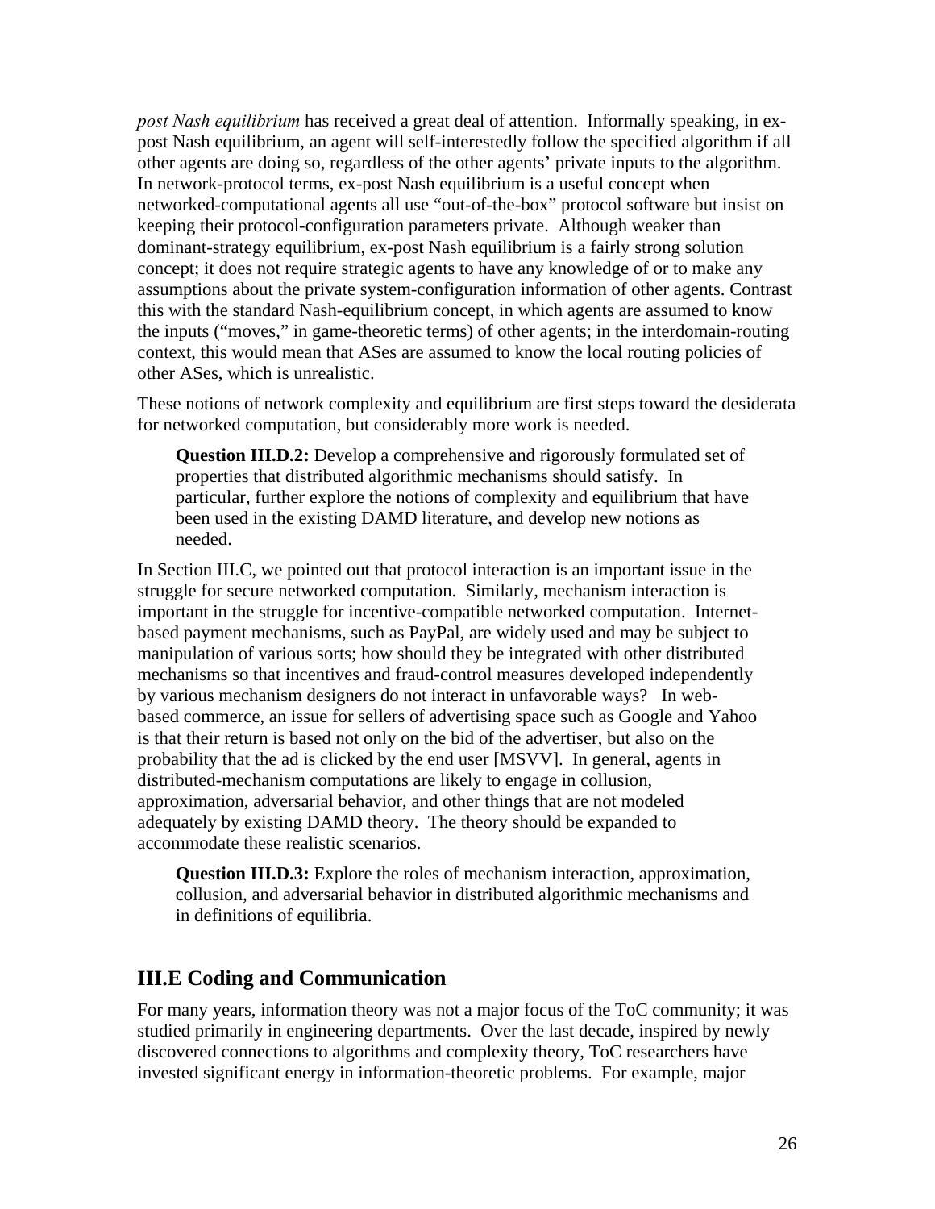*post Nash equilibrium* has received a great deal of attention. Informally speaking, in ex-post Nash equilibrium, an agent will self-interestedly follow the specified algorithm if all other agents are doing so, regardless of the other agents' private inputs to the algorithm. In network-protocol terms, ex-post Nash equilibrium is a useful concept when networked-computational agents all use "out-of-the-box" protocol software but insist on keeping their protocol-configuration parameters private. Although weaker than dominant-strategy equilibrium, ex-post Nash equilibrium is a fairly strong solution concept; it does not require strategic agents to have any knowledge of or to make any assumptions about the private system-configuration information of other agents. Contrast this with the standard Nash-equilibrium concept, in which agents are assumed to know the inputs ("moves," in game-theoretic terms) of other agents; in the interdomain-routing context, this would mean that ASes are assumed to know the local routing policies of other ASes, which is unrealistic.

These notions of network complexity and equilibrium are first steps toward the desiderata for networked computation, but considerably more work is needed.

> **Question III.D.2:** Develop a comprehensive and rigorously formulated set of properties that distributed algorithmic mechanisms should satisfy. In particular, further explore the notions of complexity and equilibrium that have been used in the existing DAMD literature, and develop new notions as needed.

In Section III.C, we pointed out that protocol interaction is an important issue in the struggle for secure networked computation. Similarly, mechanism interaction is important in the struggle for incentive-compatible networked computation. Internet-based payment mechanisms, such as PayPal, are widely used and may be subject to manipulation of various sorts; how should they be integrated with other distributed mechanisms so that incentives and fraud-control measures developed independently by various mechanism designers do not interact in unfavorable ways? In web-based commerce, an issue for sellers of advertising space such as Google and Yahoo is that their return is based not only on the bid of the advertiser, but also on the probability that the ad is clicked by the end user [MSVV]. In general, agents in distributed-mechanism computations are likely to engage in collusion, approximation, adversarial behavior, and other things that are not modeled adequately by existing DAMD theory. The theory should be expanded to accommodate these realistic scenarios.

> **Question III.D.3:** Explore the roles of mechanism interaction, approximation, collusion, and adversarial behavior in distributed algorithmic mechanisms and in definitions of equilibria.

## III.E Coding and Communication

For many years, information theory was not a major focus of the ToC community; it was studied primarily in engineering departments. Over the last decade, inspired by newly discovered connections to algorithms and complexity theory, ToC researchers have invested significant energy in information-theoretic problems. For example, major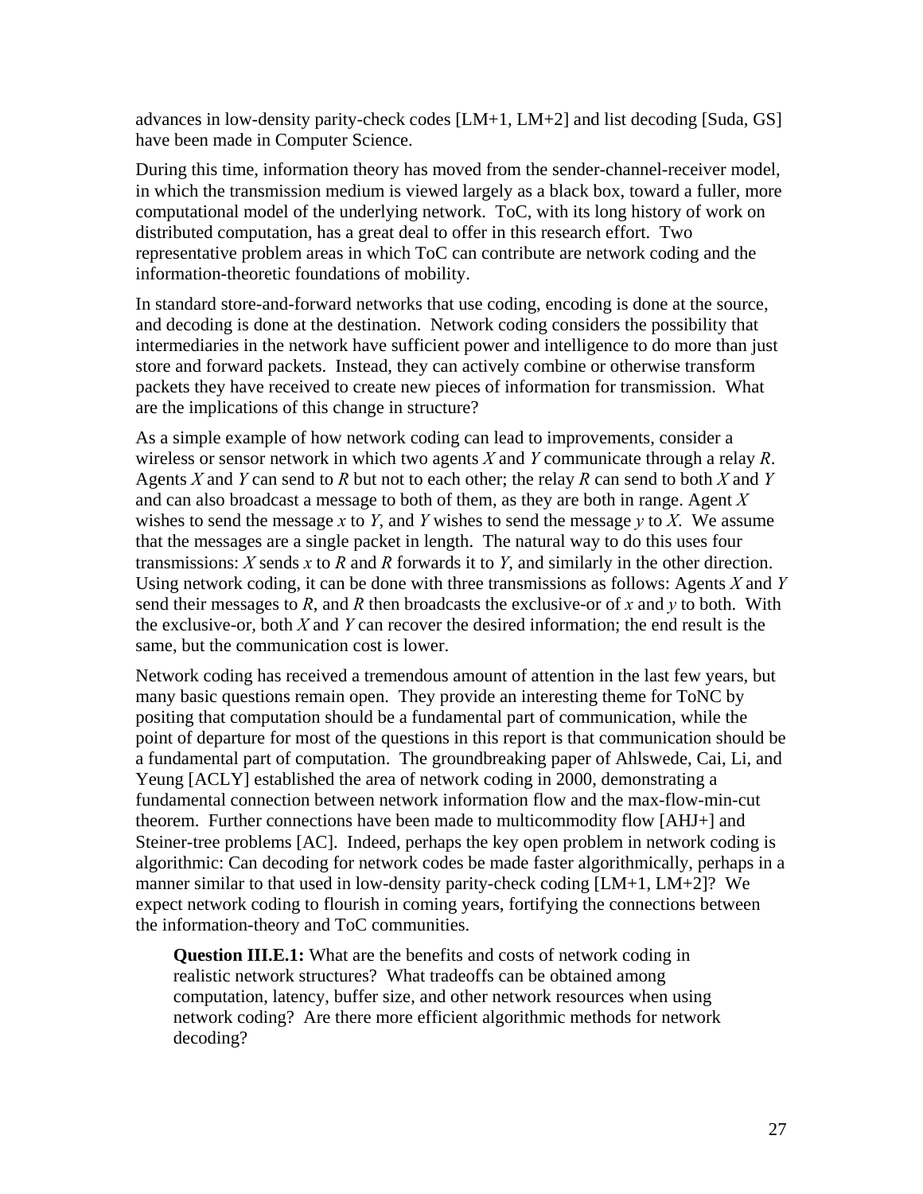advances in low-density parity-check codes [LM+1, LM+2] and list decoding [Suda, GS] have been made in Computer Science.

During this time, information theory has moved from the sender-channel-receiver model, in which the transmission medium is viewed largely as a black box, toward a fuller, more computational model of the underlying network. ToC, with its long history of work on distributed computation, has a great deal to offer in this research effort. Two representative problem areas in which ToC can contribute are network coding and the information-theoretic foundations of mobility.

In standard store-and-forward networks that use coding, encoding is done at the source, and decoding is done at the destination. Network coding considers the possibility that intermediaries in the network have sufficient power and intelligence to do more than just store and forward packets. Instead, they can actively combine or otherwise transform packets they have received to create new pieces of information for transmission. What are the implications of this change in structure?

As a simple example of how network coding can lead to improvements, consider a wireless or sensor network in which two agents *X* and *Y* communicate through a relay *R*. Agents *X* and *Y* can send to *R* but not to each other; the relay *R* can send to both *X* and *Y* and can also broadcast a message to both of them, as they are both in range. Agent *X* wishes to send the message *x* to *Y*, and *Y* wishes to send the message *y* to *X*. We assume that the messages are a single packet in length. The natural way to do this uses four transmissions: *X* sends *x* to *R* and *R* forwards it to *Y*, and similarly in the other direction. Using network coding, it can be done with three transmissions as follows: Agents *X* and *Y* send their messages to *R*, and *R* then broadcasts the exclusive-or of *x* and *y* to both. With the exclusive-or, both *X* and *Y* can recover the desired information; the end result is the same, but the communication cost is lower.

Network coding has received a tremendous amount of attention in the last few years, but many basic questions remain open. They provide an interesting theme for ToNC by positing that computation should be a fundamental part of communication, while the point of departure for most of the questions in this report is that communication should be a fundamental part of computation. The groundbreaking paper of Ahlswede, Cai, Li, and Yeung [ACLY] established the area of network coding in 2000, demonstrating a fundamental connection between network information flow and the max-flow-min-cut theorem. Further connections have been made to multicommodity flow [AHJ+] and Steiner-tree problems [AC]. Indeed, perhaps the key open problem in network coding is algorithmic: Can decoding for network codes be made faster algorithmically, perhaps in a manner similar to that used in low-density parity-check coding [LM+1, LM+2]? We expect network coding to flourish in coming years, fortifying the connections between the information-theory and ToC communities.

> **Question III.E.1:** What are the benefits and costs of network coding in realistic network structures? What tradeoffs can be obtained among computation, latency, buffer size, and other network resources when using network coding? Are there more efficient algorithmic methods for network decoding?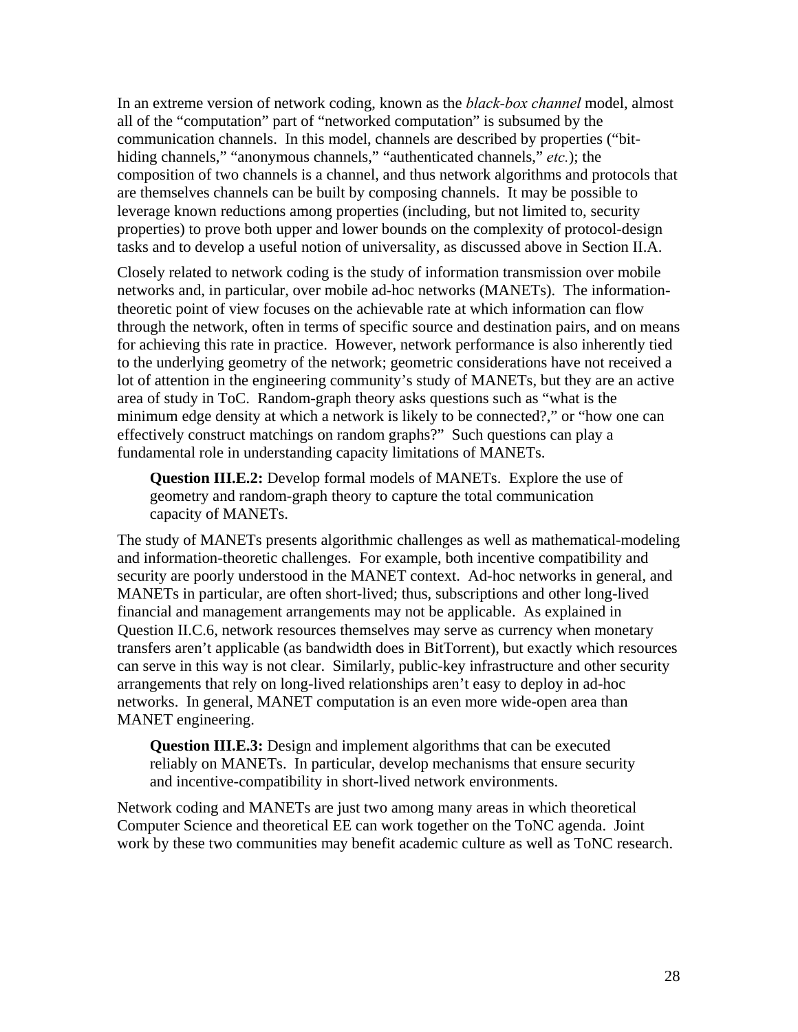In an extreme version of network coding, known as the *black-box channel* model, almost all of the "computation" part of "networked computation" is subsumed by the communication channels. In this model, channels are described by properties ("bit-hiding channels," "anonymous channels," "authenticated channels," *etc.*); the composition of two channels is a channel, and thus network algorithms and protocols that are themselves channels can be built by composing channels. It may be possible to leverage known reductions among properties (including, but not limited to, security properties) to prove both upper and lower bounds on the complexity of protocol-design tasks and to develop a useful notion of universality, as discussed above in Section II.A.

Closely related to network coding is the study of information transmission over mobile networks and, in particular, over mobile ad-hoc networks (MANETs). The information-theoretic point of view focuses on the achievable rate at which information can flow through the network, often in terms of specific source and destination pairs, and on means for achieving this rate in practice. However, network performance is also inherently tied to the underlying geometry of the network; geometric considerations have not received a lot of attention in the engineering community's study of MANETs, but they are an active area of study in ToC. Random-graph theory asks questions such as "what is the minimum edge density at which a network is likely to be connected?," or "how one can effectively construct matchings on random graphs?" Such questions can play a fundamental role in understanding capacity limitations of MANETs.

> **Question III.E.2:** Develop formal models of MANETs. Explore the use of geometry and random-graph theory to capture the total communication capacity of MANETs.

The study of MANETs presents algorithmic challenges as well as mathematical-modeling and information-theoretic challenges. For example, both incentive compatibility and security are poorly understood in the MANET context. Ad-hoc networks in general, and MANETs in particular, are often short-lived; thus, subscriptions and other long-lived financial and management arrangements may not be applicable. As explained in Question II.C.6, network resources themselves may serve as currency when monetary transfers aren't applicable (as bandwidth does in BitTorrent), but exactly which resources can serve in this way is not clear. Similarly, public-key infrastructure and other security arrangements that rely on long-lived relationships aren't easy to deploy in ad-hoc networks. In general, MANET computation is an even more wide-open area than MANET engineering.

> **Question III.E.3:** Design and implement algorithms that can be executed reliably on MANETs. In particular, develop mechanisms that ensure security and incentive-compatibility in short-lived network environments.

Network coding and MANETs are just two among many areas in which theoretical Computer Science and theoretical EE can work together on the ToNC agenda. Joint work by these two communities may benefit academic culture as well as ToNC research.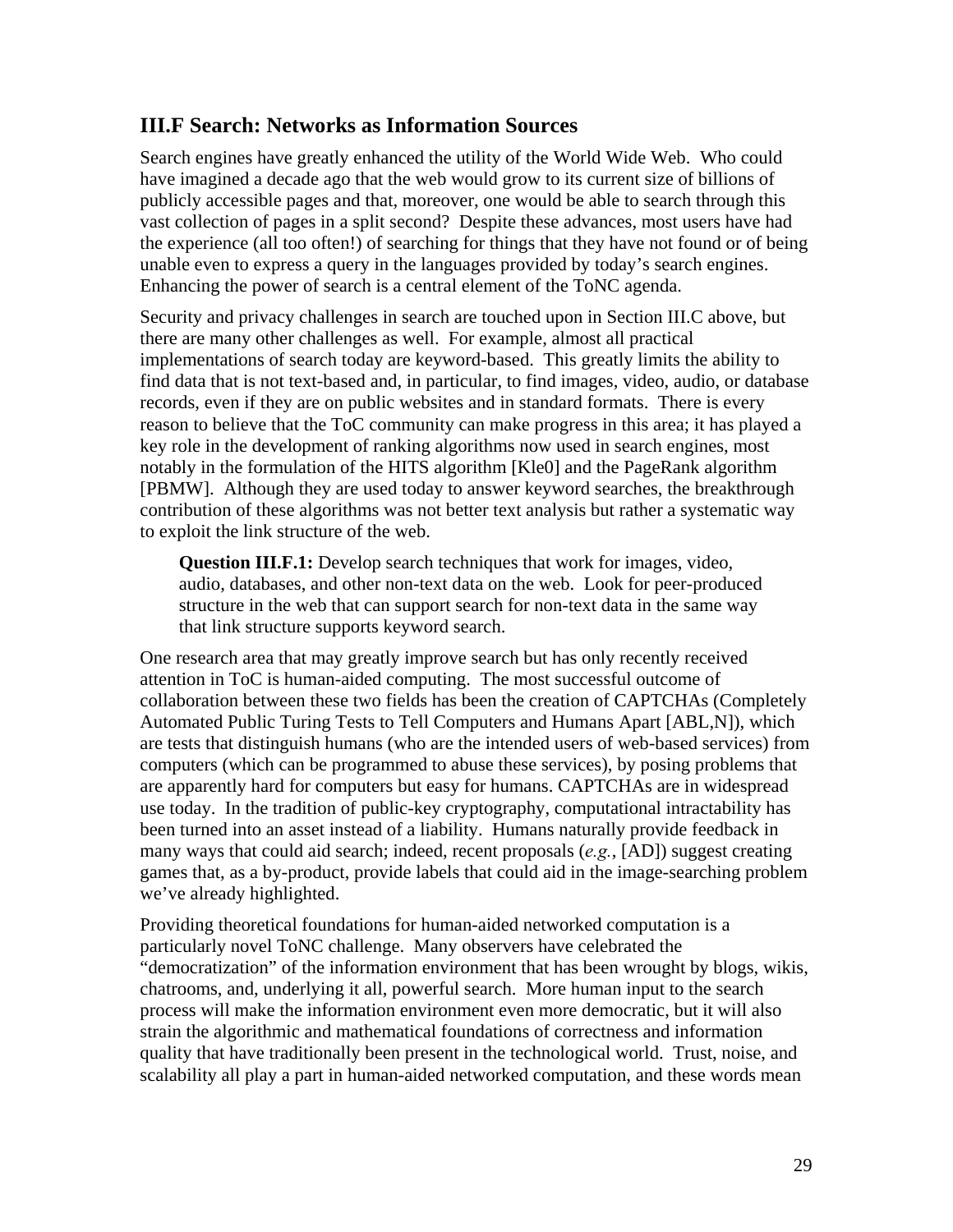## III.F Search: Networks as Information Sources

Search engines have greatly enhanced the utility of the World Wide Web. Who could have imagined a decade ago that the web would grow to its current size of billions of publicly accessible pages and that, moreover, one would be able to search through this vast collection of pages in a split second? Despite these advances, most users have had the experience (all too often!) of searching for things that they have not found or of being unable even to express a query in the languages provided by today's search engines. Enhancing the power of search is a central element of the ToNC agenda.

Security and privacy challenges in search are touched upon in Section III.C above, but there are many other challenges as well. For example, almost all practical implementations of search today are keyword-based. This greatly limits the ability to find data that is not text-based and, in particular, to find images, video, audio, or database records, even if they are on public websites and in standard formats. There is every reason to believe that the ToC community can make progress in this area; it has played a key role in the development of ranking algorithms now used in search engines, most notably in the formulation of the HITS algorithm [Kle0] and the PageRank algorithm [PBMW]. Although they are used today to answer keyword searches, the breakthrough contribution of these algorithms was not better text analysis but rather a systematic way to exploit the link structure of the web.

> **Question III.F.1:** Develop search techniques that work for images, video, audio, databases, and other non-text data on the web. Look for peer-produced structure in the web that can support search for non-text data in the same way that link structure supports keyword search.

One research area that may greatly improve search but has only recently received attention in ToC is human-aided computing. The most successful outcome of collaboration between these two fields has been the creation of CAPTCHAs (Completely Automated Public Turing Tests to Tell Computers and Humans Apart [ABL,N]), which are tests that distinguish humans (who are the intended users of web-based services) from computers (which can be programmed to abuse these services), by posing problems that are apparently hard for computers but easy for humans. CAPTCHAs are in widespread use today. In the tradition of public-key cryptography, computational intractability has been turned into an asset instead of a liability. Humans naturally provide feedback in many ways that could aid search; indeed, recent proposals (*e.g.*, [AD]) suggest creating games that, as a by-product, provide labels that could aid in the image-searching problem we've already highlighted.

Providing theoretical foundations for human-aided networked computation is a particularly novel ToNC challenge. Many observers have celebrated the "democratization" of the information environment that has been wrought by blogs, wikis, chatrooms, and, underlying it all, powerful search. More human input to the search process will make the information environment even more democratic, but it will also strain the algorithmic and mathematical foundations of correctness and information quality that have traditionally been present in the technological world. Trust, noise, and scalability all play a part in human-aided networked computation, and these words mean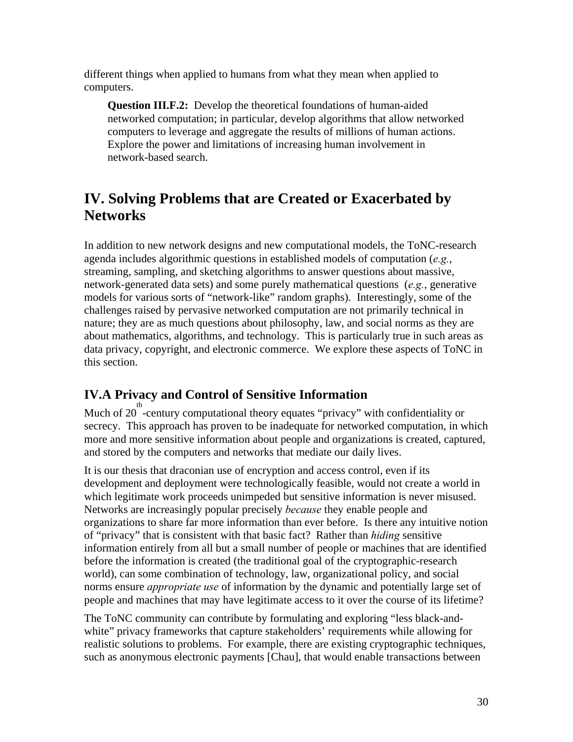different things when applied to humans from what they mean when applied to computers.

> **Question III.F.2:** Develop the theoretical foundations of human-aided networked computation; in particular, develop algorithms that allow networked computers to leverage and aggregate the results of millions of human actions. Explore the power and limitations of increasing human involvement in network-based search.

## IV. Solving Problems that are Created or Exacerbated by Networks

In addition to new network designs and new computational models, the ToNC-research agenda includes algorithmic questions in established models of computation (*e.g.*, streaming, sampling, and sketching algorithms to answer questions about massive, network-generated data sets) and some purely mathematical questions (*e.g.*, generative models for various sorts of "network-like" random graphs). Interestingly, some of the challenges raised by pervasive networked computation are not primarily technical in nature; they are as much questions about philosophy, law, and social norms as they are about mathematics, algorithms, and technology. This is particularly true in such areas as data privacy, copyright, and electronic commerce. We explore these aspects of ToNC in this section.

### IV.A Privacy and Control of Sensitive Information

Much of 20th-century computational theory equates "privacy" with confidentiality or secrecy. This approach has proven to be inadequate for networked computation, in which more and more sensitive information about people and organizations is created, captured, and stored by the computers and networks that mediate our daily lives.

It is our thesis that draconian use of encryption and access control, even if its development and deployment were technologically feasible, would not create a world in which legitimate work proceeds unimpeded but sensitive information is never misused. Networks are increasingly popular precisely *because* they enable people and organizations to share far more information than ever before. Is there any intuitive notion of "privacy" that is consistent with that basic fact? Rather than *hiding* sensitive information entirely from all but a small number of people or machines that are identified before the information is created (the traditional goal of the cryptographic-research world), can some combination of technology, law, organizational policy, and social norms ensure *appropriate use* of information by the dynamic and potentially large set of people and machines that may have legitimate access to it over the course of its lifetime?

The ToNC community can contribute by formulating and exploring "less black-and-white" privacy frameworks that capture stakeholders' requirements while allowing for realistic solutions to problems. For example, there are existing cryptographic techniques, such as anonymous electronic payments [Chau], that would enable transactions between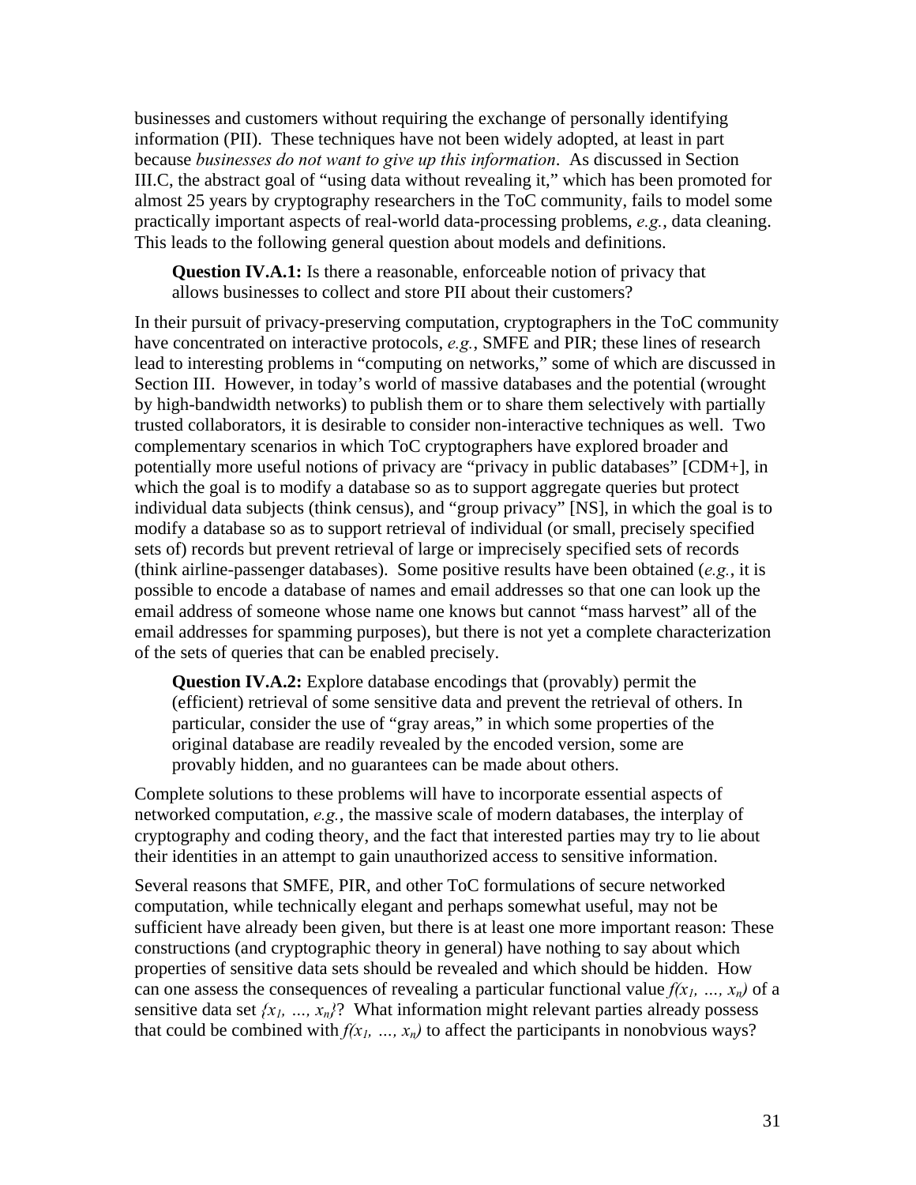businesses and customers without requiring the exchange of personally identifying information (PII). These techniques have not been widely adopted, at least in part because *businesses do not want to give up this information*. As discussed in Section III.C, the abstract goal of "using data without revealing it," which has been promoted for almost 25 years by cryptography researchers in the ToC community, fails to model some practically important aspects of real-world data-processing problems, *e.g.*, data cleaning. This leads to the following general question about models and definitions.

> **Question IV.A.1:** Is there a reasonable, enforceable notion of privacy that allows businesses to collect and store PII about their customers?

In their pursuit of privacy-preserving computation, cryptographers in the ToC community have concentrated on interactive protocols, *e.g.*, SMFE and PIR; these lines of research lead to interesting problems in "computing on networks," some of which are discussed in Section III. However, in today's world of massive databases and the potential (wrought by high-bandwidth networks) to publish them or to share them selectively with partially trusted collaborators, it is desirable to consider non-interactive techniques as well. Two complementary scenarios in which ToC cryptographers have explored broader and potentially more useful notions of privacy are "privacy in public databases" [CDM+], in which the goal is to modify a database so as to support aggregate queries but protect individual data subjects (think census), and "group privacy" [NS], in which the goal is to modify a database so as to support retrieval of individual (or small, precisely specified sets of) records but prevent retrieval of large or imprecisely specified sets of records (think airline-passenger databases). Some positive results have been obtained (*e.g.*, it is possible to encode a database of names and email addresses so that one can look up the email address of someone whose name one knows but cannot "mass harvest" all of the email addresses for spamming purposes), but there is not yet a complete characterization of the sets of queries that can be enabled precisely.

> **Question IV.A.2:** Explore database encodings that (provably) permit the (efficient) retrieval of some sensitive data and prevent the retrieval of others. In particular, consider the use of "gray areas," in which some properties of the original database are readily revealed by the encoded version, some are provably hidden, and no guarantees can be made about others.

Complete solutions to these problems will have to incorporate essential aspects of networked computation, *e.g.*, the massive scale of modern databases, the interplay of cryptography and coding theory, and the fact that interested parties may try to lie about their identities in an attempt to gain unauthorized access to sensitive information.

Several reasons that SMFE, PIR, and other ToC formulations of secure networked computation, while technically elegant and perhaps somewhat useful, may not be sufficient have already been given, but there is at least one more important reason: These constructions (and cryptographic theory in general) have nothing to say about which properties of sensitive data sets should be revealed and which should be hidden. How can one assess the consequences of revealing a particular functional value $f(x_1, \ldots, x_n)$ of a sensitive data set $\{x_1, \ldots, x_n\}$? What information might relevant parties already possess that could be combined with $f(x_1, \ldots, x_n)$ to affect the participants in nonobvious ways?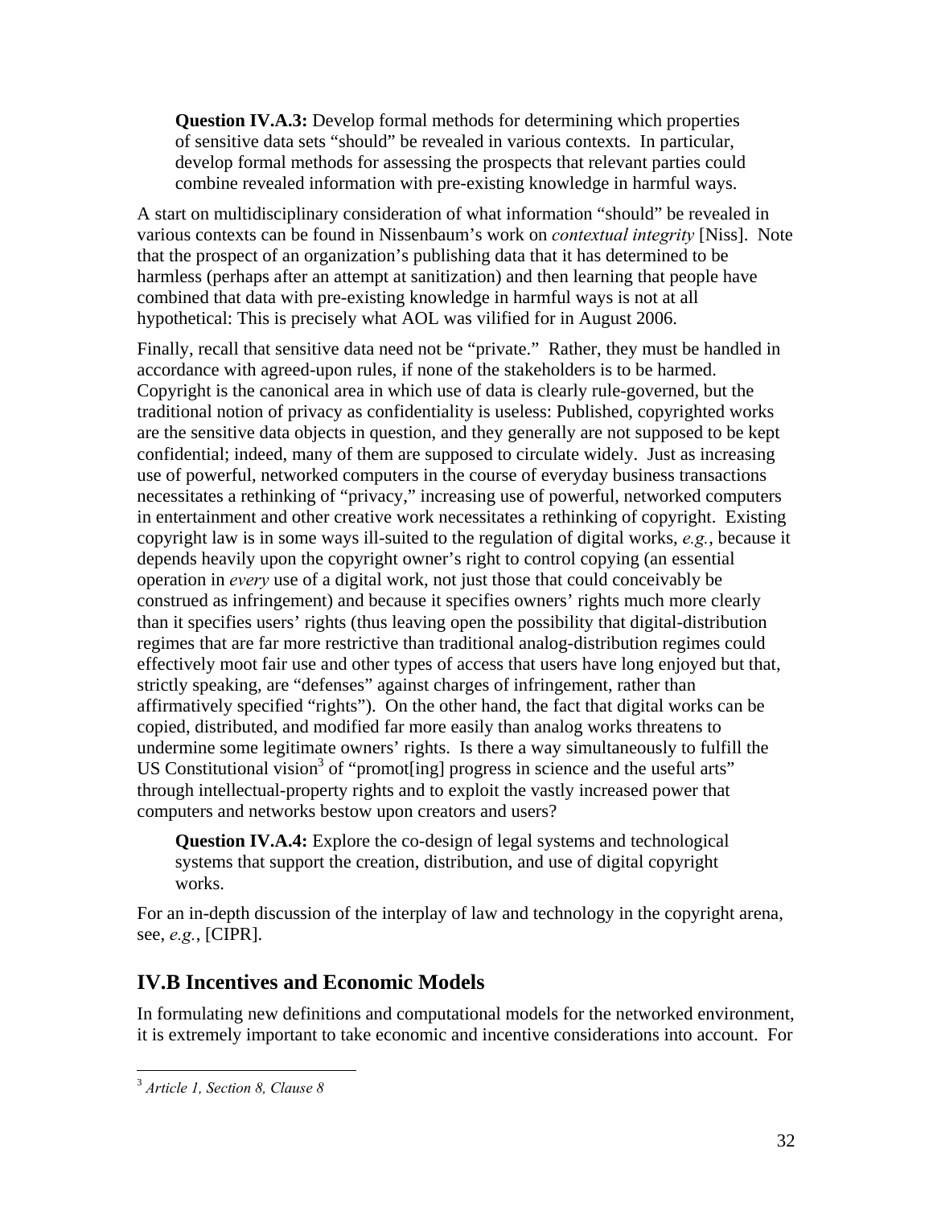> **Question IV.A.3:** Develop formal methods for determining which properties of sensitive data sets "should" be revealed in various contexts. In particular, develop formal methods for assessing the prospects that relevant parties could combine revealed information with pre-existing knowledge in harmful ways.

A start on multidisciplinary consideration of what information "should" be revealed in various contexts can be found in Nissenbaum's work on *contextual integrity* [Niss]. Note that the prospect of an organization's publishing data that it has determined to be harmless (perhaps after an attempt at sanitization) and then learning that people have combined that data with pre-existing knowledge in harmful ways is not at all hypothetical: This is precisely what AOL was vilified for in August 2006.

Finally, recall that sensitive data need not be "private." Rather, they must be handled in accordance with agreed-upon rules, if none of the stakeholders is to be harmed. Copyright is the canonical area in which use of data is clearly rule-governed, but the traditional notion of privacy as confidentiality is useless: Published, copyrighted works are the sensitive data objects in question, and they generally are not supposed to be kept confidential; indeed, many of them are supposed to circulate widely. Just as increasing use of powerful, networked computers in the course of everyday business transactions necessitates a rethinking of "privacy," increasing use of powerful, networked computers in entertainment and other creative work necessitates a rethinking of copyright. Existing copyright law is in some ways ill-suited to the regulation of digital works, *e.g.*, because it depends heavily upon the copyright owner's right to control copying (an essential operation in *every* use of a digital work, not just those that could conceivably be construed as infringement) and because it specifies owners' rights much more clearly than it specifies users' rights (thus leaving open the possibility that digital-distribution regimes that are far more restrictive than traditional analog-distribution regimes could effectively moot fair use and other types of access that users have long enjoyed but that, strictly speaking, are "defenses" against charges of infringement, rather than affirmatively specified "rights"). On the other hand, the fact that digital works can be copied, distributed, and modified far more easily than analog works threatens to undermine some legitimate owners' rights. Is there a way simultaneously to fulfill the US Constitutional vision[3] of "promot[ing] progress in science and the useful arts" through intellectual-property rights and to exploit the vastly increased power that computers and networks bestow upon creators and users?

> **Question IV.A.4:** Explore the co-design of legal systems and technological systems that support the creation, distribution, and use of digital copyright works.

For an in-depth discussion of the interplay of law and technology in the copyright arena, see, *e.g.*, [CIPR].

## IV.B Incentives and Economic Models

In formulating new definitions and computational models for the networked environment, it is extremely important to take economic and incentive considerations into account. For

---

[3] *Article 1, Section 8, Clause 8*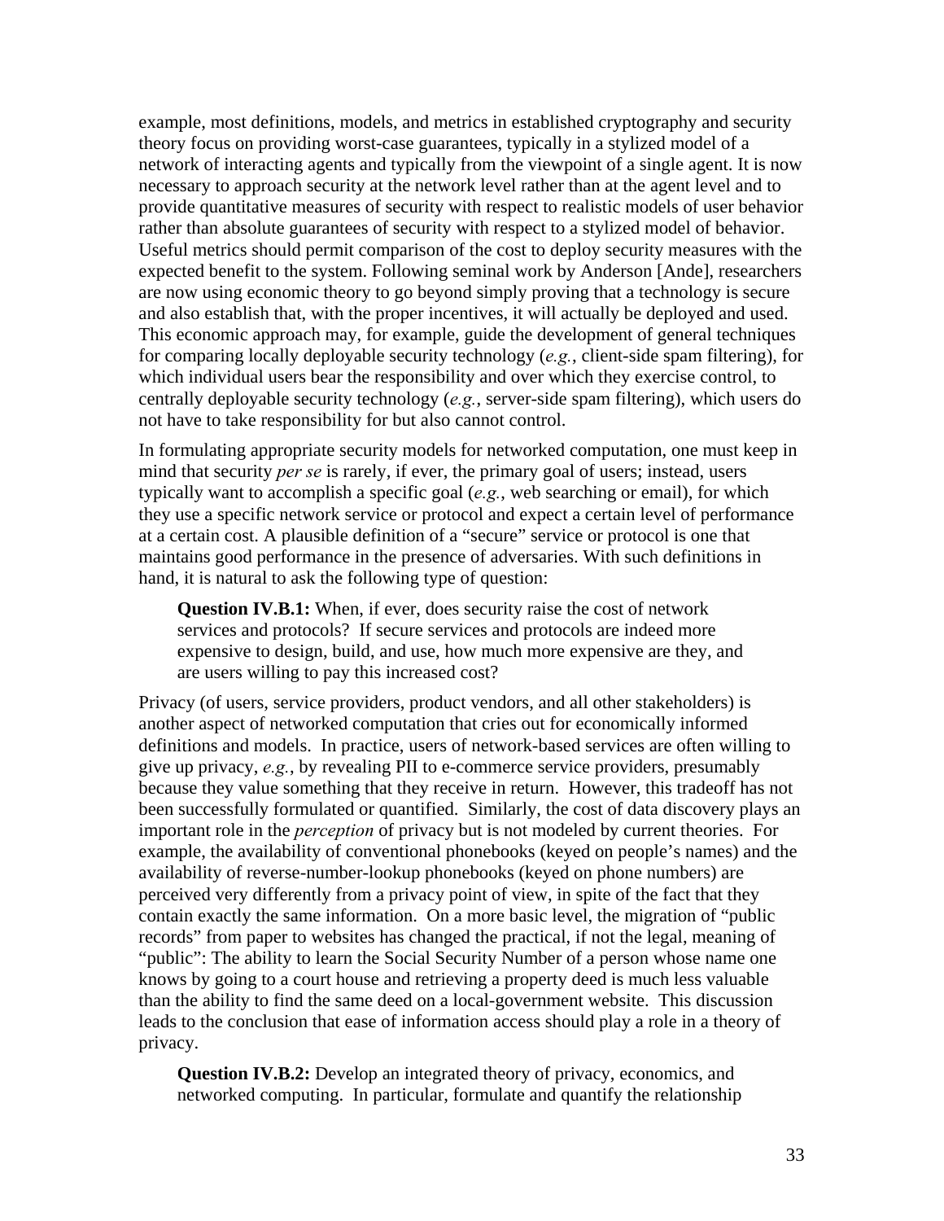example, most definitions, models, and metrics in established cryptography and security theory focus on providing worst-case guarantees, typically in a stylized model of a network of interacting agents and typically from the viewpoint of a single agent. It is now necessary to approach security at the network level rather than at the agent level and to provide quantitative measures of security with respect to realistic models of user behavior rather than absolute guarantees of security with respect to a stylized model of behavior. Useful metrics should permit comparison of the cost to deploy security measures with the expected benefit to the system. Following seminal work by Anderson [Ande], researchers are now using economic theory to go beyond simply proving that a technology is secure and also establish that, with the proper incentives, it will actually be deployed and used. This economic approach may, for example, guide the development of general techniques for comparing locally deployable security technology (*e.g.*, client-side spam filtering), for which individual users bear the responsibility and over which they exercise control, to centrally deployable security technology (*e.g.*, server-side spam filtering), which users do not have to take responsibility for but also cannot control.

In formulating appropriate security models for networked computation, one must keep in mind that security *per se* is rarely, if ever, the primary goal of users; instead, users typically want to accomplish a specific goal (*e.g.*, web searching or email), for which they use a specific network service or protocol and expect a certain level of performance at a certain cost. A plausible definition of a "secure" service or protocol is one that maintains good performance in the presence of adversaries. With such definitions in hand, it is natural to ask the following type of question:

> **Question IV.B.1:** When, if ever, does security raise the cost of network services and protocols? If secure services and protocols are indeed more expensive to design, build, and use, how much more expensive are they, and are users willing to pay this increased cost?

Privacy (of users, service providers, product vendors, and all other stakeholders) is another aspect of networked computation that cries out for economically informed definitions and models. In practice, users of network-based services are often willing to give up privacy, *e.g.*, by revealing PII to e-commerce service providers, presumably because they value something that they receive in return. However, this tradeoff has not been successfully formulated or quantified. Similarly, the cost of data discovery plays an important role in the *perception* of privacy but is not modeled by current theories. For example, the availability of conventional phonebooks (keyed on people's names) and the availability of reverse-number-lookup phonebooks (keyed on phone numbers) are perceived very differently from a privacy point of view, in spite of the fact that they contain exactly the same information. On a more basic level, the migration of "public records" from paper to websites has changed the practical, if not the legal, meaning of "public": The ability to learn the Social Security Number of a person whose name one knows by going to a court house and retrieving a property deed is much less valuable than the ability to find the same deed on a local-government website. This discussion leads to the conclusion that ease of information access should play a role in a theory of privacy.

> **Question IV.B.2:** Develop an integrated theory of privacy, economics, and networked computing. In particular, formulate and quantify the relationship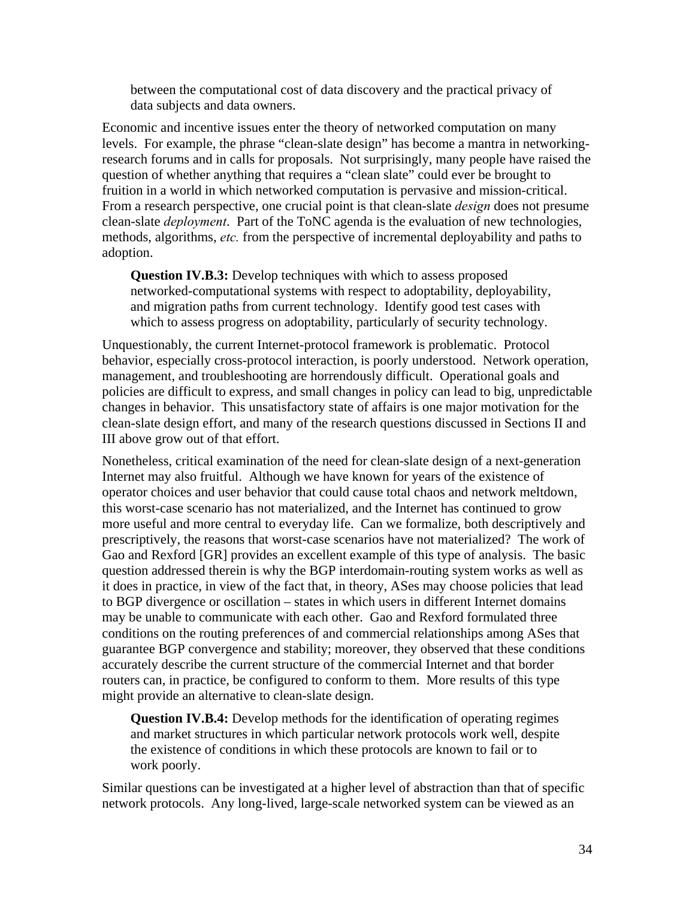between the computational cost of data discovery and the practical privacy of data subjects and data owners.

Economic and incentive issues enter the theory of networked computation on many levels. For example, the phrase "clean-slate design" has become a mantra in networking-research forums and in calls for proposals. Not surprisingly, many people have raised the question of whether anything that requires a "clean slate" could ever be brought to fruition in a world in which networked computation is pervasive and mission-critical. From a research perspective, one crucial point is that clean-slate *design* does not presume clean-slate *deployment*. Part of the ToNC agenda is the evaluation of new technologies, methods, algorithms, *etc.* from the perspective of incremental deployability and paths to adoption.

> **Question IV.B.3:** Develop techniques with which to assess proposed networked-computational systems with respect to adoptability, deployability, and migration paths from current technology. Identify good test cases with which to assess progress on adoptability, particularly of security technology.

Unquestionably, the current Internet-protocol framework is problematic. Protocol behavior, especially cross-protocol interaction, is poorly understood. Network operation, management, and troubleshooting are horrendously difficult. Operational goals and policies are difficult to express, and small changes in policy can lead to big, unpredictable changes in behavior. This unsatisfactory state of affairs is one major motivation for the clean-slate design effort, and many of the research questions discussed in Sections II and III above grow out of that effort.

Nonetheless, critical examination of the need for clean-slate design of a next-generation Internet may also fruitful. Although we have known for years of the existence of operator choices and user behavior that could cause total chaos and network meltdown, this worst-case scenario has not materialized, and the Internet has continued to grow more useful and more central to everyday life. Can we formalize, both descriptively and prescriptively, the reasons that worst-case scenarios have not materialized? The work of Gao and Rexford [GR] provides an excellent example of this type of analysis. The basic question addressed therein is why the BGP interdomain-routing system works as well as it does in practice, in view of the fact that, in theory, ASes may choose policies that lead to BGP divergence or oscillation – states in which users in different Internet domains may be unable to communicate with each other. Gao and Rexford formulated three conditions on the routing preferences of and commercial relationships among ASes that guarantee BGP convergence and stability; moreover, they observed that these conditions accurately describe the current structure of the commercial Internet and that border routers can, in practice, be configured to conform to them. More results of this type might provide an alternative to clean-slate design.

> **Question IV.B.4:** Develop methods for the identification of operating regimes and market structures in which particular network protocols work well, despite the existence of conditions in which these protocols are known to fail or to work poorly.

Similar questions can be investigated at a higher level of abstraction than that of specific network protocols. Any long-lived, large-scale networked system can be viewed as an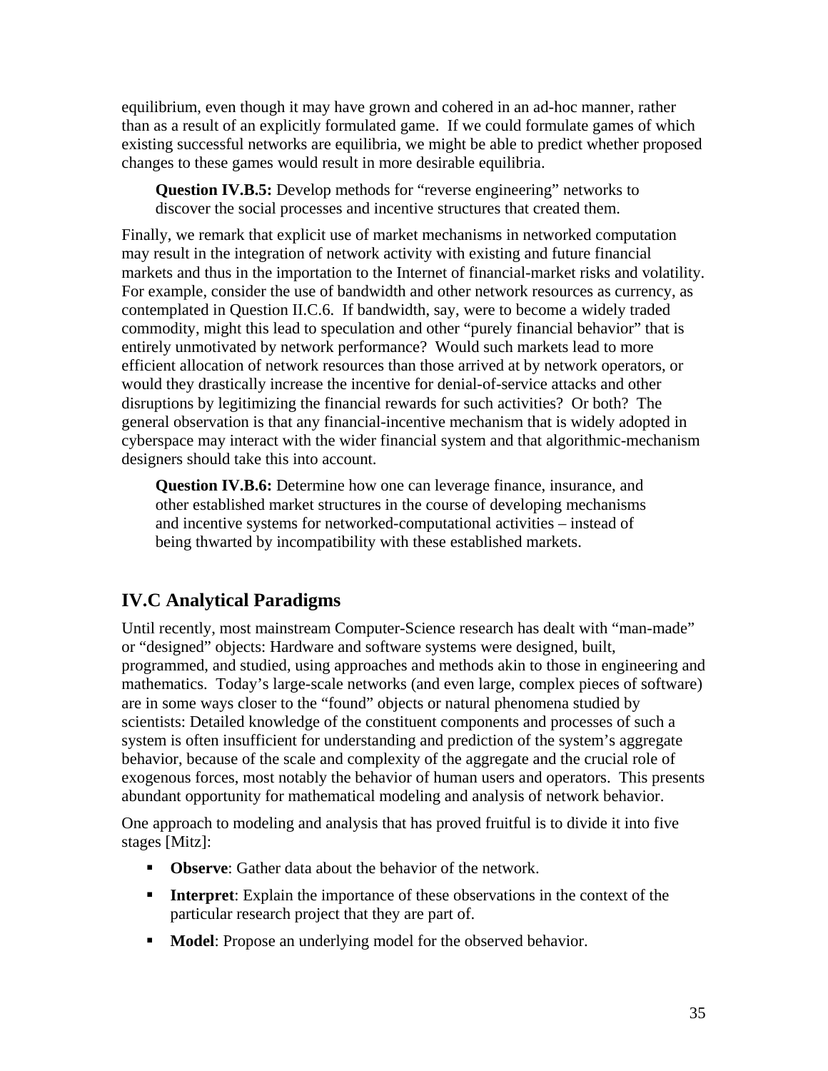equilibrium, even though it may have grown and cohered in an ad-hoc manner, rather than as a result of an explicitly formulated game. If we could formulate games of which existing successful networks are equilibria, we might be able to predict whether proposed changes to these games would result in more desirable equilibria.

> **Question IV.B.5:** Develop methods for "reverse engineering" networks to discover the social processes and incentive structures that created them.

Finally, we remark that explicit use of market mechanisms in networked computation may result in the integration of network activity with existing and future financial markets and thus in the importation to the Internet of financial-market risks and volatility. For example, consider the use of bandwidth and other network resources as currency, as contemplated in Question II.C.6. If bandwidth, say, were to become a widely traded commodity, might this lead to speculation and other "purely financial behavior" that is entirely unmotivated by network performance? Would such markets lead to more efficient allocation of network resources than those arrived at by network operators, or would they drastically increase the incentive for denial-of-service attacks and other disruptions by legitimizing the financial rewards for such activities? Or both? The general observation is that any financial-incentive mechanism that is widely adopted in cyberspace may interact with the wider financial system and that algorithmic-mechanism designers should take this into account.

> **Question IV.B.6:** Determine how one can leverage finance, insurance, and other established market structures in the course of developing mechanisms and incentive systems for networked-computational activities – instead of being thwarted by incompatibility with these established markets.

## IV.C Analytical Paradigms

Until recently, most mainstream Computer-Science research has dealt with "man-made" or "designed" objects: Hardware and software systems were designed, built, programmed, and studied, using approaches and methods akin to those in engineering and mathematics. Today's large-scale networks (and even large, complex pieces of software) are in some ways closer to the "found" objects or natural phenomena studied by scientists: Detailed knowledge of the constituent components and processes of such a system is often insufficient for understanding and prediction of the system's aggregate behavior, because of the scale and complexity of the aggregate and the crucial role of exogenous forces, most notably the behavior of human users and operators. This presents abundant opportunity for mathematical modeling and analysis of network behavior.

One approach to modeling and analysis that has proved fruitful is to divide it into five stages [Mitz]:

- **Observe**: Gather data about the behavior of the network.
- **Interpret**: Explain the importance of these observations in the context of the particular research project that they are part of.
- **Model**: Propose an underlying model for the observed behavior.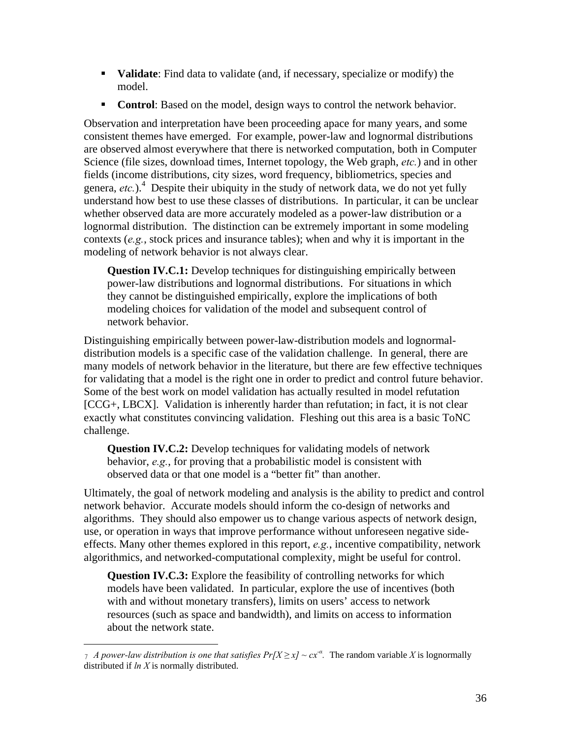- **Validate**: Find data to validate (and, if necessary, specialize or modify) the model.
- **Control**: Based on the model, design ways to control the network behavior.

Observation and interpretation have been proceeding apace for many years, and some consistent themes have emerged. For example, power-law and lognormal distributions are observed almost everywhere that there is networked computation, both in Computer Science (file sizes, download times, Internet topology, the Web graph, *etc.*) and in other fields (income distributions, city sizes, word frequency, bibliometrics, species and genera, *etc.*).[4] Despite their ubiquity in the study of network data, we do not yet fully understand how best to use these classes of distributions. In particular, it can be unclear whether observed data are more accurately modeled as a power-law distribution or a lognormal distribution. The distinction can be extremely important in some modeling contexts (*e.g.*, stock prices and insurance tables); when and why it is important in the modeling of network behavior is not always clear.

> **Question IV.C.1:** Develop techniques for distinguishing empirically between power-law distributions and lognormal distributions. For situations in which they cannot be distinguished empirically, explore the implications of both modeling choices for validation of the model and subsequent control of network behavior.

Distinguishing empirically between power-law-distribution models and lognormal-distribution models is a specific case of the validation challenge. In general, there are many models of network behavior in the literature, but there are few effective techniques for validating that a model is the right one in order to predict and control future behavior. Some of the best work on model validation has actually resulted in model refutation [CCG+, LBCX]. Validation is inherently harder than refutation; in fact, it is not clear exactly what constitutes convincing validation. Fleshing out this area is a basic ToNC challenge.

> **Question IV.C.2:** Develop techniques for validating models of network behavior, *e.g.*, for proving that a probabilistic model is consistent with observed data or that one model is a "better fit" than another.

Ultimately, the goal of network modeling and analysis is the ability to predict and control network behavior. Accurate models should inform the co-design of networks and algorithms. They should also empower us to change various aspects of network design, use, or operation in ways that improve performance without unforeseen negative side-effects. Many other themes explored in this report, *e.g.*, incentive compatibility, network algorithmics, and networked-computational complexity, might be useful for control.

> **Question IV.C.3:** Explore the feasibility of controlling networks for which models have been validated. In particular, explore the use of incentives (both with and without monetary transfers), limits on users' access to network resources (such as space and bandwidth), and limits on access to information about the network state.

---

[7] *A power-law distribution is one that satisfies* $Pr[X \geq x] \sim cx^{-\alpha}$. The random variable $X$ is lognormally distributed if $\ln X$ is normally distributed.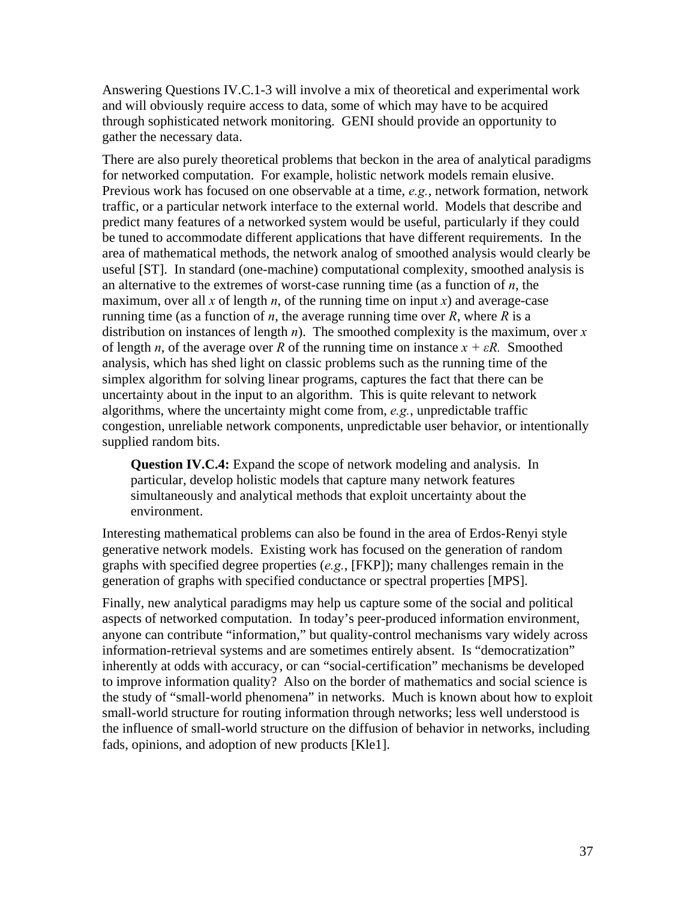Answering Questions IV.C.1-3 will involve a mix of theoretical and experimental work and will obviously require access to data, some of which may have to be acquired through sophisticated network monitoring. GENI should provide an opportunity to gather the necessary data.

There are also purely theoretical problems that beckon in the area of analytical paradigms for networked computation. For example, holistic network models remain elusive. Previous work has focused on one observable at a time, *e.g.*, network formation, network traffic, or a particular network interface to the external world. Models that describe and predict many features of a networked system would be useful, particularly if they could be tuned to accommodate different applications that have different requirements. In the area of mathematical methods, the network analog of smoothed analysis would clearly be useful [ST]. In standard (one-machine) computational complexity, smoothed analysis is an alternative to the extremes of worst-case running time (as a function of $n$, the maximum, over all $x$ of length $n$, of the running time on input $x$) and average-case running time (as a function of $n$, the average running time over $R$, where $R$ is a distribution on instances of length $n$). The smoothed complexity is the maximum, over $x$ of length $n$, of the average over $R$ of the running time on instance $x + \varepsilon R$. Smoothed analysis, which has shed light on classic problems such as the running time of the simplex algorithm for solving linear programs, captures the fact that there can be uncertainty about in the input to an algorithm. This is quite relevant to network algorithms, where the uncertainty might come from, *e.g.*, unpredictable traffic congestion, unreliable network components, unpredictable user behavior, or intentionally supplied random bits.

> **Question IV.C.4:** Expand the scope of network modeling and analysis. In particular, develop holistic models that capture many network features simultaneously and analytical methods that exploit uncertainty about the environment.

Interesting mathematical problems can also be found in the area of Erdos-Renyi style generative network models. Existing work has focused on the generation of random graphs with specified degree properties (*e.g.*, [FKP]); many challenges remain in the generation of graphs with specified conductance or spectral properties [MPS].

Finally, new analytical paradigms may help us capture some of the social and political aspects of networked computation. In today's peer-produced information environment, anyone can contribute "information," but quality-control mechanisms vary widely across information-retrieval systems and are sometimes entirely absent. Is "democratization" inherently at odds with accuracy, or can "social-certification" mechanisms be developed to improve information quality? Also on the border of mathematics and social science is the study of "small-world phenomena" in networks. Much is known about how to exploit small-world structure for routing information through networks; less well understood is the influence of small-world structure on the diffusion of behavior in networks, including fads, opinions, and adoption of new products [Kle1].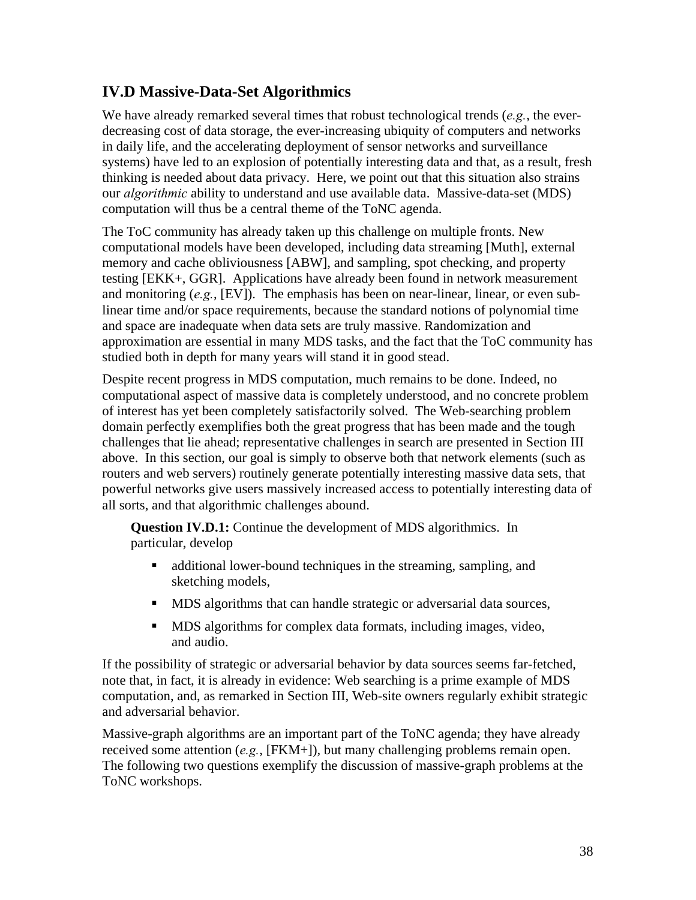## IV.D Massive-Data-Set Algorithmics

We have already remarked several times that robust technological trends (*e.g.*, the ever-decreasing cost of data storage, the ever-increasing ubiquity of computers and networks in daily life, and the accelerating deployment of sensor networks and surveillance systems) have led to an explosion of potentially interesting data and that, as a result, fresh thinking is needed about data privacy. Here, we point out that this situation also strains our *algorithmic* ability to understand and use available data. Massive-data-set (MDS) computation will thus be a central theme of the ToNC agenda.

The ToC community has already taken up this challenge on multiple fronts. New computational models have been developed, including data streaming [Muth], external memory and cache obliviousness [ABW], and sampling, spot checking, and property testing [EKK+, GGR]. Applications have already been found in network measurement and monitoring (*e.g.*, [EV]). The emphasis has been on near-linear, linear, or even sub-linear time and/or space requirements, because the standard notions of polynomial time and space are inadequate when data sets are truly massive. Randomization and approximation are essential in many MDS tasks, and the fact that the ToC community has studied both in depth for many years will stand it in good stead.

Despite recent progress in MDS computation, much remains to be done. Indeed, no computational aspect of massive data is completely understood, and no concrete problem of interest has yet been completely satisfactorily solved. The Web-searching problem domain perfectly exemplifies both the great progress that has been made and the tough challenges that lie ahead; representative challenges in search are presented in Section III above. In this section, our goal is simply to observe both that network elements (such as routers and web servers) routinely generate potentially interesting massive data sets, that powerful networks give users massively increased access to potentially interesting data of all sorts, and that algorithmic challenges abound.

> **Question IV.D.1:** Continue the development of MDS algorithmics. In particular, develop
>
> - additional lower-bound techniques in the streaming, sampling, and sketching models,
> - MDS algorithms that can handle strategic or adversarial data sources,
> - MDS algorithms for complex data formats, including images, video, and audio.

If the possibility of strategic or adversarial behavior by data sources seems far-fetched, note that, in fact, it is already in evidence: Web searching is a prime example of MDS computation, and, as remarked in Section III, Web-site owners regularly exhibit strategic and adversarial behavior.

Massive-graph algorithms are an important part of the ToNC agenda; they have already received some attention (*e.g.*, [FKM+]), but many challenging problems remain open. The following two questions exemplify the discussion of massive-graph problems at the ToNC workshops.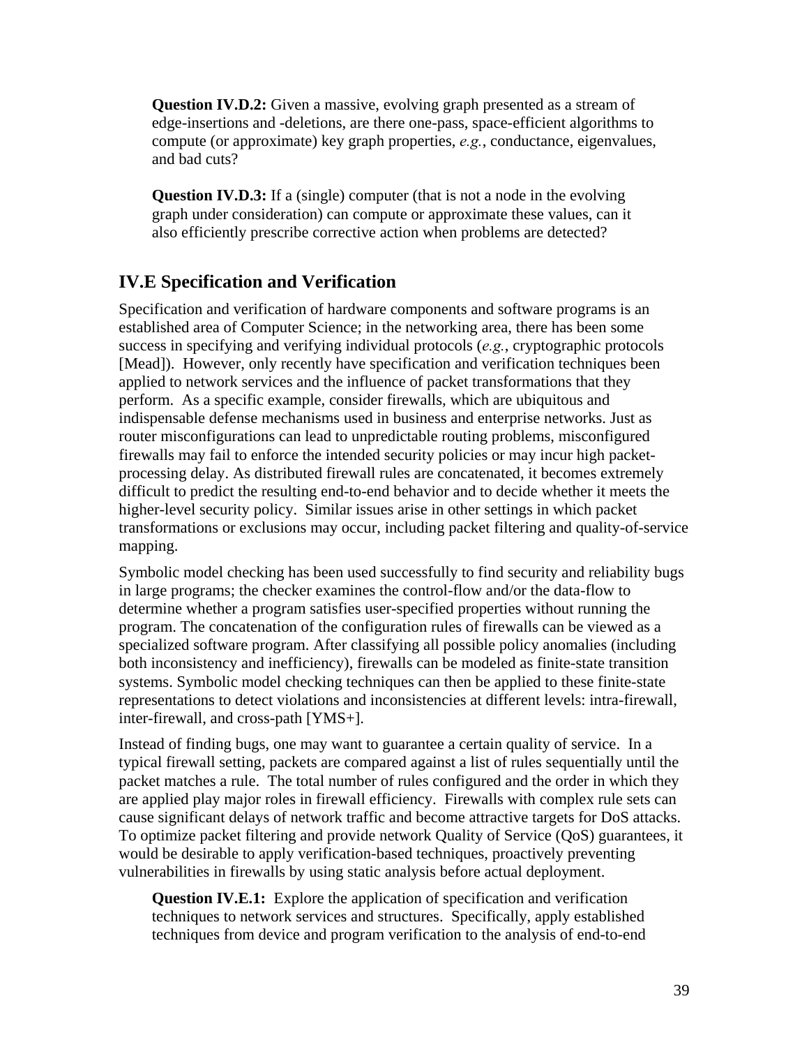**Question IV.D.2:** Given a massive, evolving graph presented as a stream of edge-insertions and -deletions, are there one-pass, space-efficient algorithms to compute (or approximate) key graph properties, *e.g.*, conductance, eigenvalues, and bad cuts?

**Question IV.D.3:** If a (single) computer (that is not a node in the evolving graph under consideration) can compute or approximate these values, can it also efficiently prescribe corrective action when problems are detected?

## IV.E Specification and Verification

Specification and verification of hardware components and software programs is an established area of Computer Science; in the networking area, there has been some success in specifying and verifying individual protocols (*e.g.*, cryptographic protocols [Mead]). However, only recently have specification and verification techniques been applied to network services and the influence of packet transformations that they perform. As a specific example, consider firewalls, which are ubiquitous and indispensable defense mechanisms used in business and enterprise networks. Just as router misconfigurations can lead to unpredictable routing problems, misconfigured firewalls may fail to enforce the intended security policies or may incur high packet-processing delay. As distributed firewall rules are concatenated, it becomes extremely difficult to predict the resulting end-to-end behavior and to decide whether it meets the higher-level security policy. Similar issues arise in other settings in which packet transformations or exclusions may occur, including packet filtering and quality-of-service mapping.

Symbolic model checking has been used successfully to find security and reliability bugs in large programs; the checker examines the control-flow and/or the data-flow to determine whether a program satisfies user-specified properties without running the program. The concatenation of the configuration rules of firewalls can be viewed as a specialized software program. After classifying all possible policy anomalies (including both inconsistency and inefficiency), firewalls can be modeled as finite-state transition systems. Symbolic model checking techniques can then be applied to these finite-state representations to detect violations and inconsistencies at different levels: intra-firewall, inter-firewall, and cross-path [YMS+].

Instead of finding bugs, one may want to guarantee a certain quality of service. In a typical firewall setting, packets are compared against a list of rules sequentially until the packet matches a rule. The total number of rules configured and the order in which they are applied play major roles in firewall efficiency. Firewalls with complex rule sets can cause significant delays of network traffic and become attractive targets for DoS attacks. To optimize packet filtering and provide network Quality of Service (QoS) guarantees, it would be desirable to apply verification-based techniques, proactively preventing vulnerabilities in firewalls by using static analysis before actual deployment.

**Question IV.E.1:** Explore the application of specification and verification techniques to network services and structures. Specifically, apply established techniques from device and program verification to the analysis of end-to-end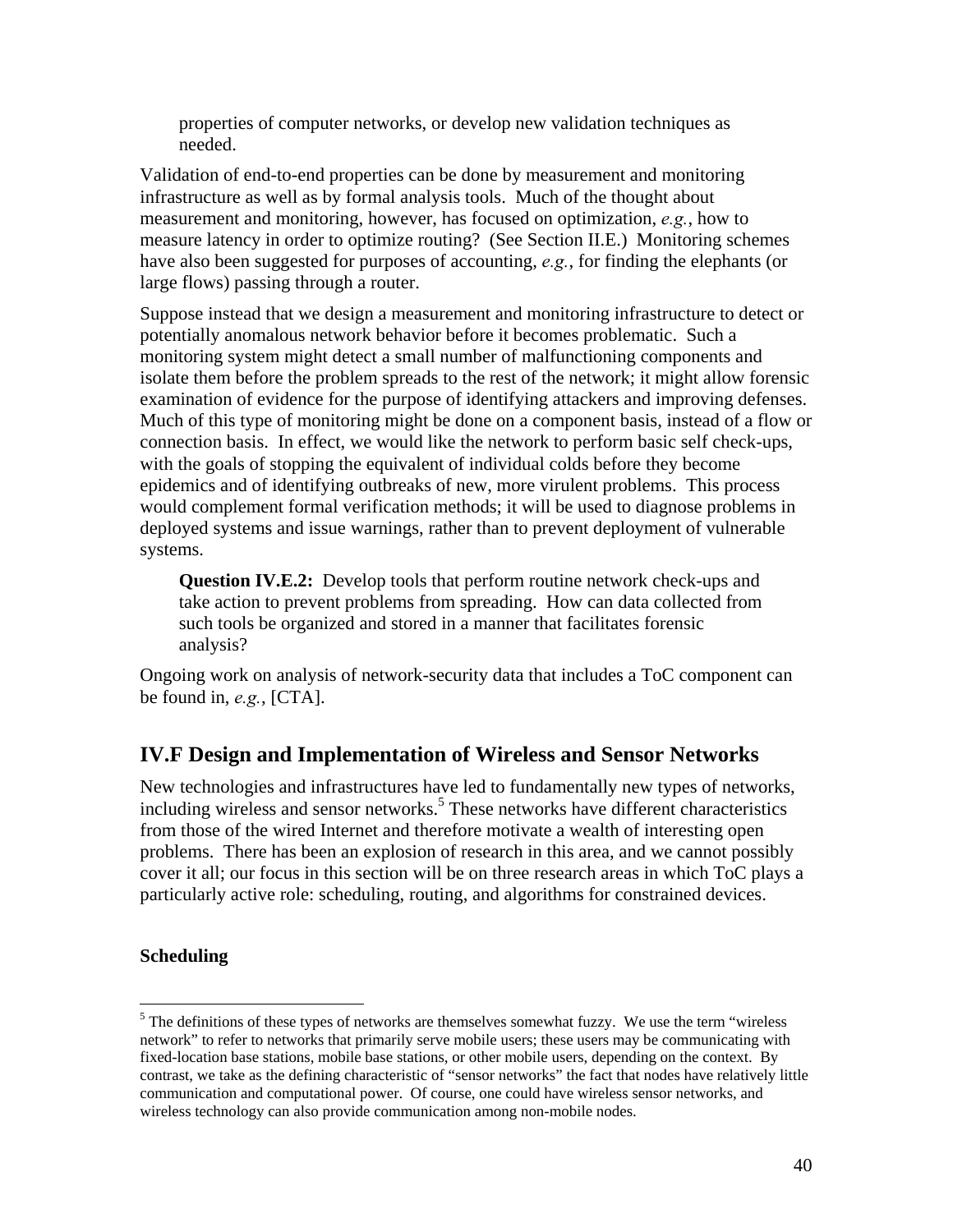properties of computer networks, or develop new validation techniques as needed.

Validation of end-to-end properties can be done by measurement and monitoring infrastructure as well as by formal analysis tools. Much of the thought about measurement and monitoring, however, has focused on optimization, *e.g.*, how to measure latency in order to optimize routing? (See Section II.E.) Monitoring schemes have also been suggested for purposes of accounting, *e.g.*, for finding the elephants (or large flows) passing through a router.

Suppose instead that we design a measurement and monitoring infrastructure to detect or potentially anomalous network behavior before it becomes problematic. Such a monitoring system might detect a small number of malfunctioning components and isolate them before the problem spreads to the rest of the network; it might allow forensic examination of evidence for the purpose of identifying attackers and improving defenses. Much of this type of monitoring might be done on a component basis, instead of a flow or connection basis. In effect, we would like the network to perform basic self check-ups, with the goals of stopping the equivalent of individual colds before they become epidemics and of identifying outbreaks of new, more virulent problems. This process would complement formal verification methods; it will be used to diagnose problems in deployed systems and issue warnings, rather than to prevent deployment of vulnerable systems.

> **Question IV.E.2:** Develop tools that perform routine network check-ups and take action to prevent problems from spreading. How can data collected from such tools be organized and stored in a manner that facilitates forensic analysis?

Ongoing work on analysis of network-security data that includes a ToC component can be found in, *e.g.*, [CTA].

## IV.F Design and Implementation of Wireless and Sensor Networks

New technologies and infrastructures have led to fundamentally new types of networks, including wireless and sensor networks.[5] These networks have different characteristics from those of the wired Internet and therefore motivate a wealth of interesting open problems. There has been an explosion of research in this area, and we cannot possibly cover it all; our focus in this section will be on three research areas in which ToC plays a particularly active role: scheduling, routing, and algorithms for constrained devices.

**Scheduling**

[5] The definitions of these types of networks are themselves somewhat fuzzy. We use the term "wireless network" to refer to networks that primarily serve mobile users; these users may be communicating with fixed-location base stations, mobile base stations, or other mobile users, depending on the context. By contrast, we take as the defining characteristic of "sensor networks" the fact that nodes have relatively little communication and computational power. Of course, one could have wireless sensor networks, and wireless technology can also provide communication among non-mobile nodes.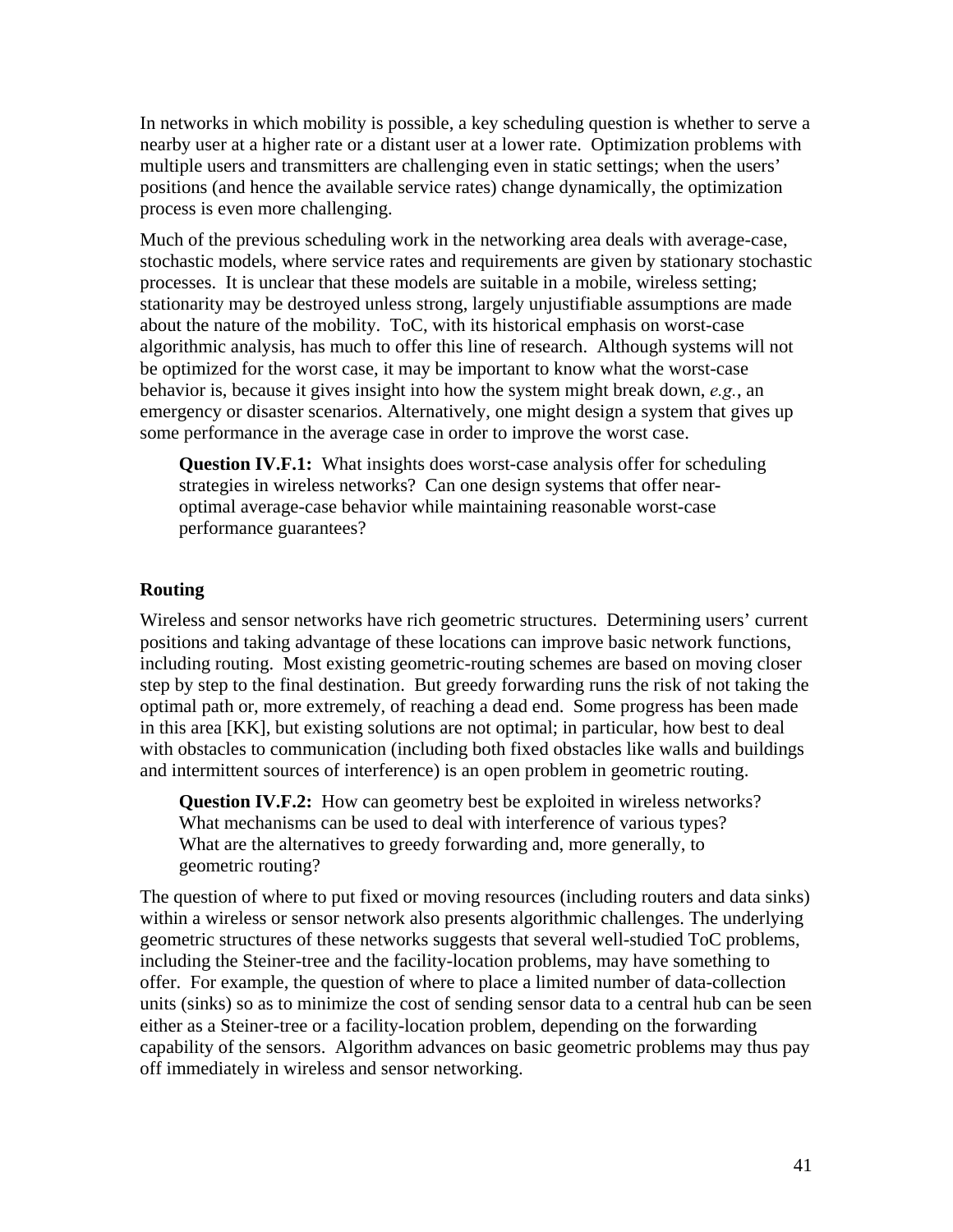In networks in which mobility is possible, a key scheduling question is whether to serve a nearby user at a higher rate or a distant user at a lower rate. Optimization problems with multiple users and transmitters are challenging even in static settings; when the users' positions (and hence the available service rates) change dynamically, the optimization process is even more challenging.

Much of the previous scheduling work in the networking area deals with average-case, stochastic models, where service rates and requirements are given by stationary stochastic processes. It is unclear that these models are suitable in a mobile, wireless setting; stationarity may be destroyed unless strong, largely unjustifiable assumptions are made about the nature of the mobility. ToC, with its historical emphasis on worst-case algorithmic analysis, has much to offer this line of research. Although systems will not be optimized for the worst case, it may be important to know what the worst-case behavior is, because it gives insight into how the system might break down, *e.g.*, an emergency or disaster scenarios. Alternatively, one might design a system that gives up some performance in the average case in order to improve the worst case.

> **Question IV.F.1:** What insights does worst-case analysis offer for scheduling strategies in wireless networks? Can one design systems that offer near-optimal average-case behavior while maintaining reasonable worst-case performance guarantees?

### Routing

Wireless and sensor networks have rich geometric structures. Determining users' current positions and taking advantage of these locations can improve basic network functions, including routing. Most existing geometric-routing schemes are based on moving closer step by step to the final destination. But greedy forwarding runs the risk of not taking the optimal path or, more extremely, of reaching a dead end. Some progress has been made in this area [KK], but existing solutions are not optimal; in particular, how best to deal with obstacles to communication (including both fixed obstacles like walls and buildings and intermittent sources of interference) is an open problem in geometric routing.

> **Question IV.F.2:** How can geometry best be exploited in wireless networks? What mechanisms can be used to deal with interference of various types? What are the alternatives to greedy forwarding and, more generally, to geometric routing?

The question of where to put fixed or moving resources (including routers and data sinks) within a wireless or sensor network also presents algorithmic challenges. The underlying geometric structures of these networks suggests that several well-studied ToC problems, including the Steiner-tree and the facility-location problems, may have something to offer. For example, the question of where to place a limited number of data-collection units (sinks) so as to minimize the cost of sending sensor data to a central hub can be seen either as a Steiner-tree or a facility-location problem, depending on the forwarding capability of the sensors. Algorithm advances on basic geometric problems may thus pay off immediately in wireless and sensor networking.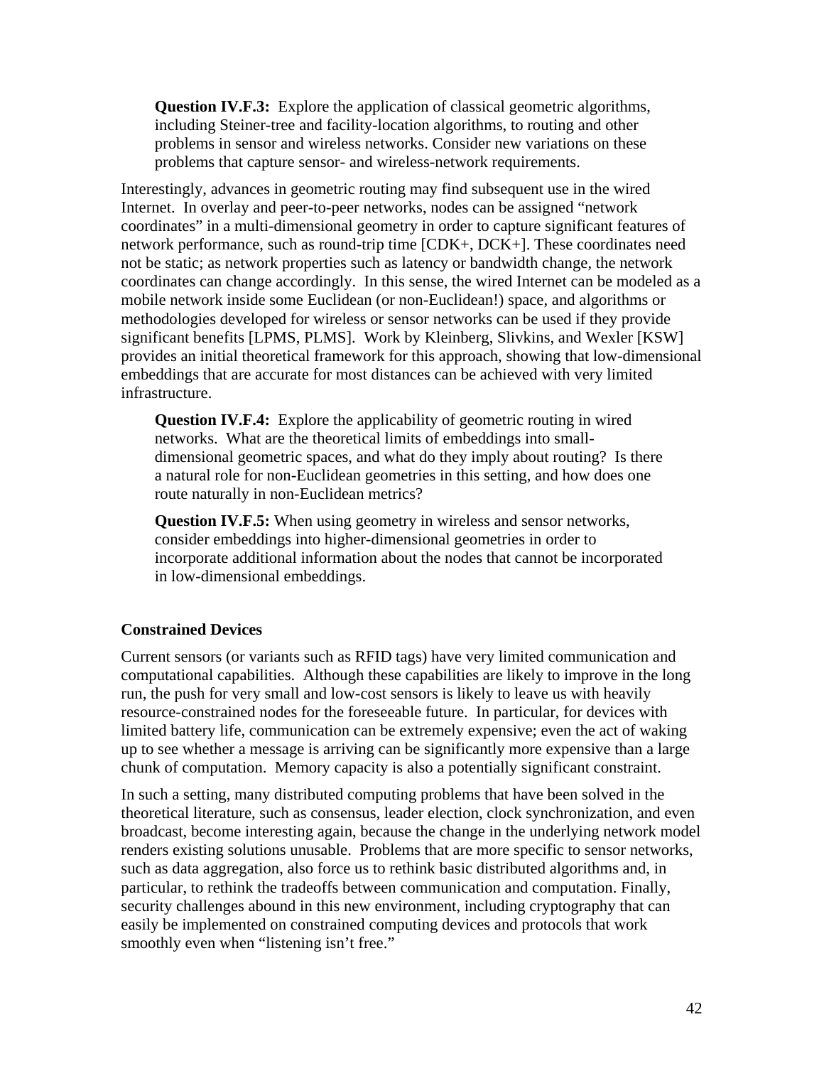> **Question IV.F.3:** Explore the application of classical geometric algorithms, including Steiner-tree and facility-location algorithms, to routing and other problems in sensor and wireless networks. Consider new variations on these problems that capture sensor- and wireless-network requirements.

Interestingly, advances in geometric routing may find subsequent use in the wired Internet. In overlay and peer-to-peer networks, nodes can be assigned "network coordinates" in a multi-dimensional geometry in order to capture significant features of network performance, such as round-trip time [CDK+, DCK+]. These coordinates need not be static; as network properties such as latency or bandwidth change, the network coordinates can change accordingly. In this sense, the wired Internet can be modeled as a mobile network inside some Euclidean (or non-Euclidean!) space, and algorithms or methodologies developed for wireless or sensor networks can be used if they provide significant benefits [LPMS, PLMS]. Work by Kleinberg, Slivkins, and Wexler [KSW] provides an initial theoretical framework for this approach, showing that low-dimensional embeddings that are accurate for most distances can be achieved with very limited infrastructure.

> **Question IV.F.4:** Explore the applicability of geometric routing in wired networks. What are the theoretical limits of embeddings into small-dimensional geometric spaces, and what do they imply about routing? Is there a natural role for non-Euclidean geometries in this setting, and how does one route naturally in non-Euclidean metrics?

> **Question IV.F.5:** When using geometry in wireless and sensor networks, consider embeddings into higher-dimensional geometries in order to incorporate additional information about the nodes that cannot be incorporated in low-dimensional embeddings.

### Constrained Devices

Current sensors (or variants such as RFID tags) have very limited communication and computational capabilities. Although these capabilities are likely to improve in the long run, the push for very small and low-cost sensors is likely to leave us with heavily resource-constrained nodes for the foreseeable future. In particular, for devices with limited battery life, communication can be extremely expensive; even the act of waking up to see whether a message is arriving can be significantly more expensive than a large chunk of computation. Memory capacity is also a potentially significant constraint.

In such a setting, many distributed computing problems that have been solved in the theoretical literature, such as consensus, leader election, clock synchronization, and even broadcast, become interesting again, because the change in the underlying network model renders existing solutions unusable. Problems that are more specific to sensor networks, such as data aggregation, also force us to rethink basic distributed algorithms and, in particular, to rethink the tradeoffs between communication and computation. Finally, security challenges abound in this new environment, including cryptography that can easily be implemented on constrained computing devices and protocols that work smoothly even when "listening isn't free."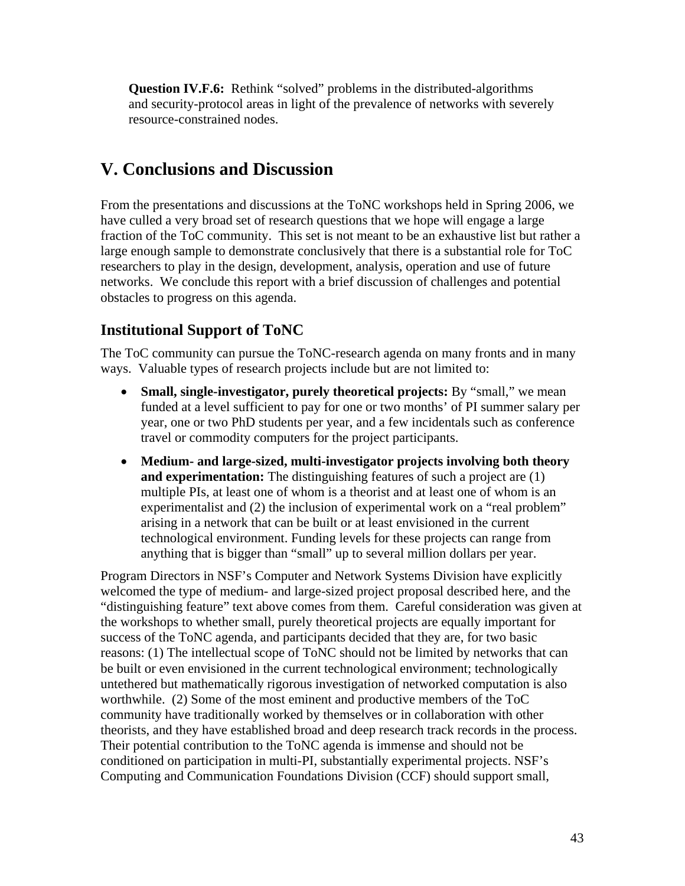**Question IV.F.6:** Rethink "solved" problems in the distributed-algorithms and security-protocol areas in light of the prevalence of networks with severely resource-constrained nodes.

# V. Conclusions and Discussion

From the presentations and discussions at the ToNC workshops held in Spring 2006, we have culled a very broad set of research questions that we hope will engage a large fraction of the ToC community. This set is not meant to be an exhaustive list but rather a large enough sample to demonstrate conclusively that there is a substantial role for ToC researchers to play in the design, development, analysis, operation and use of future networks. We conclude this report with a brief discussion of challenges and potential obstacles to progress on this agenda.

## Institutional Support of ToNC

The ToC community can pursue the ToNC-research agenda on many fronts and in many ways. Valuable types of research projects include but are not limited to:

- **Small, single-investigator, purely theoretical projects:** By "small," we mean funded at a level sufficient to pay for one or two months' of PI summer salary per year, one or two PhD students per year, and a few incidentals such as conference travel or commodity computers for the project participants.
- **Medium- and large-sized, multi-investigator projects involving both theory and experimentation:** The distinguishing features of such a project are (1) multiple PIs, at least one of whom is a theorist and at least one of whom is an experimentalist and (2) the inclusion of experimental work on a "real problem" arising in a network that can be built or at least envisioned in the current technological environment. Funding levels for these projects can range from anything that is bigger than "small" up to several million dollars per year.

Program Directors in NSF's Computer and Network Systems Division have explicitly welcomed the type of medium- and large-sized project proposal described here, and the "distinguishing feature" text above comes from them. Careful consideration was given at the workshops to whether small, purely theoretical projects are equally important for success of the ToNC agenda, and participants decided that they are, for two basic reasons: (1) The intellectual scope of ToNC should not be limited by networks that can be built or even envisioned in the current technological environment; technologically untethered but mathematically rigorous investigation of networked computation is also worthwhile. (2) Some of the most eminent and productive members of the ToC community have traditionally worked by themselves or in collaboration with other theorists, and they have established broad and deep research track records in the process. Their potential contribution to the ToNC agenda is immense and should not be conditioned on participation in multi-PI, substantially experimental projects. NSF's Computing and Communication Foundations Division (CCF) should support small,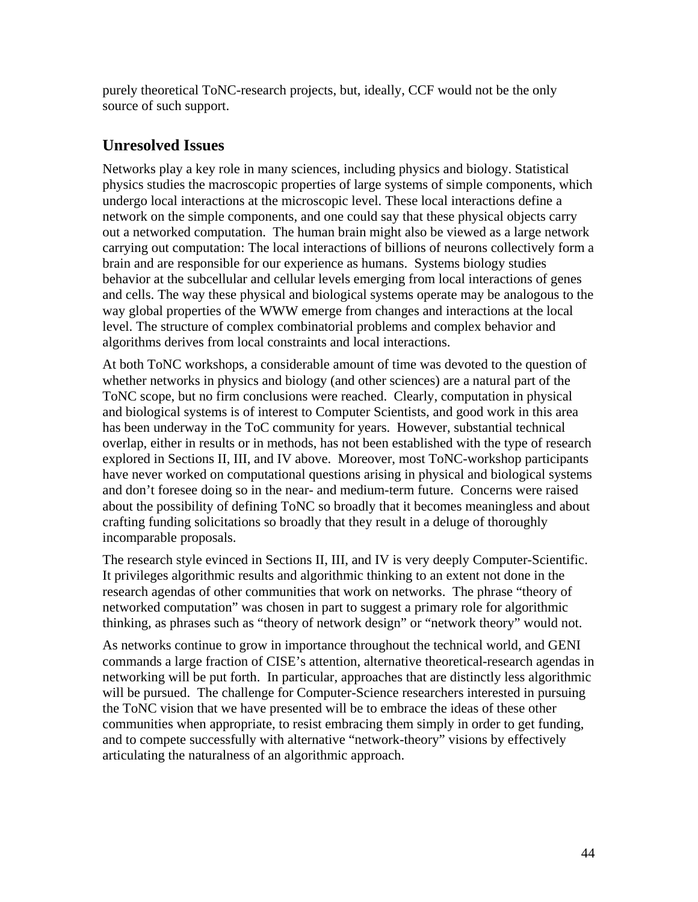purely theoretical ToNC-research projects, but, ideally, CCF would not be the only source of such support.

## Unresolved Issues

Networks play a key role in many sciences, including physics and biology. Statistical physics studies the macroscopic properties of large systems of simple components, which undergo local interactions at the microscopic level. These local interactions define a network on the simple components, and one could say that these physical objects carry out a networked computation. The human brain might also be viewed as a large network carrying out computation: The local interactions of billions of neurons collectively form a brain and are responsible for our experience as humans. Systems biology studies behavior at the subcellular and cellular levels emerging from local interactions of genes and cells. The way these physical and biological systems operate may be analogous to the way global properties of the WWW emerge from changes and interactions at the local level. The structure of complex combinatorial problems and complex behavior and algorithms derives from local constraints and local interactions.

At both ToNC workshops, a considerable amount of time was devoted to the question of whether networks in physics and biology (and other sciences) are a natural part of the ToNC scope, but no firm conclusions were reached. Clearly, computation in physical and biological systems is of interest to Computer Scientists, and good work in this area has been underway in the ToC community for years. However, substantial technical overlap, either in results or in methods, has not been established with the type of research explored in Sections II, III, and IV above. Moreover, most ToNC-workshop participants have never worked on computational questions arising in physical and biological systems and don't foresee doing so in the near- and medium-term future. Concerns were raised about the possibility of defining ToNC so broadly that it becomes meaningless and about crafting funding solicitations so broadly that they result in a deluge of thoroughly incomparable proposals.

The research style evinced in Sections II, III, and IV is very deeply Computer-Scientific. It privileges algorithmic results and algorithmic thinking to an extent not done in the research agendas of other communities that work on networks. The phrase "theory of networked computation" was chosen in part to suggest a primary role for algorithmic thinking, as phrases such as "theory of network design" or "network theory" would not.

As networks continue to grow in importance throughout the technical world, and GENI commands a large fraction of CISE's attention, alternative theoretical-research agendas in networking will be put forth. In particular, approaches that are distinctly less algorithmic will be pursued. The challenge for Computer-Science researchers interested in pursuing the ToNC vision that we have presented will be to embrace the ideas of these other communities when appropriate, to resist embracing them simply in order to get funding, and to compete successfully with alternative "network-theory" visions by effectively articulating the naturalness of an algorithmic approach.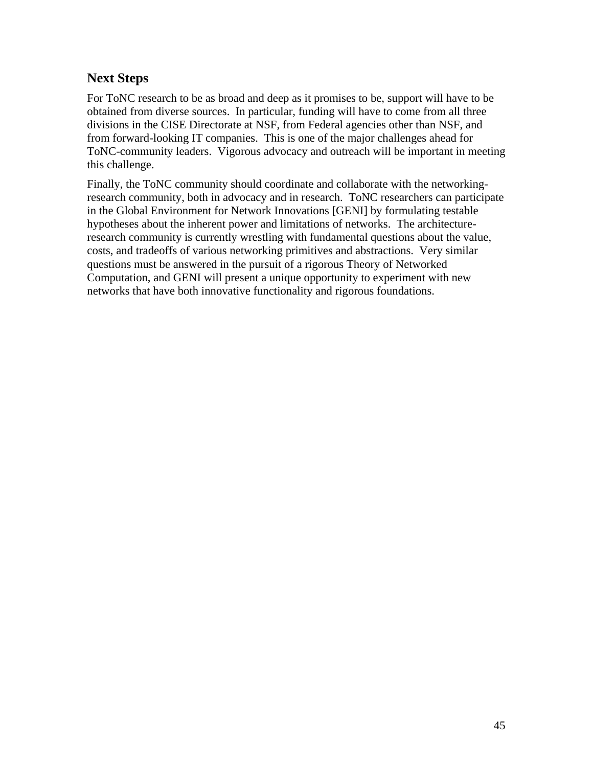## Next Steps

For ToNC research to be as broad and deep as it promises to be, support will have to be obtained from diverse sources. In particular, funding will have to come from all three divisions in the CISE Directorate at NSF, from Federal agencies other than NSF, and from forward-looking IT companies. This is one of the major challenges ahead for ToNC-community leaders. Vigorous advocacy and outreach will be important in meeting this challenge.

Finally, the ToNC community should coordinate and collaborate with the networking-research community, both in advocacy and in research. ToNC researchers can participate in the Global Environment for Network Innovations [GENI] by formulating testable hypotheses about the inherent power and limitations of networks. The architecture-research community is currently wrestling with fundamental questions about the value, costs, and tradeoffs of various networking primitives and abstractions. Very similar questions must be answered in the pursuit of a rigorous Theory of Networked Computation, and GENI will present a unique opportunity to experiment with new networks that have both innovative functionality and rigorous foundations.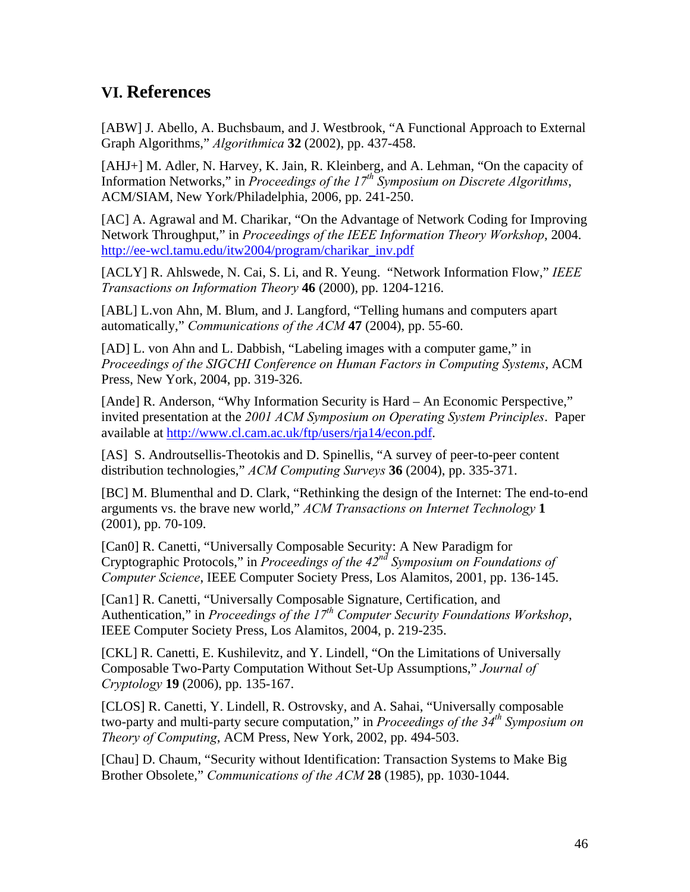## VI. References

[ABW] J. Abello, A. Buchsbaum, and J. Westbrook, "A Functional Approach to External Graph Algorithms," *Algorithmica* **32** (2002), pp. 437-458.

[AHJ+] M. Adler, N. Harvey, K. Jain, R. Kleinberg, and A. Lehman, "On the capacity of Information Networks," in *Proceedings of the 17th Symposium on Discrete Algorithms*, ACM/SIAM, New York/Philadelphia, 2006, pp. 241-250.

[AC] A. Agrawal and M. Charikar, "On the Advantage of Network Coding for Improving Network Throughput," in *Proceedings of the IEEE Information Theory Workshop*, 2004. http://ee-wcl.tamu.edu/itw2004/program/charikar_inv.pdf

[ACLY] R. Ahlswede, N. Cai, S. Li, and R. Yeung. "Network Information Flow," *IEEE Transactions on Information Theory* **46** (2000), pp. 1204-1216.

[ABL] L.von Ahn, M. Blum, and J. Langford, "Telling humans and computers apart automatically," *Communications of the ACM* **47** (2004), pp. 55-60.

[AD] L. von Ahn and L. Dabbish, "Labeling images with a computer game," in *Proceedings of the SIGCHI Conference on Human Factors in Computing Systems*, ACM Press, New York, 2004, pp. 319-326.

[Ande] R. Anderson, "Why Information Security is Hard – An Economic Perspective," invited presentation at the *2001 ACM Symposium on Operating System Principles*. Paper available at http://www.cl.cam.ac.uk/ftp/users/rja14/econ.pdf.

[AS] S. Androutsellis-Theotokis and D. Spinellis, "A survey of peer-to-peer content distribution technologies," *ACM Computing Surveys* **36** (2004), pp. 335-371.

[BC] M. Blumenthal and D. Clark, "Rethinking the design of the Internet: The end-to-end arguments vs. the brave new world," *ACM Transactions on Internet Technology* **1** (2001), pp. 70-109.

[Can0] R. Canetti, "Universally Composable Security: A New Paradigm for Cryptographic Protocols," in *Proceedings of the 42nd Symposium on Foundations of Computer Science*, IEEE Computer Society Press, Los Alamitos, 2001, pp. 136-145.

[Can1] R. Canetti, "Universally Composable Signature, Certification, and Authentication," in *Proceedings of the 17th Computer Security Foundations Workshop*, IEEE Computer Society Press, Los Alamitos, 2004, p. 219-235.

[CKL] R. Canetti, E. Kushilevitz, and Y. Lindell, "On the Limitations of Universally Composable Two-Party Computation Without Set-Up Assumptions," *Journal of Cryptology* **19** (2006), pp. 135-167.

[CLOS] R. Canetti, Y. Lindell, R. Ostrovsky, and A. Sahai, "Universally composable two-party and multi-party secure computation," in *Proceedings of the 34th Symposium on Theory of Computing*, ACM Press, New York, 2002, pp. 494-503.

[Chau] D. Chaum, "Security without Identification: Transaction Systems to Make Big Brother Obsolete," *Communications of the ACM* **28** (1985), pp. 1030-1044.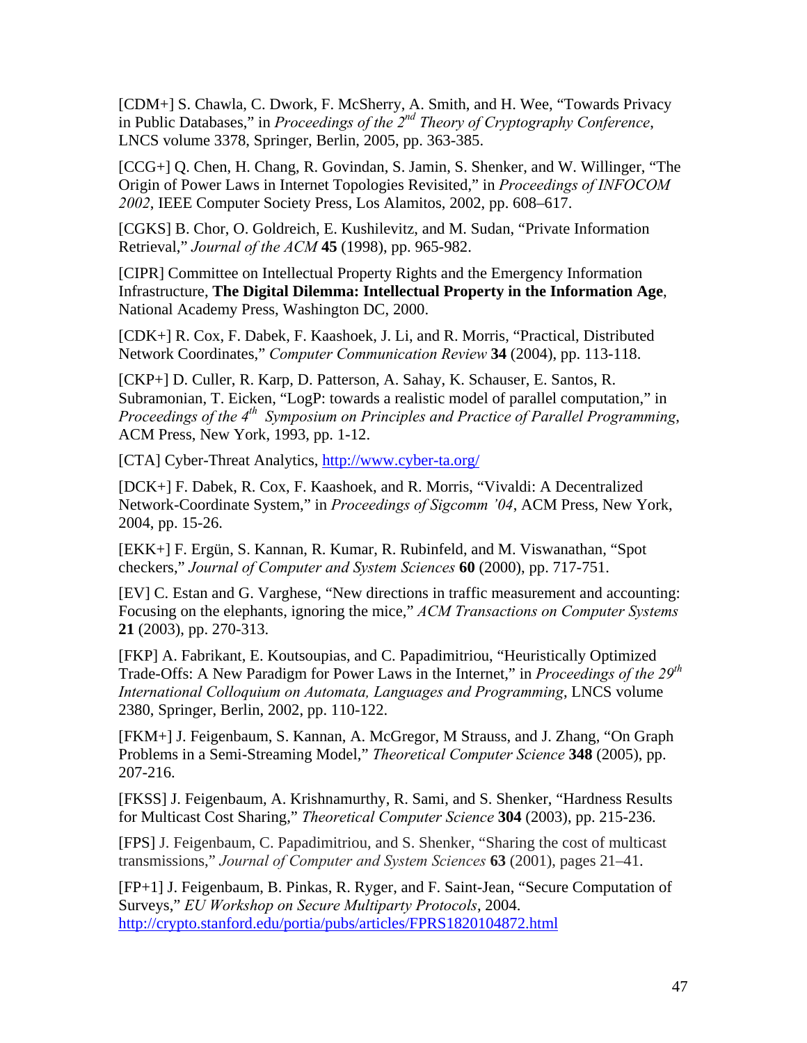[CDM+] S. Chawla, C. Dwork, F. McSherry, A. Smith, and H. Wee, "Towards Privacy in Public Databases," in *Proceedings of the 2nd Theory of Cryptography Conference*, LNCS volume 3378, Springer, Berlin, 2005, pp. 363-385.

[CCG+] Q. Chen, H. Chang, R. Govindan, S. Jamin, S. Shenker, and W. Willinger, "The Origin of Power Laws in Internet Topologies Revisited," in *Proceedings of INFOCOM 2002*, IEEE Computer Society Press, Los Alamitos, 2002, pp. 608–617.

[CGKS] B. Chor, O. Goldreich, E. Kushilevitz, and M. Sudan, "Private Information Retrieval," *Journal of the ACM* **45** (1998), pp. 965-982.

[CIPR] Committee on Intellectual Property Rights and the Emergency Information Infrastructure, **The Digital Dilemma: Intellectual Property in the Information Age**, National Academy Press, Washington DC, 2000.

[CDK+] R. Cox, F. Dabek, F. Kaashoek, J. Li, and R. Morris, "Practical, Distributed Network Coordinates," *Computer Communication Review* **34** (2004), pp. 113-118.

[CKP+] D. Culler, R. Karp, D. Patterson, A. Sahay, K. Schauser, E. Santos, R. Subramonian, T. Eicken, "LogP: towards a realistic model of parallel computation," in *Proceedings of the 4th Symposium on Principles and Practice of Parallel Programming*, ACM Press, New York, 1993, pp. 1-12.

[CTA] Cyber-Threat Analytics, http://www.cyber-ta.org/

[DCK+] F. Dabek, R. Cox, F. Kaashoek, and R. Morris, "Vivaldi: A Decentralized Network-Coordinate System," in *Proceedings of Sigcomm '04*, ACM Press, New York, 2004, pp. 15-26.

[EKK+] F. Ergün, S. Kannan, R. Kumar, R. Rubinfeld, and M. Viswanathan, "Spot checkers," *Journal of Computer and System Sciences* **60** (2000), pp. 717-751.

[EV] C. Estan and G. Varghese, "New directions in traffic measurement and accounting: Focusing on the elephants, ignoring the mice," *ACM Transactions on Computer Systems* **21** (2003), pp. 270-313.

[FKP] A. Fabrikant, E. Koutsoupias, and C. Papadimitriou, "Heuristically Optimized Trade-Offs: A New Paradigm for Power Laws in the Internet," in *Proceedings of the 29th International Colloquium on Automata, Languages and Programming*, LNCS volume 2380, Springer, Berlin, 2002, pp. 110-122.

[FKM+] J. Feigenbaum, S. Kannan, A. McGregor, M Strauss, and J. Zhang, "On Graph Problems in a Semi-Streaming Model," *Theoretical Computer Science* **348** (2005), pp. 207-216.

[FKSS] J. Feigenbaum, A. Krishnamurthy, R. Sami, and S. Shenker, "Hardness Results for Multicast Cost Sharing," *Theoretical Computer Science* **304** (2003), pp. 215-236.

[FPS] J. Feigenbaum, C. Papadimitriou, and S. Shenker, "Sharing the cost of multicast transmissions," *Journal of Computer and System Sciences* **63** (2001), pages 21–41.

[FP+1] J. Feigenbaum, B. Pinkas, R. Ryger, and F. Saint-Jean, "Secure Computation of Surveys," *EU Workshop on Secure Multiparty Protocols*, 2004. http://crypto.stanford.edu/portia/pubs/articles/FPRS1820104872.html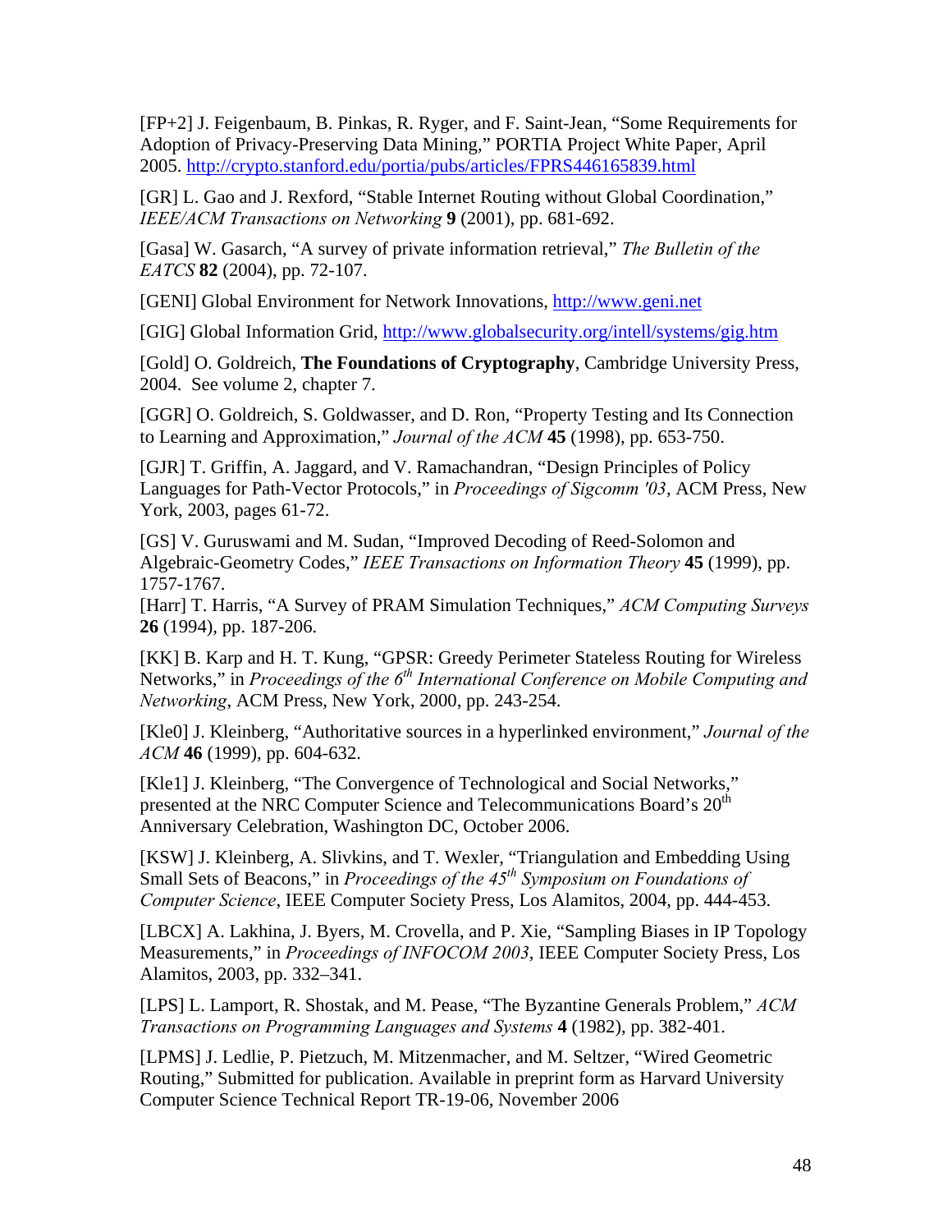[FP+2] J. Feigenbaum, B. Pinkas, R. Ryger, and F. Saint-Jean, "Some Requirements for Adoption of Privacy-Preserving Data Mining," PORTIA Project White Paper, April 2005. http://crypto.stanford.edu/portia/pubs/articles/FPRS446165839.html

[GR] L. Gao and J. Rexford, "Stable Internet Routing without Global Coordination," *IEEE/ACM Transactions on Networking* **9** (2001), pp. 681-692.

[Gasa] W. Gasarch, "A survey of private information retrieval," *The Bulletin of the EATCS* **82** (2004), pp. 72-107.

[GENI] Global Environment for Network Innovations, http://www.geni.net

[GIG] Global Information Grid, http://www.globalsecurity.org/intell/systems/gig.htm

[Gold] O. Goldreich, **The Foundations of Cryptography**, Cambridge University Press, 2004. See volume 2, chapter 7.

[GGR] O. Goldreich, S. Goldwasser, and D. Ron, "Property Testing and Its Connection to Learning and Approximation," *Journal of the ACM* **45** (1998), pp. 653-750.

[GJR] T. Griffin, A. Jaggard, and V. Ramachandran, "Design Principles of Policy Languages for Path-Vector Protocols," in *Proceedings of Sigcomm '03*, ACM Press, New York, 2003, pages 61-72.

[GS] V. Guruswami and M. Sudan, "Improved Decoding of Reed-Solomon and Algebraic-Geometry Codes," *IEEE Transactions on Information Theory* **45** (1999), pp. 1757-1767.

[Harr] T. Harris, "A Survey of PRAM Simulation Techniques," *ACM Computing Surveys* **26** (1994), pp. 187-206.

[KK] B. Karp and H. T. Kung, "GPSR: Greedy Perimeter Stateless Routing for Wireless Networks," in *Proceedings of the 6th International Conference on Mobile Computing and Networking*, ACM Press, New York, 2000, pp. 243-254.

[Kle0] J. Kleinberg, "Authoritative sources in a hyperlinked environment," *Journal of the ACM* **46** (1999), pp. 604-632.

[Kle1] J. Kleinberg, "The Convergence of Technological and Social Networks," presented at the NRC Computer Science and Telecommunications Board's 20th Anniversary Celebration, Washington DC, October 2006.

[KSW] J. Kleinberg, A. Slivkins, and T. Wexler, "Triangulation and Embedding Using Small Sets of Beacons," in *Proceedings of the 45th Symposium on Foundations of Computer Science*, IEEE Computer Society Press, Los Alamitos, 2004, pp. 444-453.

[LBCX] A. Lakhina, J. Byers, M. Crovella, and P. Xie, "Sampling Biases in IP Topology Measurements," in *Proceedings of INFOCOM 2003*, IEEE Computer Society Press, Los Alamitos, 2003, pp. 332–341.

[LPS] L. Lamport, R. Shostak, and M. Pease, "The Byzantine Generals Problem," *ACM Transactions on Programming Languages and Systems* **4** (1982), pp. 382-401.

[LPMS] J. Ledlie, P. Pietzuch, M. Mitzenmacher, and M. Seltzer, "Wired Geometric Routing," Submitted for publication. Available in preprint form as Harvard University Computer Science Technical Report TR-19-06, November 2006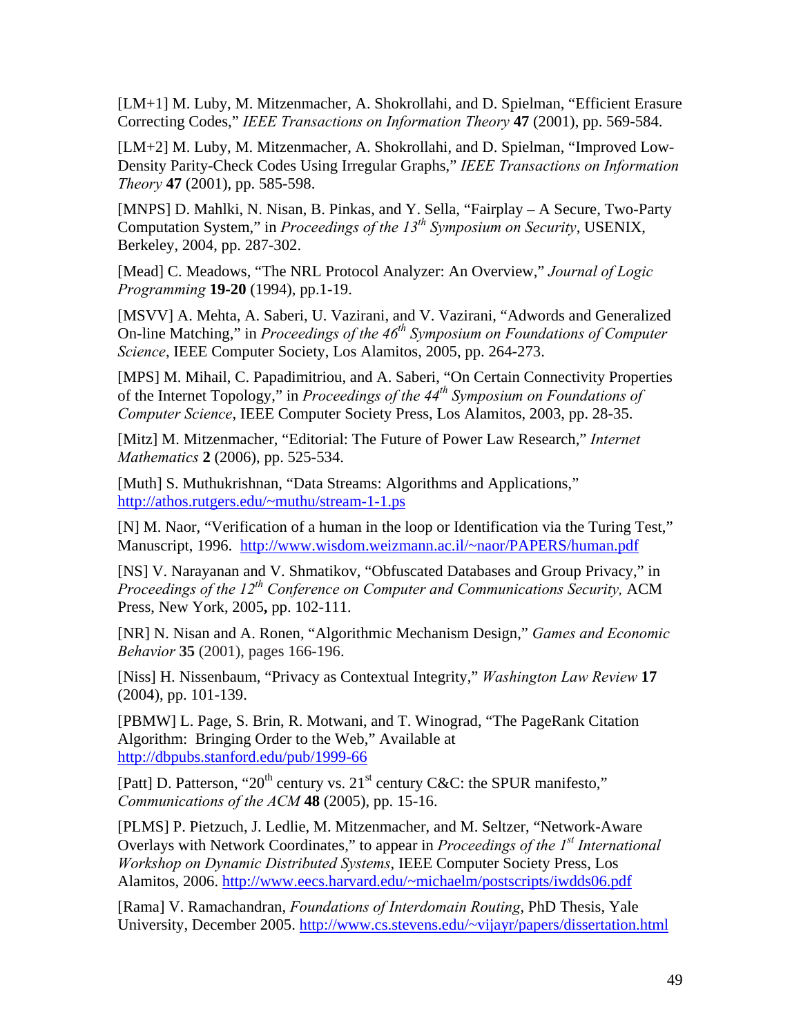[LM+1] M. Luby, M. Mitzenmacher, A. Shokrollahi, and D. Spielman, "Efficient Erasure Correcting Codes," *IEEE Transactions on Information Theory* **47** (2001), pp. 569-584.

[LM+2] M. Luby, M. Mitzenmacher, A. Shokrollahi, and D. Spielman, "Improved Low-Density Parity-Check Codes Using Irregular Graphs," *IEEE Transactions on Information Theory* **47** (2001), pp. 585-598.

[MNPS] D. Mahlki, N. Nisan, B. Pinkas, and Y. Sella, "Fairplay – A Secure, Two-Party Computation System," in *Proceedings of the 13th Symposium on Security*, USENIX, Berkeley, 2004, pp. 287-302.

[Mead] C. Meadows, "The NRL Protocol Analyzer: An Overview," *Journal of Logic Programming* **19-20** (1994), pp.1-19.

[MSVV] A. Mehta, A. Saberi, U. Vazirani, and V. Vazirani, "Adwords and Generalized On-line Matching," in *Proceedings of the 46th Symposium on Foundations of Computer Science*, IEEE Computer Society, Los Alamitos, 2005, pp. 264-273.

[MPS] M. Mihail, C. Papadimitriou, and A. Saberi, "On Certain Connectivity Properties of the Internet Topology," in *Proceedings of the 44th Symposium on Foundations of Computer Science*, IEEE Computer Society Press, Los Alamitos, 2003, pp. 28-35.

[Mitz] M. Mitzenmacher, "Editorial: The Future of Power Law Research," *Internet Mathematics* **2** (2006), pp. 525-534.

[Muth] S. Muthukrishnan, "Data Streams: Algorithms and Applications," http://athos.rutgers.edu/~muthu/stream-1-1.ps

[N] M. Naor, "Verification of a human in the loop or Identification via the Turing Test," Manuscript, 1996. http://www.wisdom.weizmann.ac.il/~naor/PAPERS/human.pdf

[NS] V. Narayanan and V. Shmatikov, "Obfuscated Databases and Group Privacy," in *Proceedings of the 12th Conference on Computer and Communications Security,* ACM Press, New York, 2005**,** pp. 102-111.

[NR] N. Nisan and A. Ronen, "Algorithmic Mechanism Design," *Games and Economic Behavior* **35** (2001), pages 166-196.

[Niss] H. Nissenbaum, "Privacy as Contextual Integrity," *Washington Law Review* **17** (2004), pp. 101-139.

[PBMW] L. Page, S. Brin, R. Motwani, and T. Winograd, "The PageRank Citation Algorithm: Bringing Order to the Web," Available at http://dbpubs.stanford.edu/pub/1999-66

[Patt] D. Patterson, "20th century vs. 21st century C&C: the SPUR manifesto," *Communications of the ACM* **48** (2005), pp. 15-16.

[PLMS] P. Pietzuch, J. Ledlie, M. Mitzenmacher, and M. Seltzer, "Network-Aware Overlays with Network Coordinates," to appear in *Proceedings of the 1st International Workshop on Dynamic Distributed Systems*, IEEE Computer Society Press, Los Alamitos, 2006. http://www.eecs.harvard.edu/~michaelm/postscripts/iwdds06.pdf

[Rama] V. Ramachandran, *Foundations of Interdomain Routing*, PhD Thesis, Yale University, December 2005. http://www.cs.stevens.edu/~vijayr/papers/dissertation.html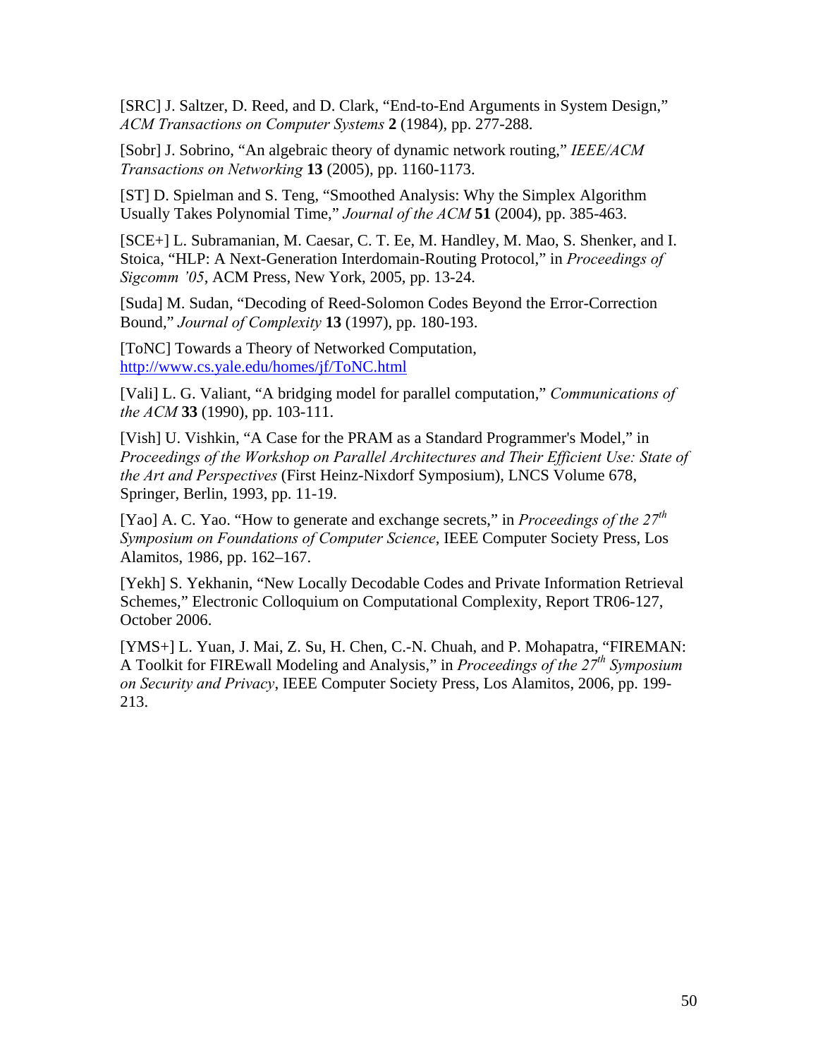[SRC] J. Saltzer, D. Reed, and D. Clark, "End-to-End Arguments in System Design," *ACM Transactions on Computer Systems* **2** (1984), pp. 277-288.

[Sobr] J. Sobrino, "An algebraic theory of dynamic network routing," *IEEE/ACM Transactions on Networking* **13** (2005), pp. 1160-1173.

[ST] D. Spielman and S. Teng, "Smoothed Analysis: Why the Simplex Algorithm Usually Takes Polynomial Time," *Journal of the ACM* **51** (2004), pp. 385-463.

[SCE+] L. Subramanian, M. Caesar, C. T. Ee, M. Handley, M. Mao, S. Shenker, and I. Stoica, "HLP: A Next-Generation Interdomain-Routing Protocol," in *Proceedings of Sigcomm '05*, ACM Press, New York, 2005, pp. 13-24.

[Suda] M. Sudan, "Decoding of Reed-Solomon Codes Beyond the Error-Correction Bound," *Journal of Complexity* **13** (1997), pp. 180-193.

[ToNC] Towards a Theory of Networked Computation, http://www.cs.yale.edu/homes/jf/ToNC.html

[Vali] L. G. Valiant, "A bridging model for parallel computation," *Communications of the ACM* **33** (1990), pp. 103-111.

[Vish] U. Vishkin, "A Case for the PRAM as a Standard Programmer's Model," in *Proceedings of the Workshop on Parallel Architectures and Their Efficient Use: State of the Art and Perspectives* (First Heinz-Nixdorf Symposium), LNCS Volume 678, Springer, Berlin, 1993, pp. 11-19.

[Yao] A. C. Yao. "How to generate and exchange secrets," in *Proceedings of the 27th Symposium on Foundations of Computer Science*, IEEE Computer Society Press, Los Alamitos, 1986, pp. 162–167.

[Yekh] S. Yekhanin, "New Locally Decodable Codes and Private Information Retrieval Schemes," Electronic Colloquium on Computational Complexity, Report TR06-127, October 2006.

[YMS+] L. Yuan, J. Mai, Z. Su, H. Chen, C.-N. Chuah, and P. Mohapatra, "FIREMAN: A Toolkit for FIREwall Modeling and Analysis," in *Proceedings of the 27th Symposium on Security and Privacy*, IEEE Computer Society Press, Los Alamitos, 2006, pp. 199-213.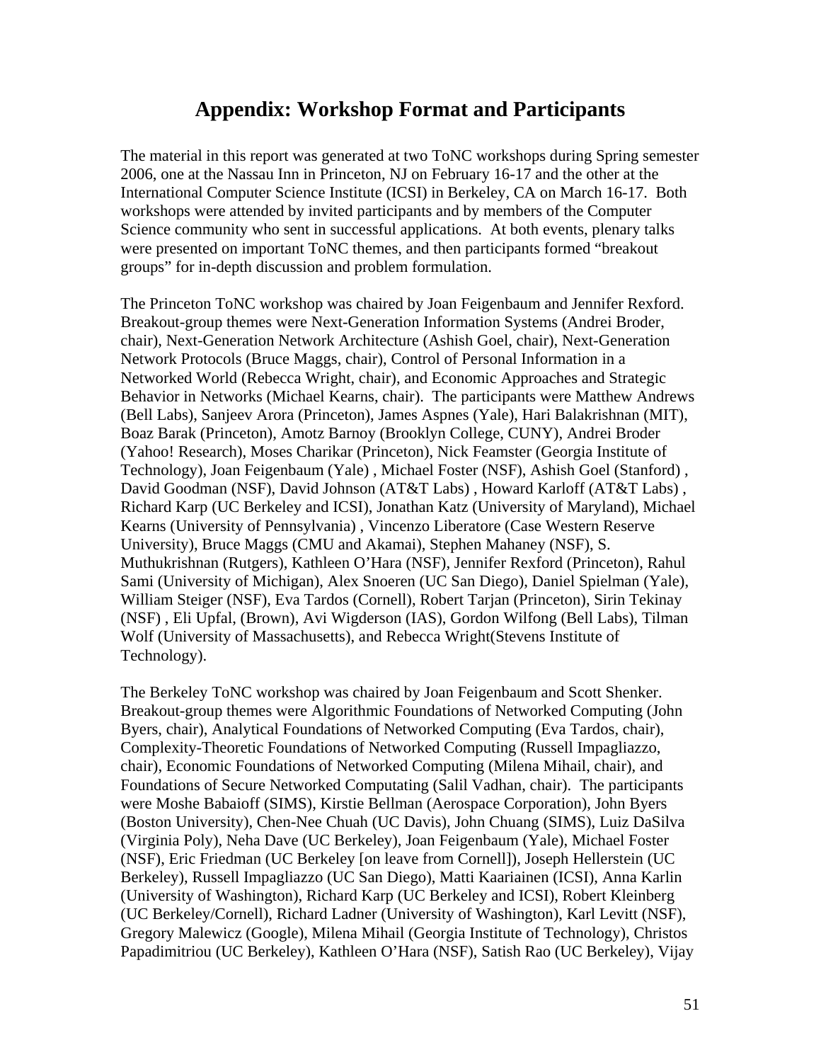# Appendix: Workshop Format and Participants

The material in this report was generated at two ToNC workshops during Spring semester 2006, one at the Nassau Inn in Princeton, NJ on February 16-17 and the other at the International Computer Science Institute (ICSI) in Berkeley, CA on March 16-17. Both workshops were attended by invited participants and by members of the Computer Science community who sent in successful applications. At both events, plenary talks were presented on important ToNC themes, and then participants formed "breakout groups" for in-depth discussion and problem formulation.

The Princeton ToNC workshop was chaired by Joan Feigenbaum and Jennifer Rexford. Breakout-group themes were Next-Generation Information Systems (Andrei Broder, chair), Next-Generation Network Architecture (Ashish Goel, chair), Next-Generation Network Protocols (Bruce Maggs, chair), Control of Personal Information in a Networked World (Rebecca Wright, chair), and Economic Approaches and Strategic Behavior in Networks (Michael Kearns, chair). The participants were Matthew Andrews (Bell Labs), Sanjeev Arora (Princeton), James Aspnes (Yale), Hari Balakrishnan (MIT), Boaz Barak (Princeton), Amotz Barnoy (Brooklyn College, CUNY), Andrei Broder (Yahoo! Research), Moses Charikar (Princeton), Nick Feamster (Georgia Institute of Technology), Joan Feigenbaum (Yale) , Michael Foster (NSF), Ashish Goel (Stanford) , David Goodman (NSF), David Johnson (AT&T Labs) , Howard Karloff (AT&T Labs) , Richard Karp (UC Berkeley and ICSI), Jonathan Katz (University of Maryland), Michael Kearns (University of Pennsylvania) , Vincenzo Liberatore (Case Western Reserve University), Bruce Maggs (CMU and Akamai), Stephen Mahaney (NSF), S. Muthukrishnan (Rutgers), Kathleen O'Hara (NSF), Jennifer Rexford (Princeton), Rahul Sami (University of Michigan), Alex Snoeren (UC San Diego), Daniel Spielman (Yale), William Steiger (NSF), Eva Tardos (Cornell), Robert Tarjan (Princeton), Sirin Tekinay (NSF) , Eli Upfal, (Brown), Avi Wigderson (IAS), Gordon Wilfong (Bell Labs), Tilman Wolf (University of Massachusetts), and Rebecca Wright(Stevens Institute of Technology).

The Berkeley ToNC workshop was chaired by Joan Feigenbaum and Scott Shenker. Breakout-group themes were Algorithmic Foundations of Networked Computing (John Byers, chair), Analytical Foundations of Networked Computing (Eva Tardos, chair), Complexity-Theoretic Foundations of Networked Computing (Russell Impagliazzo, chair), Economic Foundations of Networked Computing (Milena Mihail, chair), and Foundations of Secure Networked Computating (Salil Vadhan, chair). The participants were Moshe Babaioff (SIMS), Kirstie Bellman (Aerospace Corporation), John Byers (Boston University), Chen-Nee Chuah (UC Davis), John Chuang (SIMS), Luiz DaSilva (Virginia Poly), Neha Dave (UC Berkeley), Joan Feigenbaum (Yale), Michael Foster (NSF), Eric Friedman (UC Berkeley [on leave from Cornell]), Joseph Hellerstein (UC Berkeley), Russell Impagliazzo (UC San Diego), Matti Kaariainen (ICSI), Anna Karlin (University of Washington), Richard Karp (UC Berkeley and ICSI), Robert Kleinberg (UC Berkeley/Cornell), Richard Ladner (University of Washington), Karl Levitt (NSF), Gregory Malewicz (Google), Milena Mihail (Georgia Institute of Technology), Christos Papadimitriou (UC Berkeley), Kathleen O'Hara (NSF), Satish Rao (UC Berkeley), Vijay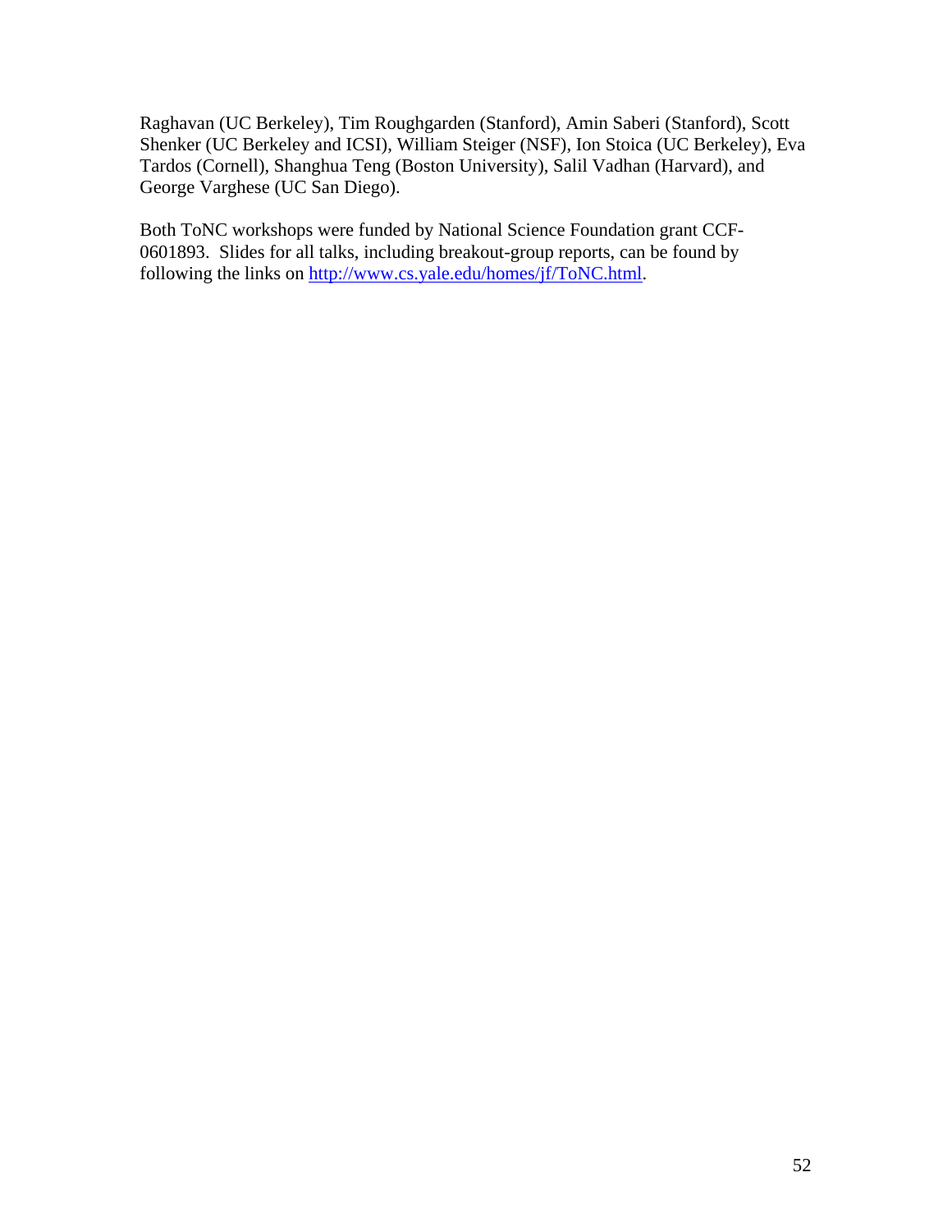Raghavan (UC Berkeley), Tim Roughgarden (Stanford), Amin Saberi (Stanford), Scott Shenker (UC Berkeley and ICSI), William Steiger (NSF), Ion Stoica (UC Berkeley), Eva Tardos (Cornell), Shanghua Teng (Boston University), Salil Vadhan (Harvard), and George Varghese (UC San Diego).

Both ToNC workshops were funded by National Science Foundation grant CCF-0601893. Slides for all talks, including breakout-group reports, can be found by following the links on [http://www.cs.yale.edu/homes/jf/ToNC.html](http://www.cs.yale.edu/homes/jf/ToNC.html).